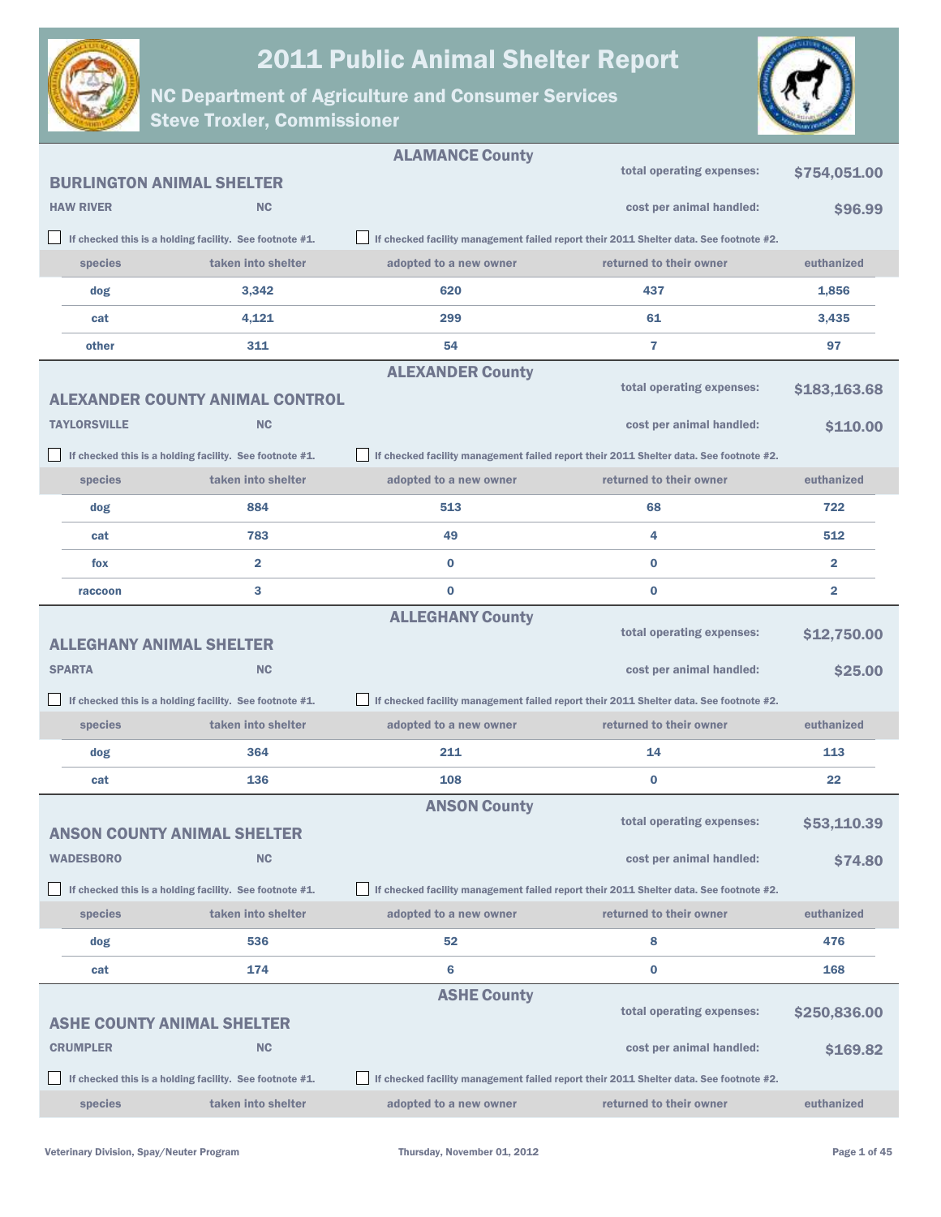# 2011 Public Animal Shelter Report

## NC Department of Agriculture and Consumer Services
## Steve Troxler, Commissioner

---

### ALAMANCE County

**BURLINGTON ANIMAL SHELTER**

**HAW RIVER** NC

total operating expenses: **$754,051.00**

cost per animal handled: **$96.99**

☐ If checked this is a holding facility. See footnote #1.

☐ If checked facility management failed report their 2011 Shelter data. See footnote #2.

| species | taken into shelter | adopted to a new owner | returned to their owner | euthanized |
|---|---|---|---|---|
| dog | 3,342 | 620 | 437 | 1,856 |
| cat | 4,121 | 299 | 61 | 3,435 |
| other | 311 | 54 | 7 | 97 |

---

### ALEXANDER County

**ALEXANDER COUNTY ANIMAL CONTROL**

**TAYLORSVILLE** NC

total operating expenses: **$183,163.68**

cost per animal handled: **$110.00**

☐ If checked this is a holding facility. See footnote #1.

☐ If checked facility management failed report their 2011 Shelter data. See footnote #2.

| species | taken into shelter | adopted to a new owner | returned to their owner | euthanized |
|---|---|---|---|---|
| dog | 884 | 513 | 68 | 722 |
| cat | 783 | 49 | 4 | 512 |
| fox | 2 | 0 | 0 | 2 |
| raccoon | 3 | 0 | 0 | 2 |

---

### ALLEGHANY County

**ALLEGHANY ANIMAL SHELTER**

**SPARTA** NC

total operating expenses: **$12,750.00**

cost per animal handled: **$25.00**

☐ If checked this is a holding facility. See footnote #1.

☐ If checked facility management failed report their 2011 Shelter data. See footnote #2.

| species | taken into shelter | adopted to a new owner | returned to their owner | euthanized |
|---|---|---|---|---|
| dog | 364 | 211 | 14 | 113 |
| cat | 136 | 108 | 0 | 22 |

---

### ANSON County

**ANSON COUNTY ANIMAL SHELTER**

**WADESBORO** NC

total operating expenses: **$53,110.39**

cost per animal handled: **$74.80**

☐ If checked this is a holding facility. See footnote #1.

☐ If checked facility management failed report their 2011 Shelter data. See footnote #2.

| species | taken into shelter | adopted to a new owner | returned to their owner | euthanized |
|---|---|---|---|---|
| dog | 536 | 52 | 8 | 476 |
| cat | 174 | 6 | 0 | 168 |

---

### ASHE County

**ASHE COUNTY ANIMAL SHELTER**

**CRUMPLER** NC

total operating expenses: **$250,836.00**

cost per animal handled: **$169.82**

☐ If checked this is a holding facility. See footnote #1.

☐ If checked facility management failed report their 2011 Shelter data. See footnote #2.

| species | taken into shelter | adopted to a new owner | returned to their owner | euthanized |
|---|---|---|---|---|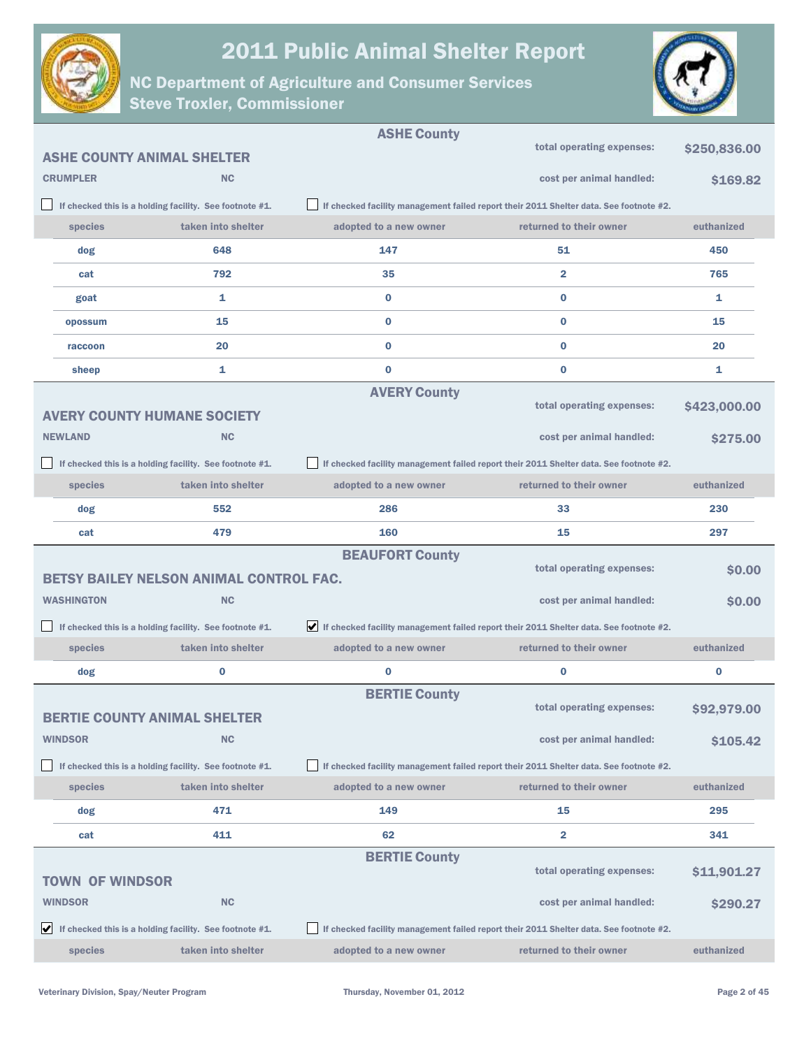# 2011 Public Animal Shelter Report

## NC Department of Agriculture and Consumer Services
## Steve Troxler, Commissioner

### ASHE County

**ASHE COUNTY ANIMAL SHELTER**

**CRUMPLER** NC

total operating expenses: **$250,836.00**

cost per animal handled: **$169.82**

☐ If checked this is a holding facility. See footnote #1.

☐ If checked facility management failed report their 2011 Shelter data. See footnote #2.

| species | taken into shelter | adopted to a new owner | returned to their owner | euthanized |
|---|---|---|---|---|
| dog | 648 | 147 | 51 | 450 |
| cat | 792 | 35 | 2 | 765 |
| goat | 1 | 0 | 0 | 1 |
| opossum | 15 | 0 | 0 | 15 |
| raccoon | 20 | 0 | 0 | 20 |
| sheep | 1 | 0 | 0 | 1 |

### AVERY County

**AVERY COUNTY HUMANE SOCIETY**

**NEWLAND** NC

total operating expenses: **$423,000.00**

cost per animal handled: **$275.00**

☐ If checked this is a holding facility. See footnote #1.

☐ If checked facility management failed report their 2011 Shelter data. See footnote #2.

| species | taken into shelter | adopted to a new owner | returned to their owner | euthanized |
|---|---|---|---|---|
| dog | 552 | 286 | 33 | 230 |
| cat | 479 | 160 | 15 | 297 |

### BEAUFORT County

**BETSY BAILEY NELSON ANIMAL CONTROL FAC.**

**WASHINGTON** NC

total operating expenses: **$0.00**

cost per animal handled: **$0.00**

☐ If checked this is a holding facility. See footnote #1.

☑ If checked facility management failed report their 2011 Shelter data. See footnote #2.

| species | taken into shelter | adopted to a new owner | returned to their owner | euthanized |
|---|---|---|---|---|
| dog | 0 | 0 | 0 | 0 |

### BERTIE County

**BERTIE COUNTY ANIMAL SHELTER**

**WINDSOR** NC

total operating expenses: **$92,979.00**

cost per animal handled: **$105.42**

☐ If checked this is a holding facility. See footnote #1.

☐ If checked facility management failed report their 2011 Shelter data. See footnote #2.

| species | taken into shelter | adopted to a new owner | returned to their owner | euthanized |
|---|---|---|---|---|
| dog | 471 | 149 | 15 | 295 |
| cat | 411 | 62 | 2 | 341 |

### BERTIE County

**TOWN OF WINDSOR**

**WINDSOR** NC

total operating expenses: **$11,901.27**

cost per animal handled: **$290.27**

☑ If checked this is a holding facility. See footnote #1.

☐ If checked facility management failed report their 2011 Shelter data. See footnote #2.

| species | taken into shelter | adopted to a new owner | returned to their owner | euthanized |
|---|---|---|---|---|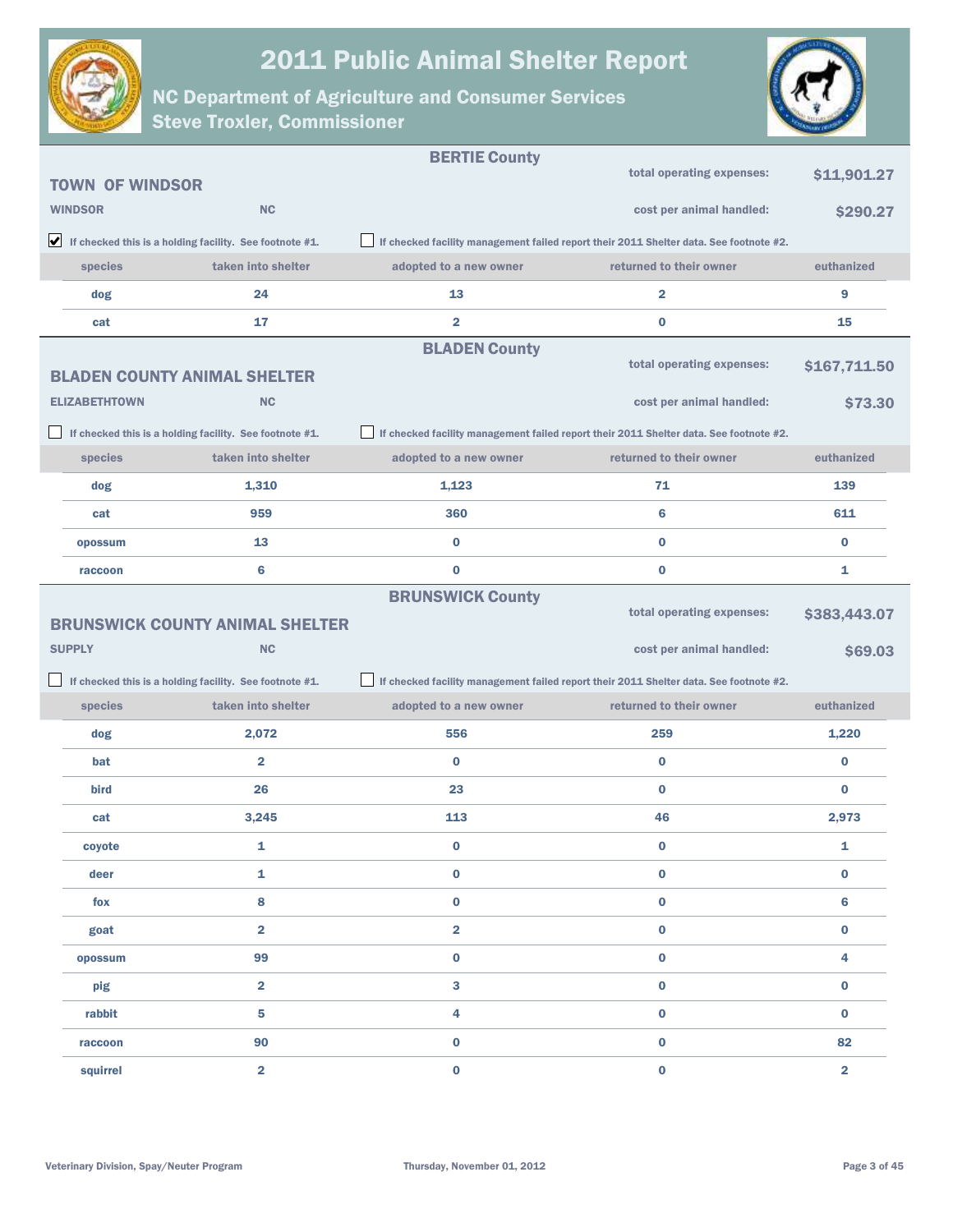# 2011 Public Animal Shelter Report

## NC Department of Agriculture and Consumer Services
## Steve Troxler, Commissioner

---

### BERTIE County

**TOWN OF WINDSOR**

**WINDSOR** NC

total operating expenses: **$11,901.27**

cost per animal handled: **$290.27**

☑ If checked this is a holding facility. See footnote #1.

☐ If checked facility management failed report their 2011 Shelter data. See footnote #2.

| species | taken into shelter | adopted to a new owner | returned to their owner | euthanized |
|---|---|---|---|---|
| dog | 24 | 13 | 2 | 9 |
| cat | 17 | 2 | 0 | 15 |

---

### BLADEN County

**BLADEN COUNTY ANIMAL SHELTER**

**ELIZABETHTOWN** NC

total operating expenses: **$167,711.50**

cost per animal handled: **$73.30**

☐ If checked this is a holding facility. See footnote #1.

☐ If checked facility management failed report their 2011 Shelter data. See footnote #2.

| species | taken into shelter | adopted to a new owner | returned to their owner | euthanized |
|---|---|---|---|---|
| dog | 1,310 | 1,123 | 71 | 139 |
| cat | 959 | 360 | 6 | 611 |
| opossum | 13 | 0 | 0 | 0 |
| raccoon | 6 | 0 | 0 | 1 |

---

### BRUNSWICK County

**BRUNSWICK COUNTY ANIMAL SHELTER**

**SUPPLY** NC

total operating expenses: **$383,443.07**

cost per animal handled: **$69.03**

☐ If checked this is a holding facility. See footnote #1.

☐ If checked facility management failed report their 2011 Shelter data. See footnote #2.

| species | taken into shelter | adopted to a new owner | returned to their owner | euthanized |
|---|---|---|---|---|
| dog | 2,072 | 556 | 259 | 1,220 |
| bat | 2 | 0 | 0 | 0 |
| bird | 26 | 23 | 0 | 0 |
| cat | 3,245 | 113 | 46 | 2,973 |
| coyote | 1 | 0 | 0 | 1 |
| deer | 1 | 0 | 0 | 0 |
| fox | 8 | 0 | 0 | 6 |
| goat | 2 | 2 | 0 | 0 |
| opossum | 99 | 0 | 0 | 4 |
| pig | 2 | 3 | 0 | 0 |
| rabbit | 5 | 4 | 0 | 0 |
| raccoon | 90 | 0 | 0 | 82 |
| squirrel | 2 | 0 | 0 | 2 |

Veterinary Division, Spay/Neuter Program

Thursday, November 01, 2012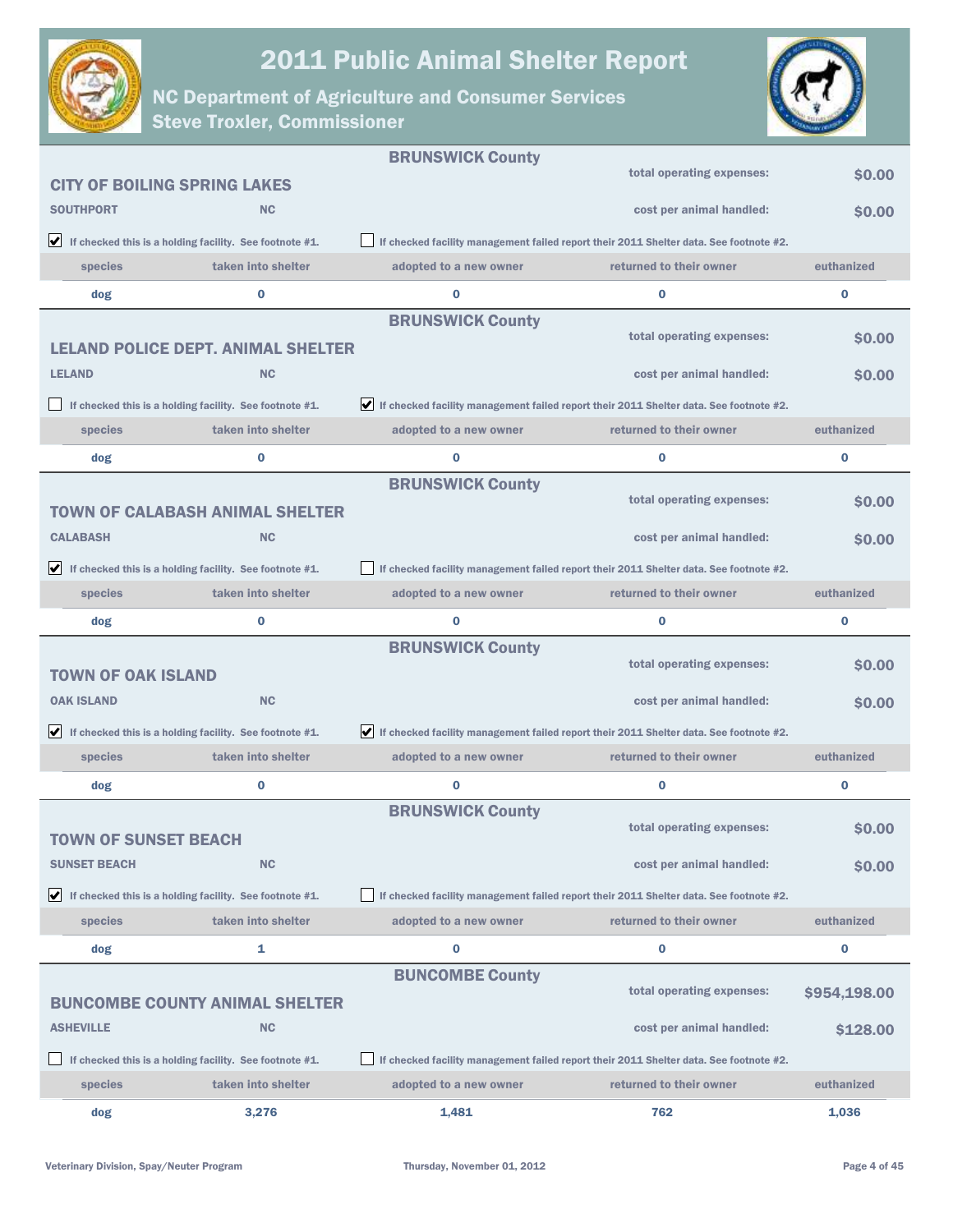# 2011 Public Animal Shelter Report

## NC Department of Agriculture and Consumer Services
## Steve Troxler, Commissioner

---

**BRUNSWICK County**

### CITY OF BOILING SPRING LAKES

**SOUTHPORT** **NC**

total operating expenses: **$0.00**

cost per animal handled: **$0.00**

☑ If checked this is a holding facility. See footnote #1.

☐ If checked facility management failed report their 2011 Shelter data. See footnote #2.

| species | taken into shelter | adopted to a new owner | returned to their owner | euthanized |
|---|---|---|---|---|
| dog | 0 | 0 | 0 | 0 |

---

**BRUNSWICK County**

### LELAND POLICE DEPT. ANIMAL SHELTER

**LELAND** **NC**

total operating expenses: **$0.00**

cost per animal handled: **$0.00**

☐ If checked this is a holding facility. See footnote #1.

☑ If checked facility management failed report their 2011 Shelter data. See footnote #2.

| species | taken into shelter | adopted to a new owner | returned to their owner | euthanized |
|---|---|---|---|---|
| dog | 0 | 0 | 0 | 0 |

---

**BRUNSWICK County**

### TOWN OF CALABASH ANIMAL SHELTER

**CALABASH** **NC**

total operating expenses: **$0.00**

cost per animal handled: **$0.00**

☑ If checked this is a holding facility. See footnote #1.

☐ If checked facility management failed report their 2011 Shelter data. See footnote #2.

| species | taken into shelter | adopted to a new owner | returned to their owner | euthanized |
|---|---|---|---|---|
| dog | 0 | 0 | 0 | 0 |

---

**BRUNSWICK County**

### TOWN OF OAK ISLAND

**OAK ISLAND** **NC**

total operating expenses: **$0.00**

cost per animal handled: **$0.00**

☑ If checked this is a holding facility. See footnote #1.

☑ If checked facility management failed report their 2011 Shelter data. See footnote #2.

| species | taken into shelter | adopted to a new owner | returned to their owner | euthanized |
|---|---|---|---|---|
| dog | 0 | 0 | 0 | 0 |

---

**BRUNSWICK County**

### TOWN OF SUNSET BEACH

**SUNSET BEACH** **NC**

total operating expenses: **$0.00**

cost per animal handled: **$0.00**

☑ If checked this is a holding facility. See footnote #1.

☐ If checked facility management failed report their 2011 Shelter data. See footnote #2.

| species | taken into shelter | adopted to a new owner | returned to their owner | euthanized |
|---|---|---|---|---|
| dog | 1 | 0 | 0 | 0 |

---

**BUNCOMBE County**

### BUNCOMBE COUNTY ANIMAL SHELTER

**ASHEVILLE** **NC**

total operating expenses: **$954,198.00**

cost per animal handled: **$128.00**

☐ If checked this is a holding facility. See footnote #1.

☐ If checked facility management failed report their 2011 Shelter data. See footnote #2.

| species | taken into shelter | adopted to a new owner | returned to their owner | euthanized |
|---|---|---|---|---|
| dog | 3,276 | 1,481 | 762 | 1,036 |

Veterinary Division, Spay/Neuter Program — Thursday, November 01, 2012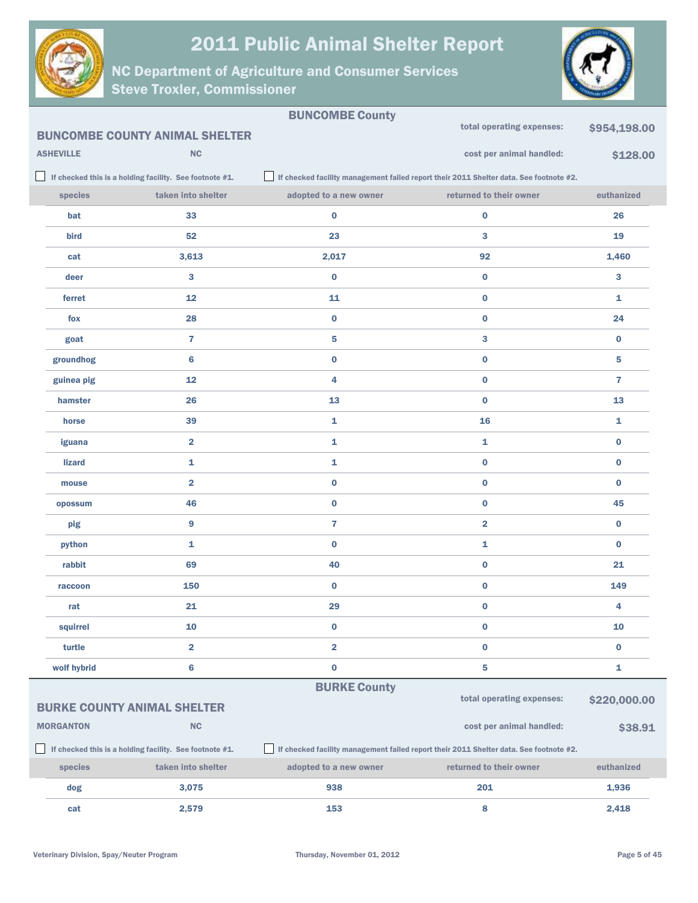# 2011 Public Animal Shelter Report

## NC Department of Agriculture and Consumer Services
## Steve Troxler, Commissioner

## BUNCOMBE County

### BUNCOMBE COUNTY ANIMAL SHELTER

**ASHEVILLE** **NC**

total operating expenses: **$954,198.00**

cost per animal handled: **$128.00**

☐ If checked this is a holding facility. See footnote #1.

☐ If checked facility management failed report their 2011 Shelter data. See footnote #2.

| species | taken into shelter | adopted to a new owner | returned to their owner | euthanized |
|---|---|---|---|---|
| bat | 33 | 0 | 0 | 26 |
| bird | 52 | 23 | 3 | 19 |
| cat | 3,613 | 2,017 | 92 | 1,460 |
| deer | 3 | 0 | 0 | 3 |
| ferret | 12 | 11 | 0 | 1 |
| fox | 28 | 0 | 0 | 24 |
| goat | 7 | 5 | 3 | 0 |
| groundhog | 6 | 0 | 0 | 5 |
| guinea pig | 12 | 4 | 0 | 7 |
| hamster | 26 | 13 | 0 | 13 |
| horse | 39 | 1 | 16 | 1 |
| iguana | 2 | 1 | 1 | 0 |
| lizard | 1 | 1 | 0 | 0 |
| mouse | 2 | 0 | 0 | 0 |
| opossum | 46 | 0 | 0 | 45 |
| pig | 9 | 7 | 2 | 0 |
| python | 1 | 0 | 1 | 0 |
| rabbit | 69 | 40 | 0 | 21 |
| raccoon | 150 | 0 | 0 | 149 |
| rat | 21 | 29 | 0 | 4 |
| squirrel | 10 | 0 | 0 | 10 |
| turtle | 2 | 2 | 0 | 0 |
| wolf hybrid | 6 | 0 | 5 | 1 |

## BURKE County

### BURKE COUNTY ANIMAL SHELTER

**MORGANTON** **NC**

total operating expenses: **$220,000.00**

cost per animal handled: **$38.91**

☐ If checked this is a holding facility. See footnote #1.

☐ If checked facility management failed report their 2011 Shelter data. See footnote #2.

| species | taken into shelter | adopted to a new owner | returned to their owner | euthanized |
|---|---|---|---|---|
| dog | 3,075 | 938 | 201 | 1,936 |
| cat | 2,579 | 153 | 8 | 2,418 |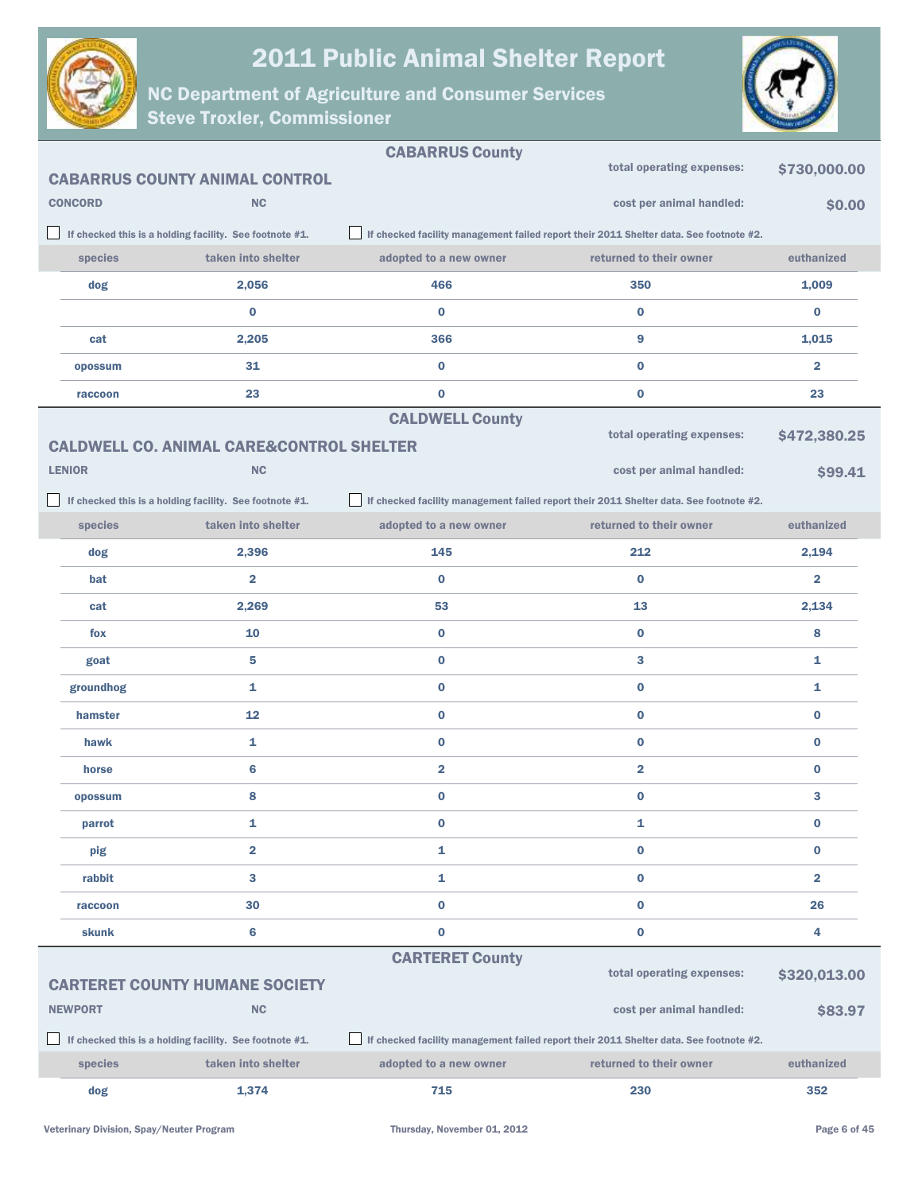# 2011 Public Animal Shelter Report

## NC Department of Agriculture and Consumer Services
## Steve Troxler, Commissioner

### CABARRUS County

**CABARRUS COUNTY ANIMAL CONTROL**

CONCORD NC

total operating expenses: **$730,000.00**

cost per animal handled: **$0.00**

☐ If checked this is a holding facility. See footnote #1.

☐ If checked facility management failed report their 2011 Shelter data. See footnote #2.

| species | taken into shelter | adopted to a new owner | returned to their owner | euthanized |
|---|---|---|---|---|
| dog | 2,056 | 466 | 350 | 1,009 |
| | 0 | 0 | 0 | 0 |
| cat | 2,205 | 366 | 9 | 1,015 |
| opossum | 31 | 0 | 0 | 2 |
| raccoon | 23 | 0 | 0 | 23 |

### CALDWELL County

**CALDWELL CO. ANIMAL CARE&CONTROL SHELTER**

LENIOR NC

total operating expenses: **$472,380.25**

cost per animal handled: **$99.41**

☐ If checked this is a holding facility. See footnote #1.

☐ If checked facility management failed report their 2011 Shelter data. See footnote #2.

| species | taken into shelter | adopted to a new owner | returned to their owner | euthanized |
|---|---|---|---|---|
| dog | 2,396 | 145 | 212 | 2,194 |
| bat | 2 | 0 | 0 | 2 |
| cat | 2,269 | 53 | 13 | 2,134 |
| fox | 10 | 0 | 0 | 8 |
| goat | 5 | 0 | 3 | 1 |
| groundhog | 1 | 0 | 0 | 1 |
| hamster | 12 | 0 | 0 | 0 |
| hawk | 1 | 0 | 0 | 0 |
| horse | 6 | 2 | 2 | 0 |
| opossum | 8 | 0 | 0 | 3 |
| parrot | 1 | 0 | 1 | 0 |
| pig | 2 | 1 | 0 | 0 |
| rabbit | 3 | 1 | 0 | 2 |
| raccoon | 30 | 0 | 0 | 26 |
| skunk | 6 | 0 | 0 | 4 |

### CARTERET County

**CARTERET COUNTY HUMANE SOCIETY**

NEWPORT NC

total operating expenses: **$320,013.00**

cost per animal handled: **$83.97**

☐ If checked this is a holding facility. See footnote #1.

☐ If checked facility management failed report their 2011 Shelter data. See footnote #2.

| species | taken into shelter | adopted to a new owner | returned to their owner | euthanized |
|---|---|---|---|---|
| dog | 1,374 | 715 | 230 | 352 |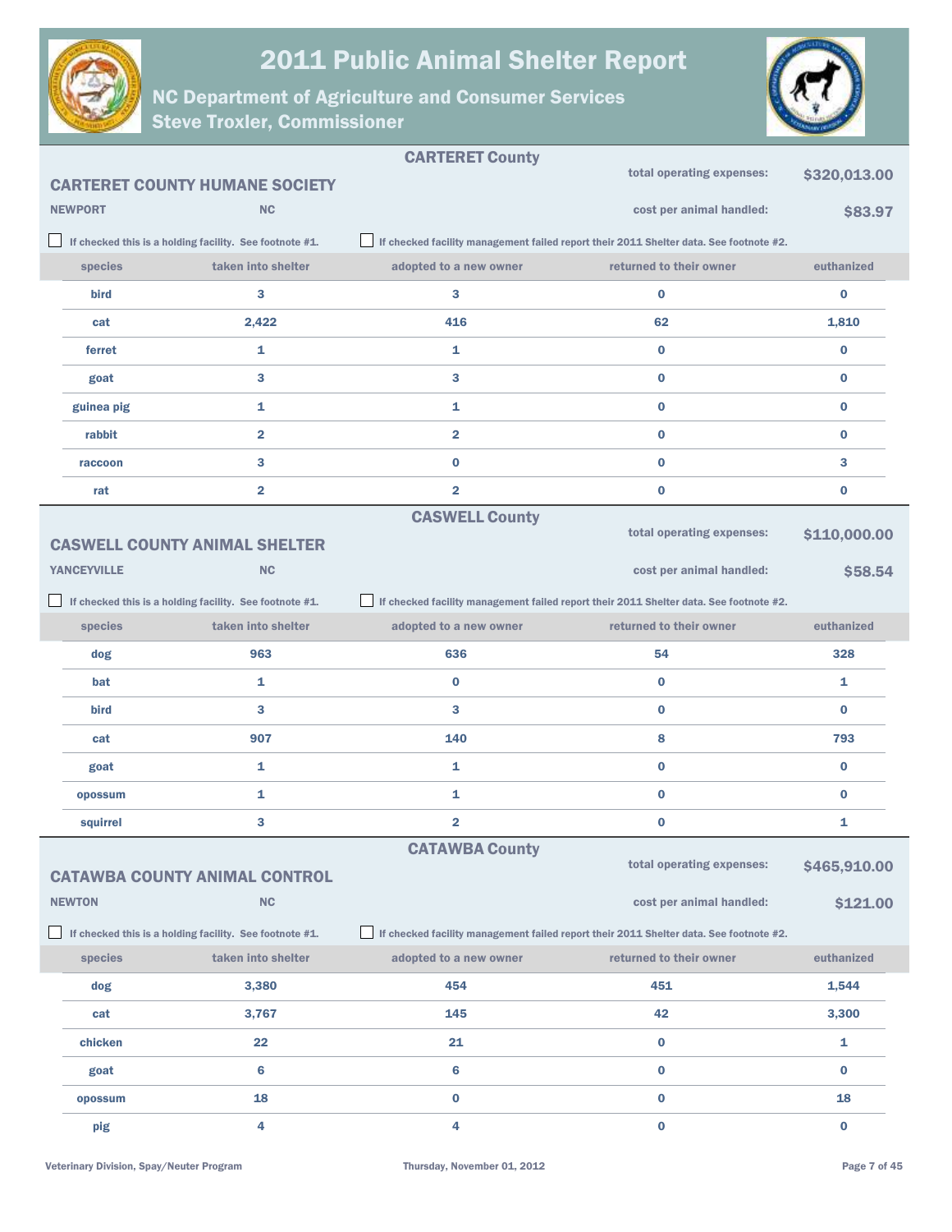# 2011 Public Animal Shelter Report

## NC Department of Agriculture and Consumer Services
## Steve Troxler, Commissioner

### CARTERET County

**CARTERET COUNTY HUMANE SOCIETY**

NEWPORT NC

total operating expenses: **$320,013.00**

cost per animal handled: **$83.97**

☐ If checked this is a holding facility. See footnote #1.

☐ If checked facility management failed report their 2011 Shelter data. See footnote #2.

| species | taken into shelter | adopted to a new owner | returned to their owner | euthanized |
|---|---|---|---|---|
| bird | 3 | 3 | 0 | 0 |
| cat | 2,422 | 416 | 62 | 1,810 |
| ferret | 1 | 1 | 0 | 0 |
| goat | 3 | 3 | 0 | 0 |
| guinea pig | 1 | 1 | 0 | 0 |
| rabbit | 2 | 2 | 0 | 0 |
| raccoon | 3 | 0 | 0 | 3 |
| rat | 2 | 2 | 0 | 0 |

### CASWELL County

**CASWELL COUNTY ANIMAL SHELTER**

YANCEYVILLE NC

total operating expenses: **$110,000.00**

cost per animal handled: **$58.54**

☐ If checked this is a holding facility. See footnote #1.

☐ If checked facility management failed report their 2011 Shelter data. See footnote #2.

| species | taken into shelter | adopted to a new owner | returned to their owner | euthanized |
|---|---|---|---|---|
| dog | 963 | 636 | 54 | 328 |
| bat | 1 | 0 | 0 | 1 |
| bird | 3 | 3 | 0 | 0 |
| cat | 907 | 140 | 8 | 793 |
| goat | 1 | 1 | 0 | 0 |
| opossum | 1 | 1 | 0 | 0 |
| squirrel | 3 | 2 | 0 | 1 |

### CATAWBA County

**CATAWBA COUNTY ANIMAL CONTROL**

NEWTON NC

total operating expenses: **$465,910.00**

cost per animal handled: **$121.00**

☐ If checked this is a holding facility. See footnote #1.

☐ If checked facility management failed report their 2011 Shelter data. See footnote #2.

| species | taken into shelter | adopted to a new owner | returned to their owner | euthanized |
|---|---|---|---|---|
| dog | 3,380 | 454 | 451 | 1,544 |
| cat | 3,767 | 145 | 42 | 3,300 |
| chicken | 22 | 21 | 0 | 1 |
| goat | 6 | 6 | 0 | 0 |
| opossum | 18 | 0 | 0 | 18 |
| pig | 4 | 4 | 0 | 0 |

Veterinary Division, Spay/Neuter Program — Thursday, November 01, 2012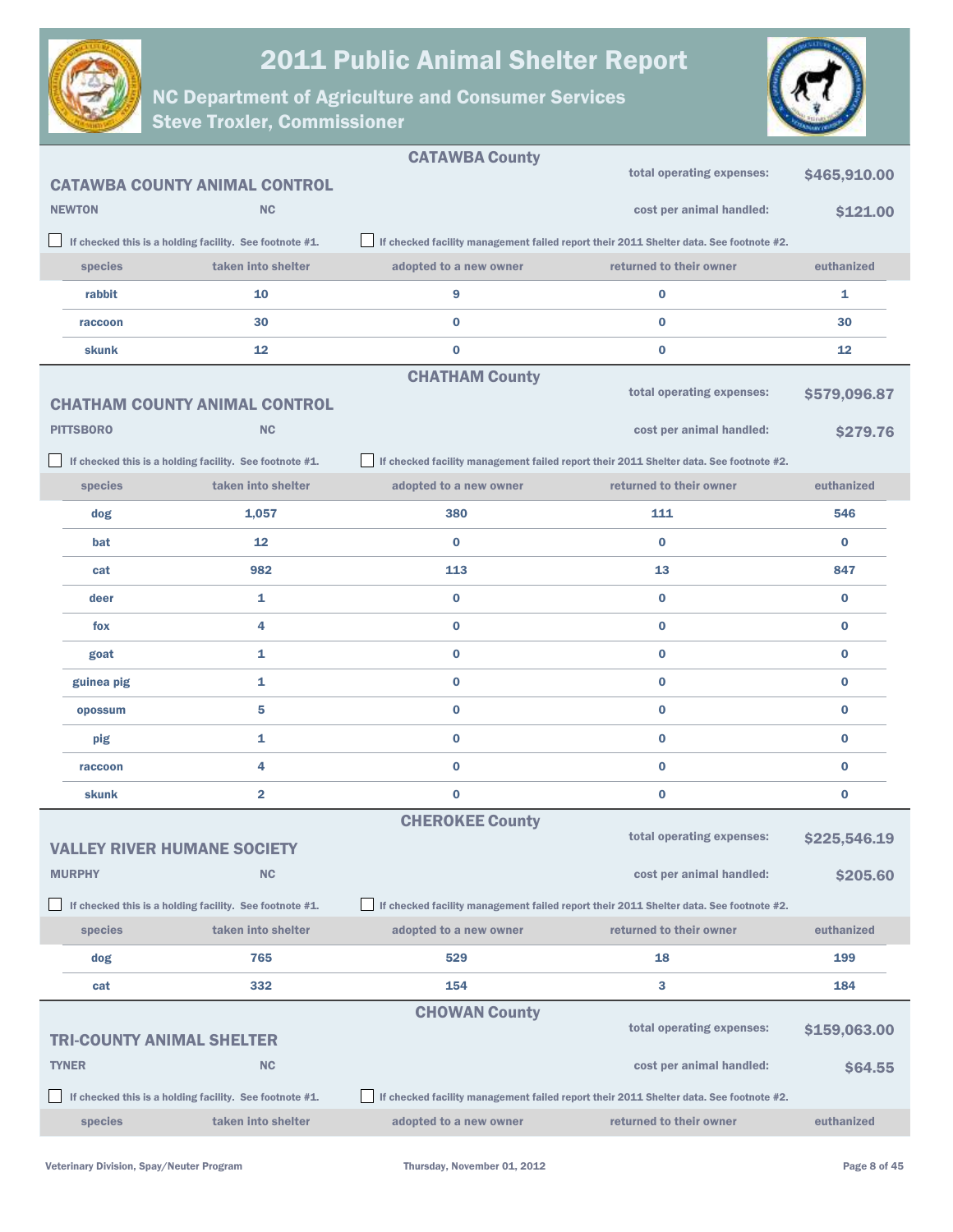# 2011 Public Animal Shelter Report

## NC Department of Agriculture and Consumer Services
## Steve Troxler, Commissioner

### CATAWBA County

**CATAWBA COUNTY ANIMAL CONTROL**

**NEWTON** **NC**

total operating expenses: **$465,910.00**

cost per animal handled: **$121.00**

☐ If checked this is a holding facility. See footnote #1.
☐ If checked facility management failed report their 2011 Shelter data. See footnote #2.

| species | taken into shelter | adopted to a new owner | returned to their owner | euthanized |
|---|---|---|---|---|
| rabbit | 10 | 9 | 0 | 1 |
| raccoon | 30 | 0 | 0 | 30 |
| skunk | 12 | 0 | 0 | 12 |

### CHATHAM County

**CHATHAM COUNTY ANIMAL CONTROL**

**PITTSBORO** **NC**

total operating expenses: **$579,096.87**

cost per animal handled: **$279.76**

☐ If checked this is a holding facility. See footnote #1.
☐ If checked facility management failed report their 2011 Shelter data. See footnote #2.

| species | taken into shelter | adopted to a new owner | returned to their owner | euthanized |
|---|---|---|---|---|
| dog | 1,057 | 380 | 111 | 546 |
| bat | 12 | 0 | 0 | 0 |
| cat | 982 | 113 | 13 | 847 |
| deer | 1 | 0 | 0 | 0 |
| fox | 4 | 0 | 0 | 0 |
| goat | 1 | 0 | 0 | 0 |
| guinea pig | 1 | 0 | 0 | 0 |
| opossum | 5 | 0 | 0 | 0 |
| pig | 1 | 0 | 0 | 0 |
| raccoon | 4 | 0 | 0 | 0 |
| skunk | 2 | 0 | 0 | 0 |

### CHEROKEE County

**VALLEY RIVER HUMANE SOCIETY**

**MURPHY** **NC**

total operating expenses: **$225,546.19**

cost per animal handled: **$205.60**

☐ If checked this is a holding facility. See footnote #1.
☐ If checked facility management failed report their 2011 Shelter data. See footnote #2.

| species | taken into shelter | adopted to a new owner | returned to their owner | euthanized |
|---|---|---|---|---|
| dog | 765 | 529 | 18 | 199 |
| cat | 332 | 154 | 3 | 184 |

### CHOWAN County

**TRI-COUNTY ANIMAL SHELTER**

**TYNER** **NC**

total operating expenses: **$159,063.00**

cost per animal handled: **$64.55**

☐ If checked this is a holding facility. See footnote #1.
☐ If checked facility management failed report their 2011 Shelter data. See footnote #2.

| species | taken into shelter | adopted to a new owner | returned to their owner | euthanized |
|---|---|---|---|---|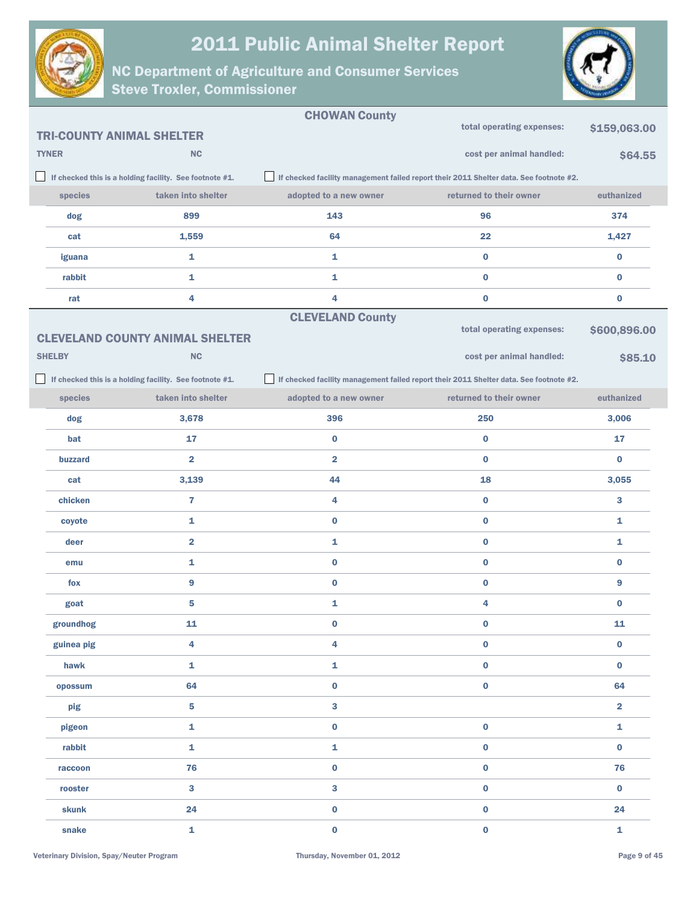# 2011 Public Animal Shelter Report

## NC Department of Agriculture and Consumer Services
## Steve Troxler, Commissioner

### CHOWAN County

**TRI-COUNTY ANIMAL SHELTER**

**TYNER** NC

total operating expenses: **$159,063.00**

cost per animal handled: **$64.55**

☐ If checked this is a holding facility. See footnote #1.

☐ If checked facility management failed report their 2011 Shelter data. See footnote #2.

| species | taken into shelter | adopted to a new owner | returned to their owner | euthanized |
|---|---|---|---|---|
| dog | 899 | 143 | 96 | 374 |
| cat | 1,559 | 64 | 22 | 1,427 |
| iguana | 1 | 1 | 0 | 0 |
| rabbit | 1 | 1 | 0 | 0 |
| rat | 4 | 4 | 0 | 0 |

### CLEVELAND County

**CLEVELAND COUNTY ANIMAL SHELTER**

**SHELBY** NC

total operating expenses: **$600,896.00**

cost per animal handled: **$85.10**

☐ If checked this is a holding facility. See footnote #1.

☐ If checked facility management failed report their 2011 Shelter data. See footnote #2.

| species | taken into shelter | adopted to a new owner | returned to their owner | euthanized |
|---|---|---|---|---|
| dog | 3,678 | 396 | 250 | 3,006 |
| bat | 17 | 0 | 0 | 17 |
| buzzard | 2 | 2 | 0 | 0 |
| cat | 3,139 | 44 | 18 | 3,055 |
| chicken | 7 | 4 | 0 | 3 |
| coyote | 1 | 0 | 0 | 1 |
| deer | 2 | 1 | 0 | 1 |
| emu | 1 | 0 | 0 | 0 |
| fox | 9 | 0 | 0 | 9 |
| goat | 5 | 1 | 4 | 0 |
| groundhog | 11 | 0 | 0 | 11 |
| guinea pig | 4 | 4 | 0 | 0 |
| hawk | 1 | 1 | 0 | 0 |
| opossum | 64 | 0 | 0 | 64 |
| pig | 5 | 3 | | 2 |
| pigeon | 1 | 0 | 0 | 1 |
| rabbit | 1 | 1 | 0 | 0 |
| raccoon | 76 | 0 | 0 | 76 |
| rooster | 3 | 3 | 0 | 0 |
| skunk | 24 | 0 | 0 | 24 |
| snake | 1 | 0 | 0 | 1 |

Veterinary Division, Spay/Neuter Program — Thursday, November 01, 2012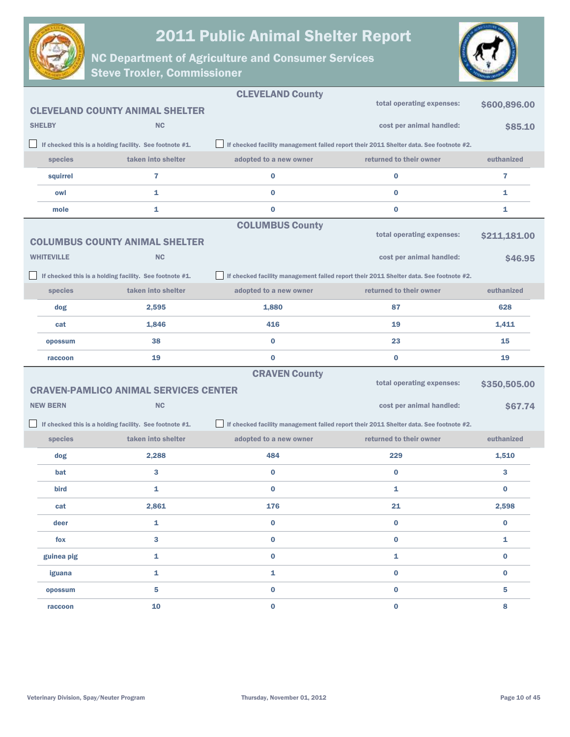# 2011 Public Animal Shelter Report

## NC Department of Agriculture and Consumer Services
## Steve Troxler, Commissioner

## CLEVELAND County

### CLEVELAND COUNTY ANIMAL SHELTER

SHELBY NC

total operating expenses: $600,896.00

cost per animal handled: $85.10

☐ If checked this is a holding facility. See footnote #1.

☐ If checked facility management failed report their 2011 Shelter data. See footnote #2.

| species | taken into shelter | adopted to a new owner | returned to their owner | euthanized |
|---|---|---|---|---|
| squirrel | 7 | 0 | 0 | 7 |
| owl | 1 | 0 | 0 | 1 |
| mole | 1 | 0 | 0 | 1 |

## COLUMBUS County

### COLUMBUS COUNTY ANIMAL SHELTER

WHITEVILLE NC

total operating expenses: $211,181.00

cost per animal handled: $46.95

☐ If checked this is a holding facility. See footnote #1.

☐ If checked facility management failed report their 2011 Shelter data. See footnote #2.

| species | taken into shelter | adopted to a new owner | returned to their owner | euthanized |
|---|---|---|---|---|
| dog | 2,595 | 1,880 | 87 | 628 |
| cat | 1,846 | 416 | 19 | 1,411 |
| opossum | 38 | 0 | 23 | 15 |
| raccoon | 19 | 0 | 0 | 19 |

## CRAVEN County

### CRAVEN-PAMLICO ANIMAL SERVICES CENTER

NEW BERN NC

total operating expenses: $350,505.00

cost per animal handled: $67.74

☐ If checked this is a holding facility. See footnote #1.

☐ If checked facility management failed report their 2011 Shelter data. See footnote #2.

| species | taken into shelter | adopted to a new owner | returned to their owner | euthanized |
|---|---|---|---|---|
| dog | 2,288 | 484 | 229 | 1,510 |
| bat | 3 | 0 | 0 | 3 |
| bird | 1 | 0 | 1 | 0 |
| cat | 2,861 | 176 | 21 | 2,598 |
| deer | 1 | 0 | 0 | 0 |
| fox | 3 | 0 | 0 | 1 |
| guinea pig | 1 | 0 | 1 | 0 |
| iguana | 1 | 1 | 0 | 0 |
| opossum | 5 | 0 | 0 | 5 |
| raccoon | 10 | 0 | 0 | 8 |

Veterinary Division, Spay/Neuter Program Thursday, November 01, 2012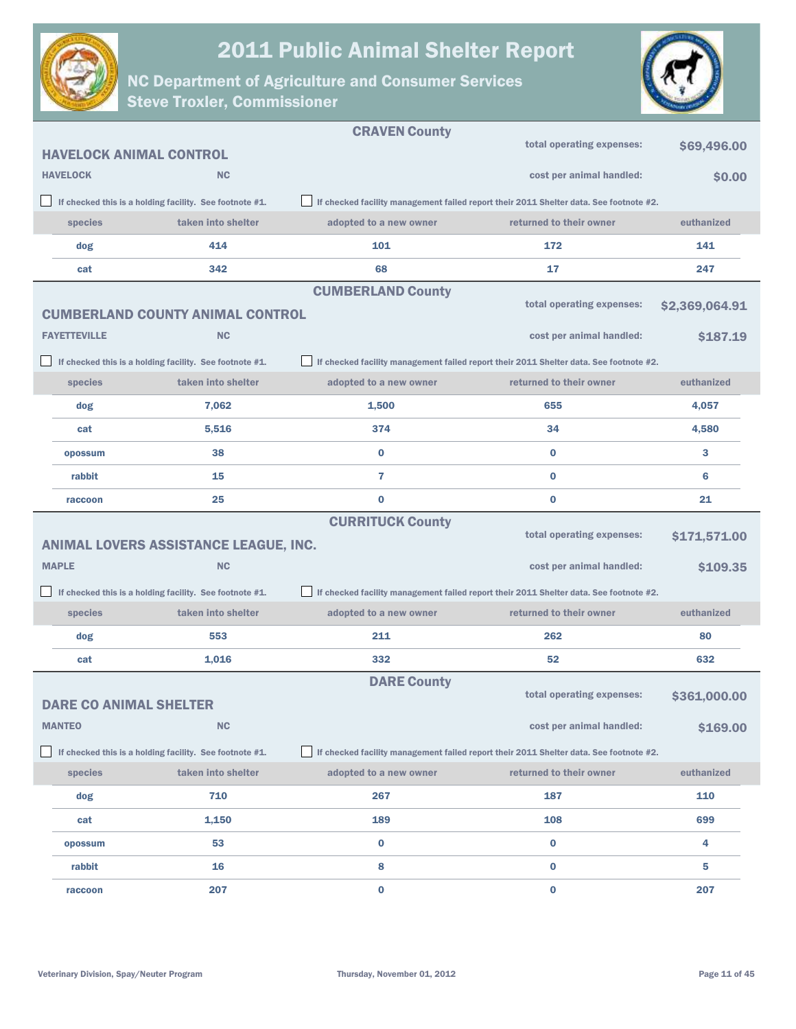# 2011 Public Animal Shelter Report

## NC Department of Agriculture and Consumer Services
## Steve Troxler, Commissioner

### CRAVEN County

**HAVELOCK ANIMAL CONTROL**

**HAVELOCK** **NC**

total operating expenses: **$69,496.00**

cost per animal handled: **$0.00**

☐ If checked this is a holding facility. See footnote #1.

☐ If checked facility management failed report their 2011 Shelter data. See footnote #2.

| species | taken into shelter | adopted to a new owner | returned to their owner | euthanized |
|---|---|---|---|---|
| dog | 414 | 101 | 172 | 141 |
| cat | 342 | 68 | 17 | 247 |

### CUMBERLAND County

**CUMBERLAND COUNTY ANIMAL CONTROL**

**FAYETTEVILLE** **NC**

total operating expenses: **$2,369,064.91**

cost per animal handled: **$187.19**

☐ If checked this is a holding facility. See footnote #1.

☐ If checked facility management failed report their 2011 Shelter data. See footnote #2.

| species | taken into shelter | adopted to a new owner | returned to their owner | euthanized |
|---|---|---|---|---|
| dog | 7,062 | 1,500 | 655 | 4,057 |
| cat | 5,516 | 374 | 34 | 4,580 |
| opossum | 38 | 0 | 0 | 3 |
| rabbit | 15 | 7 | 0 | 6 |
| raccoon | 25 | 0 | 0 | 21 |

### CURRITUCK County

**ANIMAL LOVERS ASSISTANCE LEAGUE, INC.**

**MAPLE** **NC**

total operating expenses: **$171,571.00**

cost per animal handled: **$109.35**

☐ If checked this is a holding facility. See footnote #1.

☐ If checked facility management failed report their 2011 Shelter data. See footnote #2.

| species | taken into shelter | adopted to a new owner | returned to their owner | euthanized |
|---|---|---|---|---|
| dog | 553 | 211 | 262 | 80 |
| cat | 1,016 | 332 | 52 | 632 |

### DARE County

**DARE CO ANIMAL SHELTER**

**MANTEO** **NC**

total operating expenses: **$361,000.00**

cost per animal handled: **$169.00**

☐ If checked this is a holding facility. See footnote #1.

☐ If checked facility management failed report their 2011 Shelter data. See footnote #2.

| species | taken into shelter | adopted to a new owner | returned to their owner | euthanized |
|---|---|---|---|---|
| dog | 710 | 267 | 187 | 110 |
| cat | 1,150 | 189 | 108 | 699 |
| opossum | 53 | 0 | 0 | 4 |
| rabbit | 16 | 8 | 0 | 5 |
| raccoon | 207 | 0 | 0 | 207 |

Veterinary Division, Spay/Neuter Program — Thursday, November 01, 2012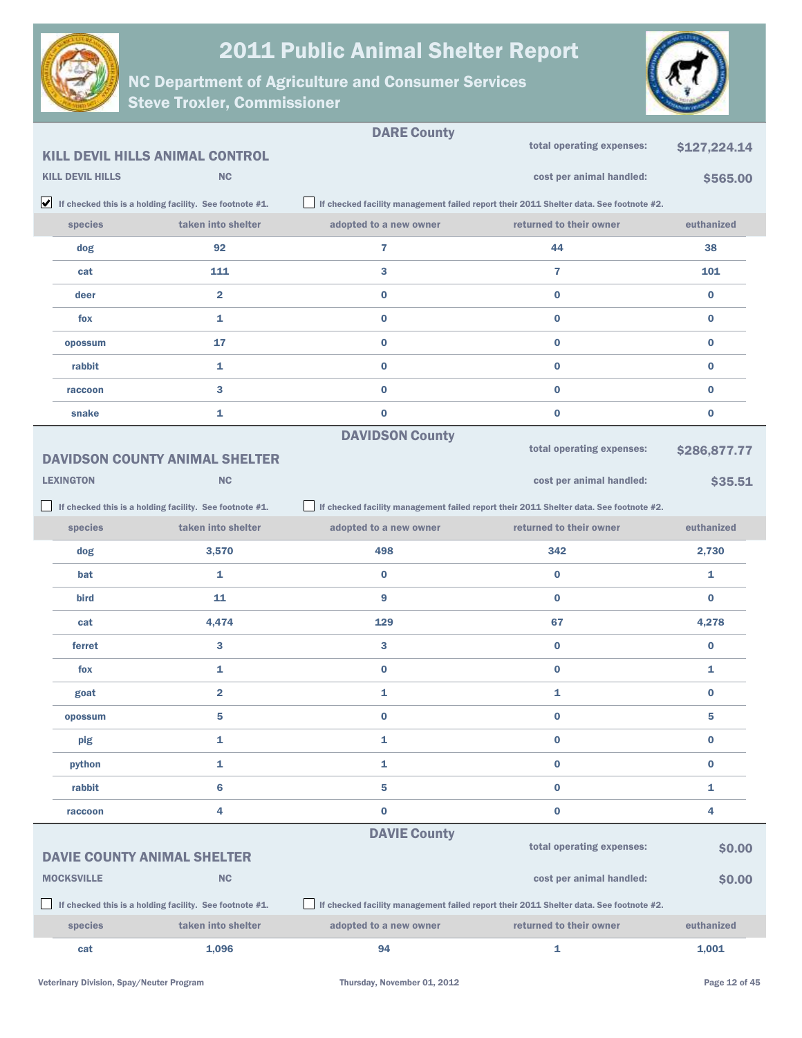# 2011 Public Animal Shelter Report

## NC Department of Agriculture and Consumer Services
## Steve Troxler, Commissioner

### DARE County

**KILL DEVIL HILLS ANIMAL CONTROL**

**KILL DEVIL HILLS** **NC**

total operating expenses: **$127,224.14**

cost per animal handled: **$565.00**

☑ If checked this is a holding facility. See footnote #1.

☐ If checked facility management failed report their 2011 Shelter data. See footnote #2.

| species | taken into shelter | adopted to a new owner | returned to their owner | euthanized |
|---|---|---|---|---|
| dog | 92 | 7 | 44 | 38 |
| cat | 111 | 3 | 7 | 101 |
| deer | 2 | 0 | 0 | 0 |
| fox | 1 | 0 | 0 | 0 |
| opossum | 17 | 0 | 0 | 0 |
| rabbit | 1 | 0 | 0 | 0 |
| raccoon | 3 | 0 | 0 | 0 |
| snake | 1 | 0 | 0 | 0 |

### DAVIDSON County

**DAVIDSON COUNTY ANIMAL SHELTER**

**LEXINGTON** **NC**

total operating expenses: **$286,877.77**

cost per animal handled: **$35.51**

☐ If checked this is a holding facility. See footnote #1.

☐ If checked facility management failed report their 2011 Shelter data. See footnote #2.

| species | taken into shelter | adopted to a new owner | returned to their owner | euthanized |
|---|---|---|---|---|
| dog | 3,570 | 498 | 342 | 2,730 |
| bat | 1 | 0 | 0 | 1 |
| bird | 11 | 9 | 0 | 0 |
| cat | 4,474 | 129 | 67 | 4,278 |
| ferret | 3 | 3 | 0 | 0 |
| fox | 1 | 0 | 0 | 1 |
| goat | 2 | 1 | 1 | 0 |
| opossum | 5 | 0 | 0 | 5 |
| pig | 1 | 1 | 0 | 0 |
| python | 1 | 1 | 0 | 0 |
| rabbit | 6 | 5 | 0 | 1 |
| raccoon | 4 | 0 | 0 | 4 |

### DAVIE County

**DAVIE COUNTY ANIMAL SHELTER**

**MOCKSVILLE** **NC**

total operating expenses: **$0.00**

cost per animal handled: **$0.00**

☐ If checked this is a holding facility. See footnote #1.

☐ If checked facility management failed report their 2011 Shelter data. See footnote #2.

| species | taken into shelter | adopted to a new owner | returned to their owner | euthanized |
|---|---|---|---|---|
| cat | 1,096 | 94 | 1 | 1,001 |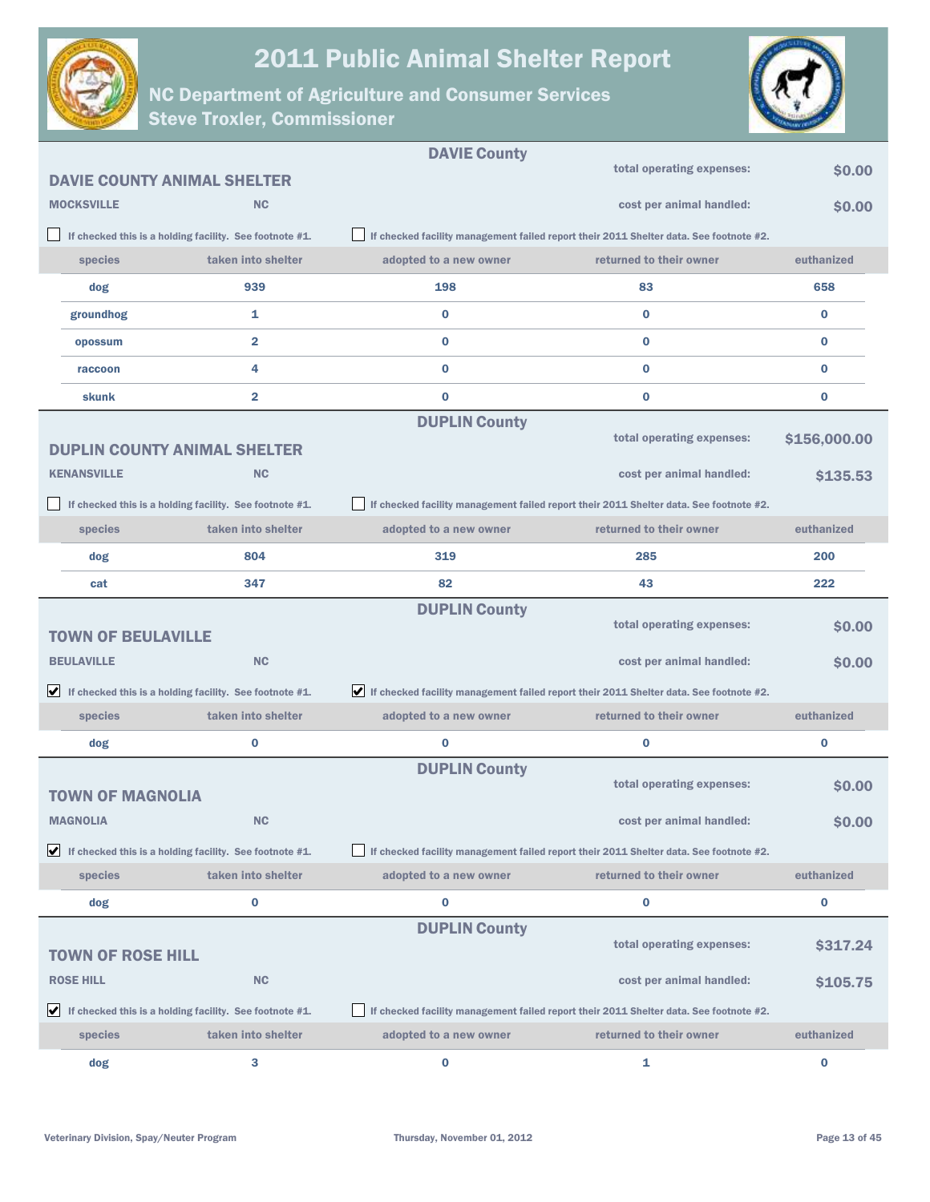# 2011 Public Animal Shelter Report

## NC Department of Agriculture and Consumer Services
## Steve Troxler, Commissioner

### DAVIE County

**DAVIE COUNTY ANIMAL SHELTER**

**MOCKSVILLE** **NC**

total operating expenses: **$0.00**

cost per animal handled: **$0.00**

☐ If checked this is a holding facility. See footnote #1.

☐ If checked facility management failed report their 2011 Shelter data. See footnote #2.

| species | taken into shelter | adopted to a new owner | returned to their owner | euthanized |
|---|---|---|---|---|
| dog | 939 | 198 | 83 | 658 |
| groundhog | 1 | 0 | 0 | 0 |
| opossum | 2 | 0 | 0 | 0 |
| raccoon | 4 | 0 | 0 | 0 |
| skunk | 2 | 0 | 0 | 0 |

### DUPLIN County

**DUPLIN COUNTY ANIMAL SHELTER**

**KENANSVILLE** **NC**

total operating expenses: **$156,000.00**

cost per animal handled: **$135.53**

☐ If checked this is a holding facility. See footnote #1.

☐ If checked facility management failed report their 2011 Shelter data. See footnote #2.

| species | taken into shelter | adopted to a new owner | returned to their owner | euthanized |
|---|---|---|---|---|
| dog | 804 | 319 | 285 | 200 |
| cat | 347 | 82 | 43 | 222 |

### DUPLIN County

**TOWN OF BEULAVILLE**

**BEULAVILLE** **NC**

total operating expenses: **$0.00**

cost per animal handled: **$0.00**

☑ If checked this is a holding facility. See footnote #1.

☑ If checked facility management failed report their 2011 Shelter data. See footnote #2.

| species | taken into shelter | adopted to a new owner | returned to their owner | euthanized |
|---|---|---|---|---|
| dog | 0 | 0 | 0 | 0 |

### DUPLIN County

**TOWN OF MAGNOLIA**

**MAGNOLIA** **NC**

total operating expenses: **$0.00**

cost per animal handled: **$0.00**

☑ If checked this is a holding facility. See footnote #1.

☐ If checked facility management failed report their 2011 Shelter data. See footnote #2.

| species | taken into shelter | adopted to a new owner | returned to their owner | euthanized |
|---|---|---|---|---|
| dog | 0 | 0 | 0 | 0 |

### DUPLIN County

**TOWN OF ROSE HILL**

**ROSE HILL** **NC**

total operating expenses: **$317.24**

cost per animal handled: **$105.75**

☑ If checked this is a holding facility. See footnote #1.

☐ If checked facility management failed report their 2011 Shelter data. See footnote #2.

| species | taken into shelter | adopted to a new owner | returned to their owner | euthanized |
|---|---|---|---|---|
| dog | 3 | 0 | 1 | 0 |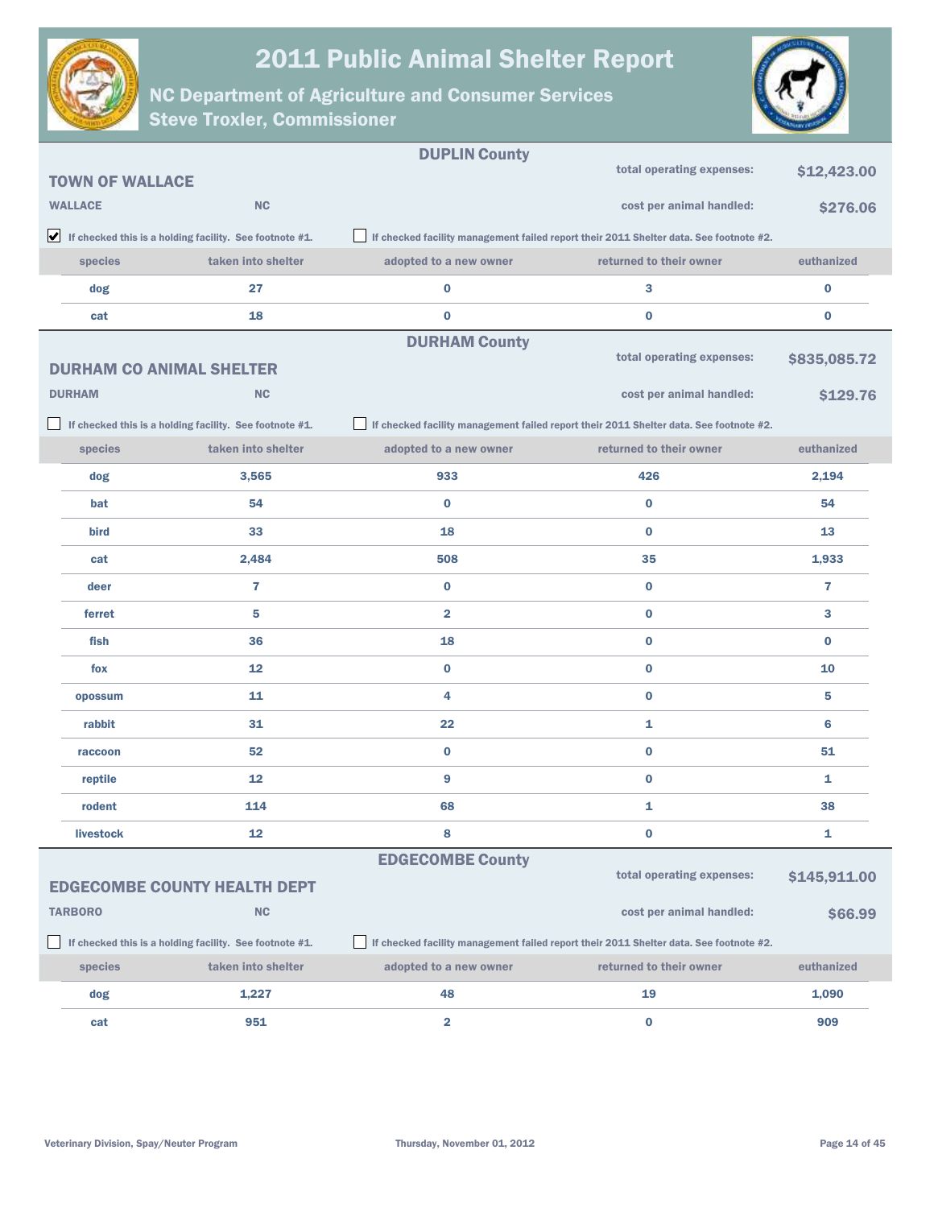# 2011 Public Animal Shelter Report

## NC Department of Agriculture and Consumer Services
## Steve Troxler, Commissioner

### DUPLIN County

**TOWN OF WALLACE**

**WALLACE** NC

total operating expenses: **$12,423.00**

cost per animal handled: **$276.06**

☑ If checked this is a holding facility. See footnote #1.

☐ If checked facility management failed report their 2011 Shelter data. See footnote #2.

| species | taken into shelter | adopted to a new owner | returned to their owner | euthanized |
|---|---|---|---|---|
| dog | 27 | 0 | 3 | 0 |
| cat | 18 | 0 | 0 | 0 |

### DURHAM County

**DURHAM CO ANIMAL SHELTER**

**DURHAM** NC

total operating expenses: **$835,085.72**

cost per animal handled: **$129.76**

☐ If checked this is a holding facility. See footnote #1.

☐ If checked facility management failed report their 2011 Shelter data. See footnote #2.

| species | taken into shelter | adopted to a new owner | returned to their owner | euthanized |
|---|---|---|---|---|
| dog | 3,565 | 933 | 426 | 2,194 |
| bat | 54 | 0 | 0 | 54 |
| bird | 33 | 18 | 0 | 13 |
| cat | 2,484 | 508 | 35 | 1,933 |
| deer | 7 | 0 | 0 | 7 |
| ferret | 5 | 2 | 0 | 3 |
| fish | 36 | 18 | 0 | 0 |
| fox | 12 | 0 | 0 | 10 |
| opossum | 11 | 4 | 0 | 5 |
| rabbit | 31 | 22 | 1 | 6 |
| raccoon | 52 | 0 | 0 | 51 |
| reptile | 12 | 9 | 0 | 1 |
| rodent | 114 | 68 | 1 | 38 |
| livestock | 12 | 8 | 0 | 1 |

### EDGECOMBE County

**EDGECOMBE COUNTY HEALTH DEPT**

**TARBORO** NC

total operating expenses: **$145,911.00**

cost per animal handled: **$66.99**

☐ If checked this is a holding facility. See footnote #1.

☐ If checked facility management failed report their 2011 Shelter data. See footnote #2.

| species | taken into shelter | adopted to a new owner | returned to their owner | euthanized |
|---|---|---|---|---|
| dog | 1,227 | 48 | 19 | 1,090 |
| cat | 951 | 2 | 0 | 909 |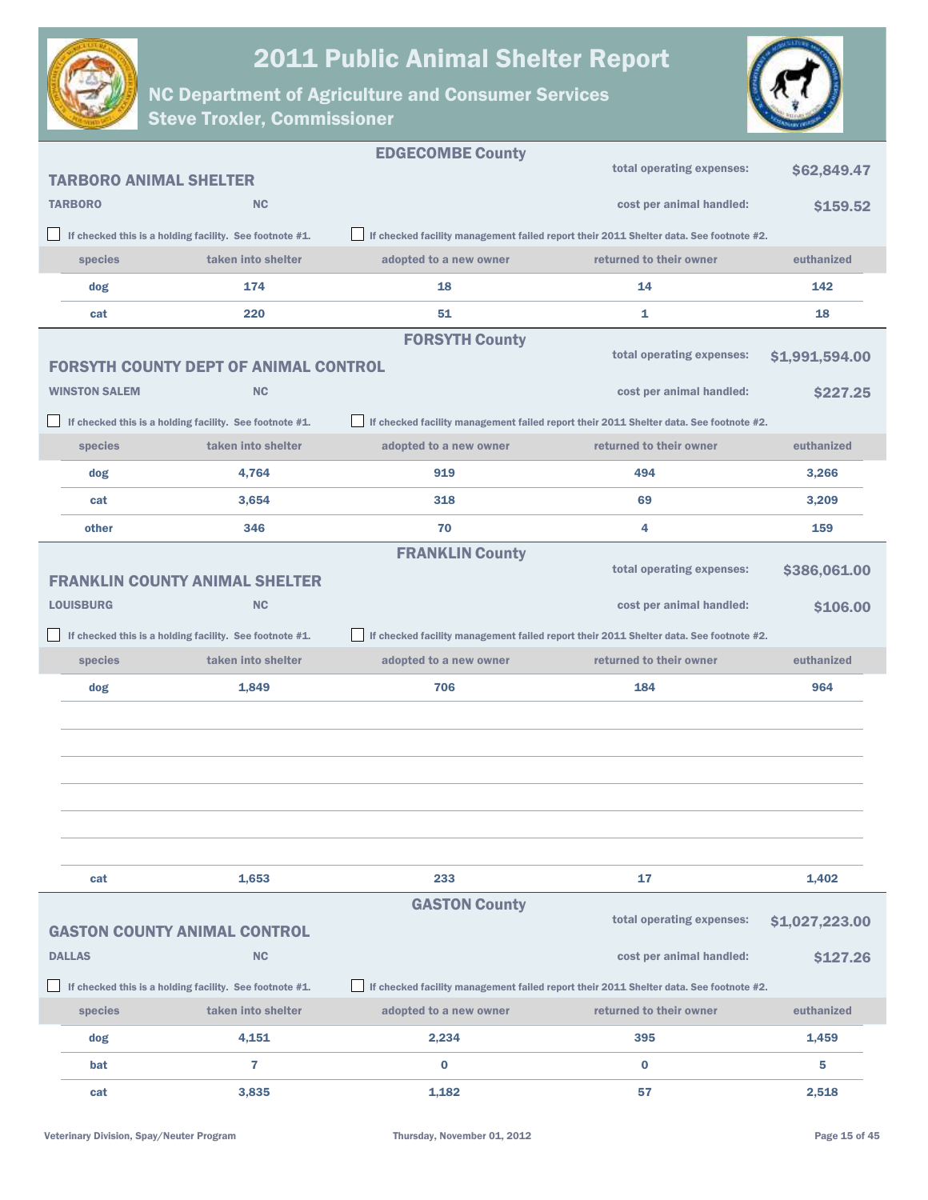# 2011 Public Animal Shelter Report

## NC Department of Agriculture and Consumer Services
## Steve Troxler, Commissioner

### EDGECOMBE County

**TARBORO ANIMAL SHELTER**

TARBORO NC

total operating expenses: **$62,849.47**

cost per animal handled: **$159.52**

☐ If checked this is a holding facility. See footnote #1.

☐ If checked facility management failed report their 2011 Shelter data. See footnote #2.

| species | taken into shelter | adopted to a new owner | returned to their owner | euthanized |
|---|---|---|---|---|
| dog | 174 | 18 | 14 | 142 |
| cat | 220 | 51 | 1 | 18 |

### FORSYTH County

**FORSYTH COUNTY DEPT OF ANIMAL CONTROL**

WINSTON SALEM NC

total operating expenses: **$1,991,594.00**

cost per animal handled: **$227.25**

☐ If checked this is a holding facility. See footnote #1.

☐ If checked facility management failed report their 2011 Shelter data. See footnote #2.

| species | taken into shelter | adopted to a new owner | returned to their owner | euthanized |
|---|---|---|---|---|
| dog | 4,764 | 919 | 494 | 3,266 |
| cat | 3,654 | 318 | 69 | 3,209 |
| other | 346 | 70 | 4 | 159 |

### FRANKLIN County

**FRANKLIN COUNTY ANIMAL SHELTER**

LOUISBURG NC

total operating expenses: **$386,061.00**

cost per animal handled: **$106.00**

☐ If checked this is a holding facility. See footnote #1.

☐ If checked facility management failed report their 2011 Shelter data. See footnote #2.

| species | taken into shelter | adopted to a new owner | returned to their owner | euthanized |
|---|---|---|---|---|
| dog | 1,849 | 706 | 184 | 964 |
| cat | 1,653 | 233 | 17 | 1,402 |

### GASTON County

**GASTON COUNTY ANIMAL CONTROL**

DALLAS NC

total operating expenses: **$1,027,223.00**

cost per animal handled: **$127.26**

☐ If checked this is a holding facility. See footnote #1.

☐ If checked facility management failed report their 2011 Shelter data. See footnote #2.

| species | taken into shelter | adopted to a new owner | returned to their owner | euthanized |
|---|---|---|---|---|
| dog | 4,151 | 2,234 | 395 | 1,459 |
| bat | 7 | 0 | 0 | 5 |
| cat | 3,835 | 1,182 | 57 | 2,518 |

Veterinary Division, Spay/Neuter Program — Thursday, November 01, 2012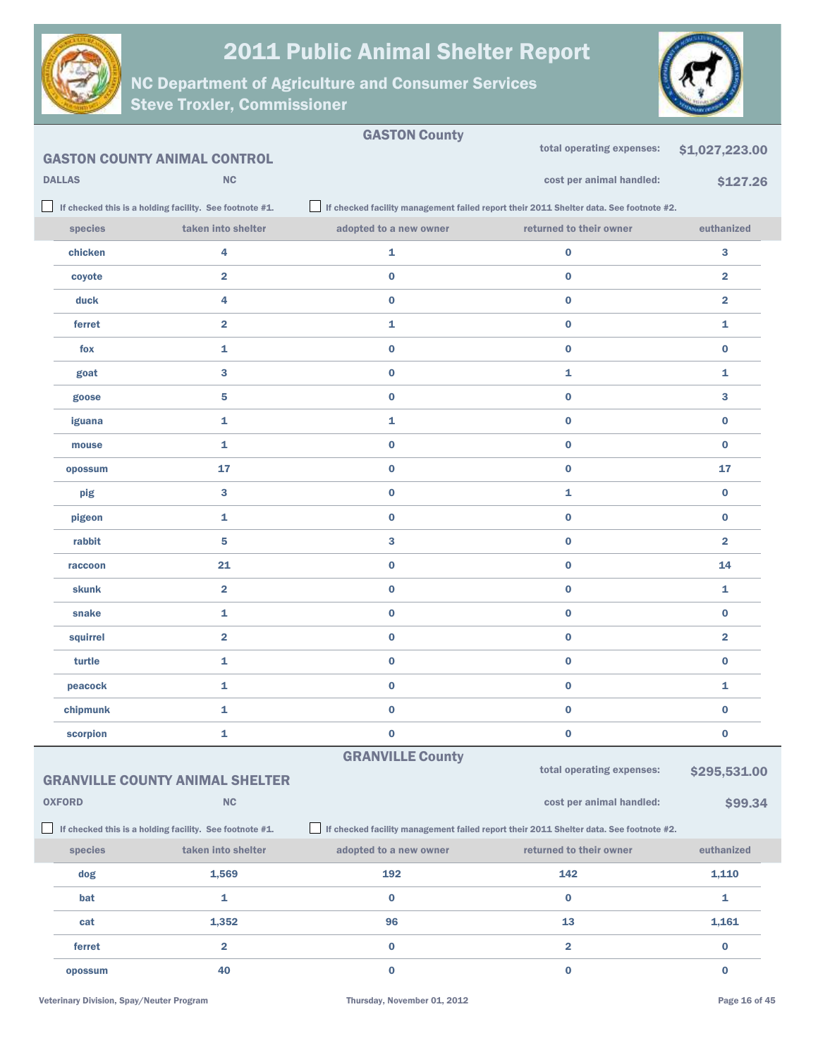# 2011 Public Animal Shelter Report

## NC Department of Agriculture and Consumer Services
## Steve Troxler, Commissioner

### GASTON County

**GASTON COUNTY ANIMAL CONTROL**

**DALLAS** **NC**

total operating expenses: **$1,027,223.00**

cost per animal handled: **$127.26**

☐ If checked this is a holding facility. See footnote #1.

☐ If checked facility management failed report their 2011 Shelter data. See footnote #2.

| species | taken into shelter | adopted to a new owner | returned to their owner | euthanized |
|---|---|---|---|---|
| chicken | 4 | 1 | 0 | 3 |
| coyote | 2 | 0 | 0 | 2 |
| duck | 4 | 0 | 0 | 2 |
| ferret | 2 | 1 | 0 | 1 |
| fox | 1 | 0 | 0 | 0 |
| goat | 3 | 0 | 1 | 1 |
| goose | 5 | 0 | 0 | 3 |
| iguana | 1 | 1 | 0 | 0 |
| mouse | 1 | 0 | 0 | 0 |
| opossum | 17 | 0 | 0 | 17 |
| pig | 3 | 0 | 1 | 0 |
| pigeon | 1 | 0 | 0 | 0 |
| rabbit | 5 | 3 | 0 | 2 |
| raccoon | 21 | 0 | 0 | 14 |
| skunk | 2 | 0 | 0 | 1 |
| snake | 1 | 0 | 0 | 0 |
| squirrel | 2 | 0 | 0 | 2 |
| turtle | 1 | 0 | 0 | 0 |
| peacock | 1 | 0 | 0 | 1 |
| chipmunk | 1 | 0 | 0 | 0 |
| scorpion | 1 | 0 | 0 | 0 |

### GRANVILLE County

**GRANVILLE COUNTY ANIMAL SHELTER**

**OXFORD** **NC**

total operating expenses: **$295,531.00**

cost per animal handled: **$99.34**

☐ If checked this is a holding facility. See footnote #1.

☐ If checked facility management failed report their 2011 Shelter data. See footnote #2.

| species | taken into shelter | adopted to a new owner | returned to their owner | euthanized |
|---|---|---|---|---|
| dog | 1,569 | 192 | 142 | 1,110 |
| bat | 1 | 0 | 0 | 1 |
| cat | 1,352 | 96 | 13 | 1,161 |
| ferret | 2 | 0 | 2 | 0 |
| opossum | 40 | 0 | 0 | 0 |

Veterinary Division, Spay/Neuter Program

Thursday, November 01, 2012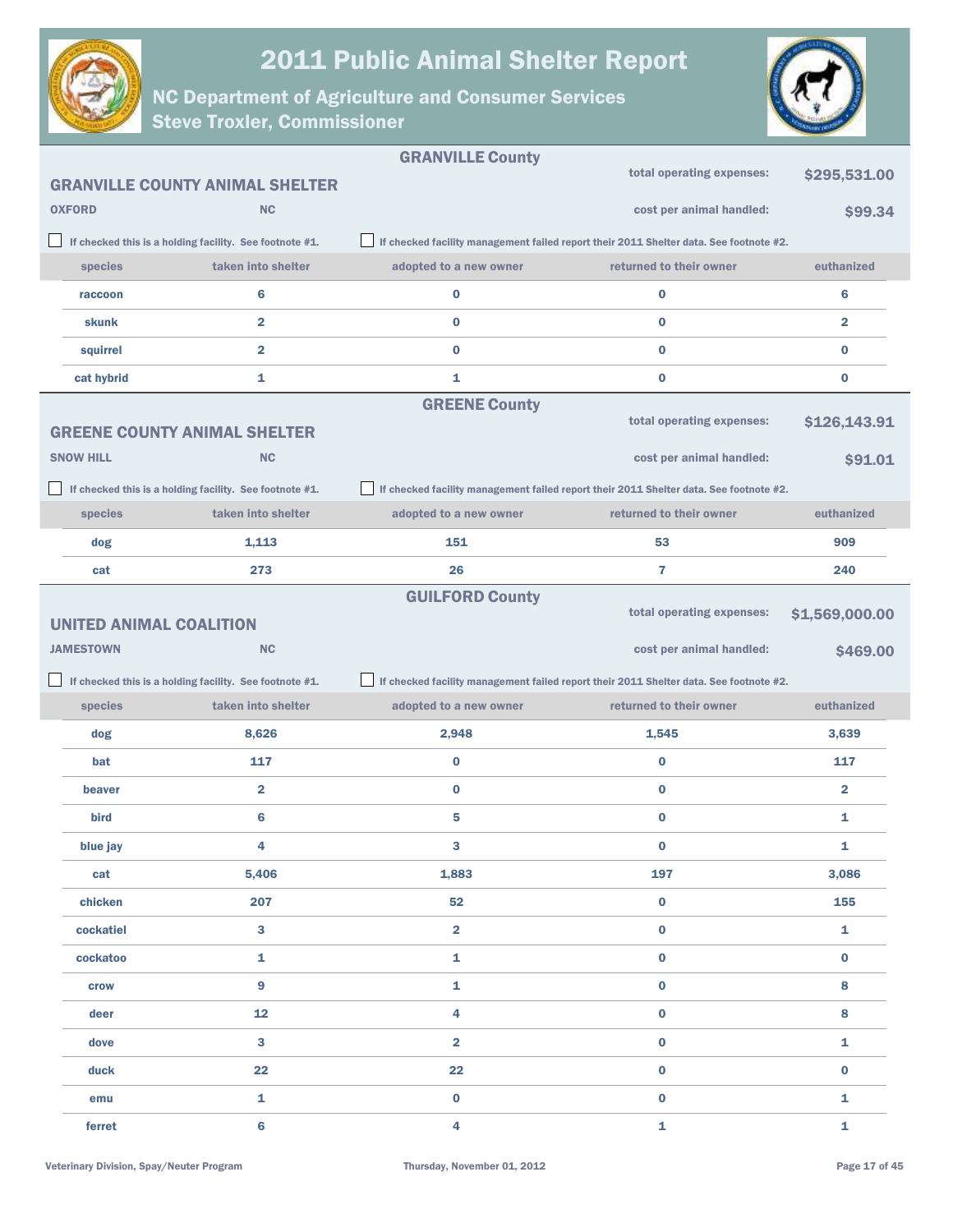# 2011 Public Animal Shelter Report

## NC Department of Agriculture and Consumer Services
## Steve Troxler, Commissioner

### GRANVILLE County

**GRANVILLE COUNTY ANIMAL SHELTER**

**OXFORD** **NC**

total operating expenses: **$295,531.00**

cost per animal handled: **$99.34**

☐ If checked this is a holding facility. See footnote #1.

☐ If checked facility management failed report their 2011 Shelter data. See footnote #2.

| species | taken into shelter | adopted to a new owner | returned to their owner | euthanized |
|---|---|---|---|---|
| raccoon | 6 | 0 | 0 | 6 |
| skunk | 2 | 0 | 0 | 2 |
| squirrel | 2 | 0 | 0 | 0 |
| cat hybrid | 1 | 1 | 0 | 0 |

### GREENE County

**GREENE COUNTY ANIMAL SHELTER**

**SNOW HILL** **NC**

total operating expenses: **$126,143.91**

cost per animal handled: **$91.01**

☐ If checked this is a holding facility. See footnote #1.

☐ If checked facility management failed report their 2011 Shelter data. See footnote #2.

| species | taken into shelter | adopted to a new owner | returned to their owner | euthanized |
|---|---|---|---|---|
| dog | 1,113 | 151 | 53 | 909 |
| cat | 273 | 26 | 7 | 240 |

### GUILFORD County

**UNITED ANIMAL COALITION**

**JAMESTOWN** **NC**

total operating expenses: **$1,569,000.00**

cost per animal handled: **$469.00**

☐ If checked this is a holding facility. See footnote #1.

☐ If checked facility management failed report their 2011 Shelter data. See footnote #2.

| species | taken into shelter | adopted to a new owner | returned to their owner | euthanized |
|---|---|---|---|---|
| dog | 8,626 | 2,948 | 1,545 | 3,639 |
| bat | 117 | 0 | 0 | 117 |
| beaver | 2 | 0 | 0 | 2 |
| bird | 6 | 5 | 0 | 1 |
| blue jay | 4 | 3 | 0 | 1 |
| cat | 5,406 | 1,883 | 197 | 3,086 |
| chicken | 207 | 52 | 0 | 155 |
| cockatiel | 3 | 2 | 0 | 1 |
| cockatoo | 1 | 1 | 0 | 0 |
| crow | 9 | 1 | 0 | 8 |
| deer | 12 | 4 | 0 | 8 |
| dove | 3 | 2 | 0 | 1 |
| duck | 22 | 22 | 0 | 0 |
| emu | 1 | 0 | 0 | 1 |
| ferret | 6 | 4 | 1 | 1 |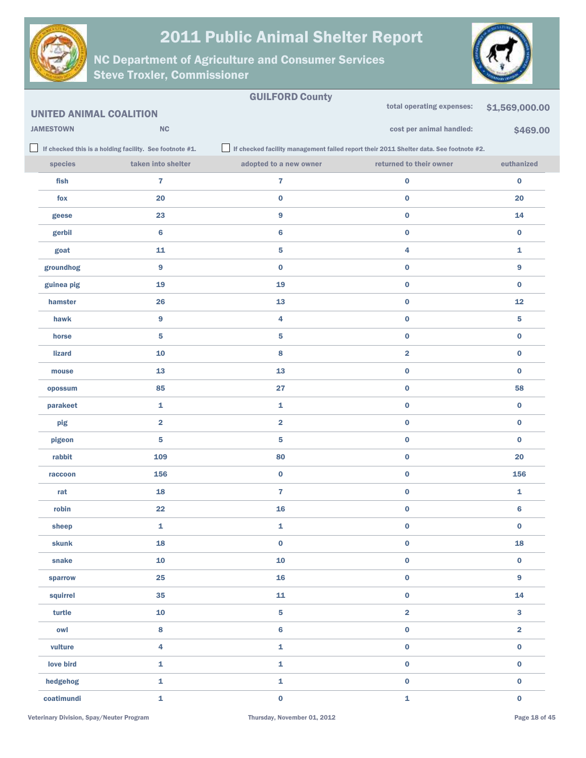# 2011 Public Animal Shelter Report

## NC Department of Agriculture and Consumer Services
## Steve Troxler, Commissioner

**GUILFORD County**

**UNITED ANIMAL COALITION**

**JAMESTOWN** **NC**

total operating expenses: **$1,569,000.00**

cost per animal handled: **$469.00**

☐ If checked this is a holding facility. See footnote #1.

☐ If checked facility management failed report their 2011 Shelter data. See footnote #2.

| species | taken into shelter | adopted to a new owner | returned to their owner | euthanized |
|---|---|---|---|---|
| fish | 7 | 7 | 0 | 0 |
| fox | 20 | 0 | 0 | 20 |
| geese | 23 | 9 | 0 | 14 |
| gerbil | 6 | 6 | 0 | 0 |
| goat | 11 | 5 | 4 | 1 |
| groundhog | 9 | 0 | 0 | 9 |
| guinea pig | 19 | 19 | 0 | 0 |
| hamster | 26 | 13 | 0 | 12 |
| hawk | 9 | 4 | 0 | 5 |
| horse | 5 | 5 | 0 | 0 |
| lizard | 10 | 8 | 2 | 0 |
| mouse | 13 | 13 | 0 | 0 |
| opossum | 85 | 27 | 0 | 58 |
| parakeet | 1 | 1 | 0 | 0 |
| pig | 2 | 2 | 0 | 0 |
| pigeon | 5 | 5 | 0 | 0 |
| rabbit | 109 | 80 | 0 | 20 |
| raccoon | 156 | 0 | 0 | 156 |
| rat | 18 | 7 | 0 | 1 |
| robin | 22 | 16 | 0 | 6 |
| sheep | 1 | 1 | 0 | 0 |
| skunk | 18 | 0 | 0 | 18 |
| snake | 10 | 10 | 0 | 0 |
| sparrow | 25 | 16 | 0 | 9 |
| squirrel | 35 | 11 | 0 | 14 |
| turtle | 10 | 5 | 2 | 3 |
| owl | 8 | 6 | 0 | 2 |
| vulture | 4 | 1 | 0 | 0 |
| love bird | 1 | 1 | 0 | 0 |
| hedgehog | 1 | 1 | 0 | 0 |
| coatimundi | 1 | 0 | 1 | 0 |

Veterinary Division, Spay/Neuter Program — Thursday, November 01, 2012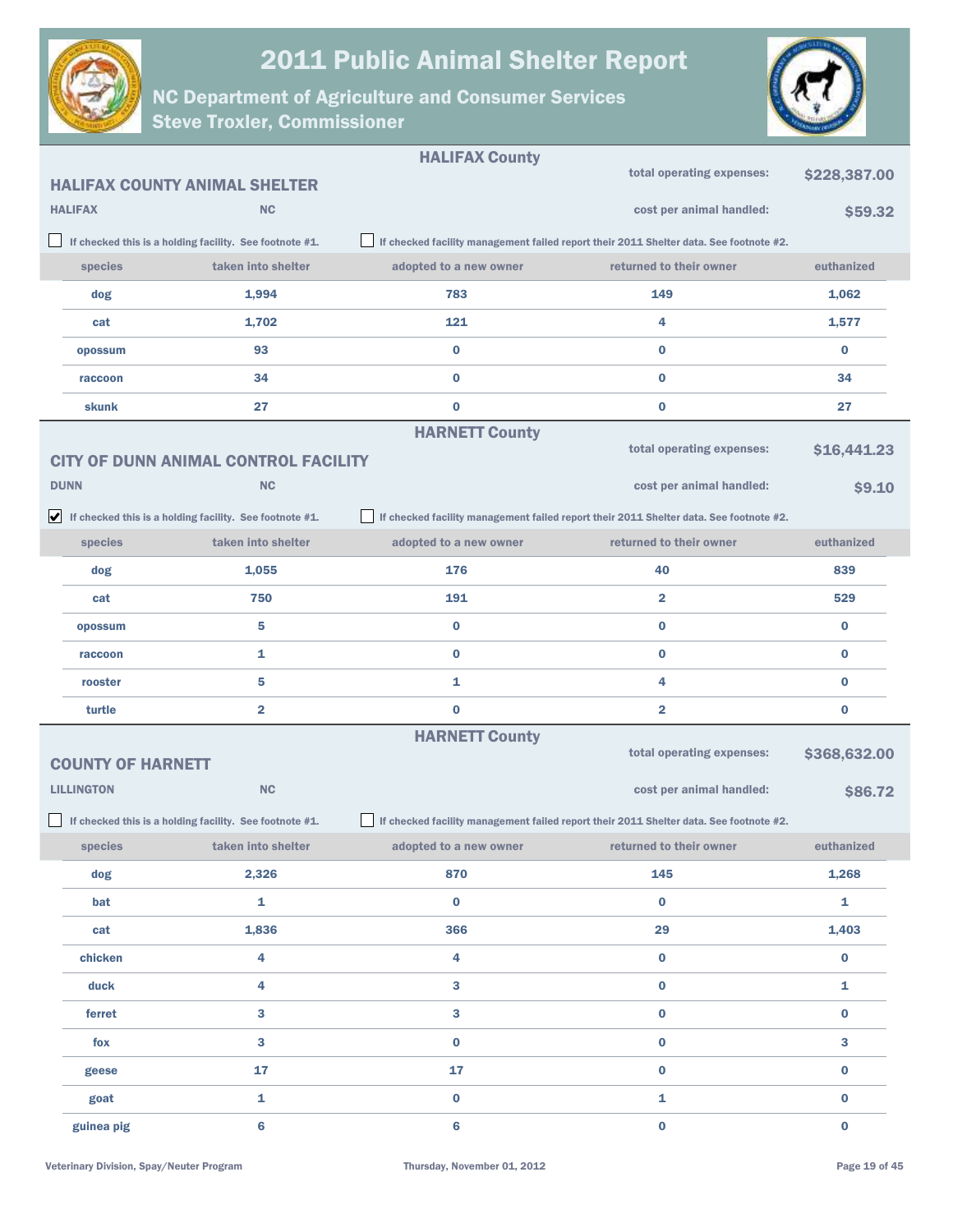# 2011 Public Animal Shelter Report

## NC Department of Agriculture and Consumer Services
## Steve Troxler, Commissioner

### HALIFAX County

**HALIFAX COUNTY ANIMAL SHELTER**

HALIFAX NC

total operating expenses: **$228,387.00**

cost per animal handled: **$59.32**

☐ If checked this is a holding facility. See footnote #1.

☐ If checked facility management failed report their 2011 Shelter data. See footnote #2.

| species | taken into shelter | adopted to a new owner | returned to their owner | euthanized |
|---|---|---|---|---|
| dog | 1,994 | 783 | 149 | 1,062 |
| cat | 1,702 | 121 | 4 | 1,577 |
| opossum | 93 | 0 | 0 | 0 |
| raccoon | 34 | 0 | 0 | 34 |
| skunk | 27 | 0 | 0 | 27 |

### HARNETT County

**CITY OF DUNN ANIMAL CONTROL FACILITY**

DUNN NC

total operating expenses: **$16,441.23**

cost per animal handled: **$9.10**

☑ If checked this is a holding facility. See footnote #1.

☐ If checked facility management failed report their 2011 Shelter data. See footnote #2.

| species | taken into shelter | adopted to a new owner | returned to their owner | euthanized |
|---|---|---|---|---|
| dog | 1,055 | 176 | 40 | 839 |
| cat | 750 | 191 | 2 | 529 |
| opossum | 5 | 0 | 0 | 0 |
| raccoon | 1 | 0 | 0 | 0 |
| rooster | 5 | 1 | 4 | 0 |
| turtle | 2 | 0 | 2 | 0 |

### HARNETT County

**COUNTY OF HARNETT**

LILLINGTON NC

total operating expenses: **$368,632.00**

cost per animal handled: **$86.72**

☐ If checked this is a holding facility. See footnote #1.

☐ If checked facility management failed report their 2011 Shelter data. See footnote #2.

| species | taken into shelter | adopted to a new owner | returned to their owner | euthanized |
|---|---|---|---|---|
| dog | 2,326 | 870 | 145 | 1,268 |
| bat | 1 | 0 | 0 | 1 |
| cat | 1,836 | 366 | 29 | 1,403 |
| chicken | 4 | 4 | 0 | 0 |
| duck | 4 | 3 | 0 | 1 |
| ferret | 3 | 3 | 0 | 0 |
| fox | 3 | 0 | 0 | 3 |
| geese | 17 | 17 | 0 | 0 |
| goat | 1 | 0 | 1 | 0 |
| guinea pig | 6 | 6 | 0 | 0 |

Veterinary Division, Spay/Neuter Program

Thursday, November 01, 2012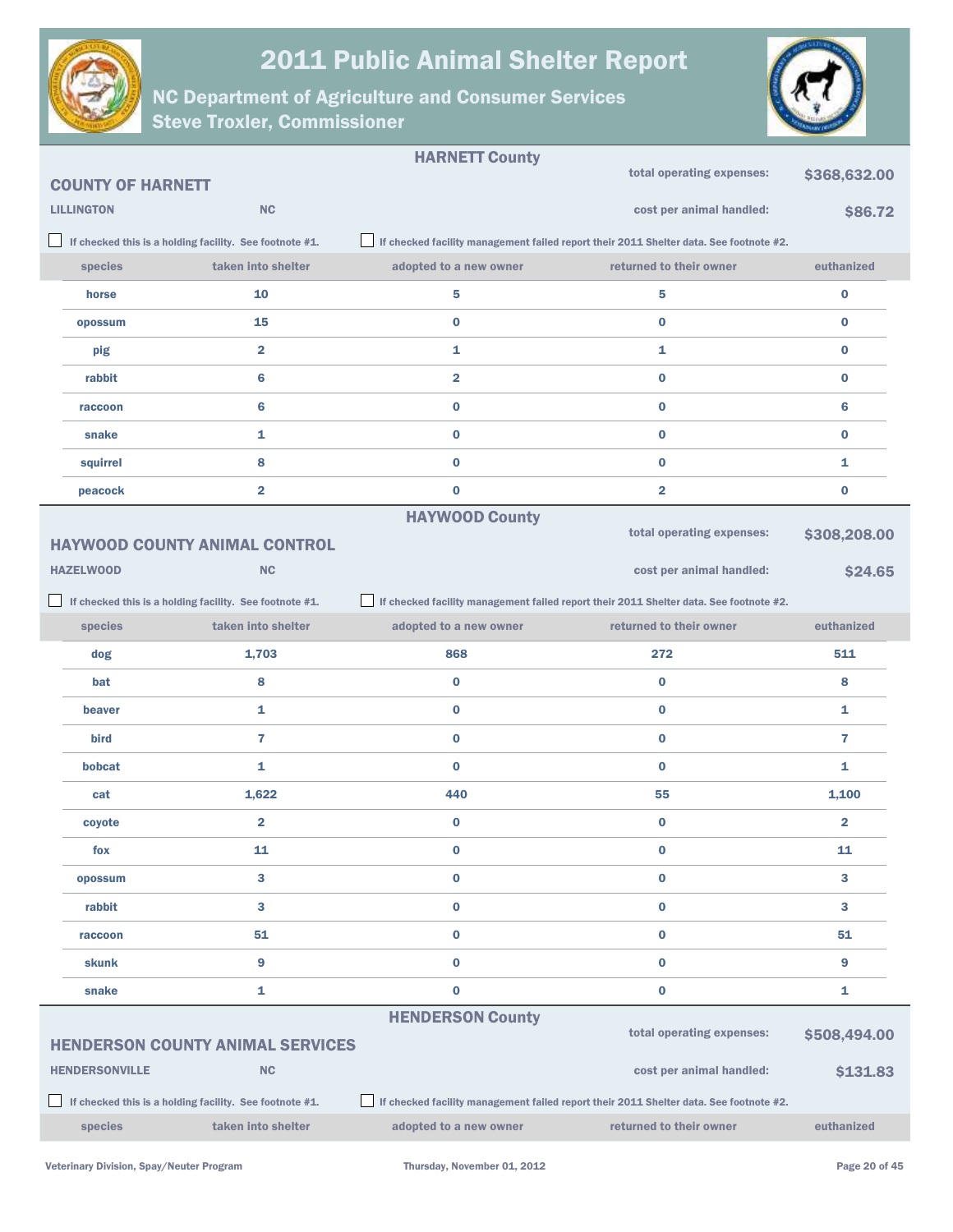# 2011 Public Animal Shelter Report

## NC Department of Agriculture and Consumer Services
## Steve Troxler, Commissioner

### HARNETT County

**COUNTY OF HARNETT**

**LILLINGTON** NC

total operating expenses: **$368,632.00**

cost per animal handled: **$86.72**

☐ If checked this is a holding facility. See footnote #1.

☐ If checked facility management failed report their 2011 Shelter data. See footnote #2.

| species | taken into shelter | adopted to a new owner | returned to their owner | euthanized |
|---|---|---|---|---|
| horse | 10 | 5 | 5 | 0 |
| opossum | 15 | 0 | 0 | 0 |
| pig | 2 | 1 | 1 | 0 |
| rabbit | 6 | 2 | 0 | 0 |
| raccoon | 6 | 0 | 0 | 6 |
| snake | 1 | 0 | 0 | 0 |
| squirrel | 8 | 0 | 0 | 1 |
| peacock | 2 | 0 | 2 | 0 |

### HAYWOOD County

**HAYWOOD COUNTY ANIMAL CONTROL**

**HAZELWOOD** NC

total operating expenses: **$308,208.00**

cost per animal handled: **$24.65**

☐ If checked this is a holding facility. See footnote #1.

☐ If checked facility management failed report their 2011 Shelter data. See footnote #2.

| species | taken into shelter | adopted to a new owner | returned to their owner | euthanized |
|---|---|---|---|---|
| dog | 1,703 | 868 | 272 | 511 |
| bat | 8 | 0 | 0 | 8 |
| beaver | 1 | 0 | 0 | 1 |
| bird | 7 | 0 | 0 | 7 |
| bobcat | 1 | 0 | 0 | 1 |
| cat | 1,622 | 440 | 55 | 1,100 |
| coyote | 2 | 0 | 0 | 2 |
| fox | 11 | 0 | 0 | 11 |
| opossum | 3 | 0 | 0 | 3 |
| rabbit | 3 | 0 | 0 | 3 |
| raccoon | 51 | 0 | 0 | 51 |
| skunk | 9 | 0 | 0 | 9 |
| snake | 1 | 0 | 0 | 1 |

### HENDERSON County

**HENDERSON COUNTY ANIMAL SERVICES**

**HENDERSONVILLE** NC

total operating expenses: **$508,494.00**

cost per animal handled: **$131.83**

☐ If checked this is a holding facility. See footnote #1.

☐ If checked facility management failed report their 2011 Shelter data. See footnote #2.

| species | taken into shelter | adopted to a new owner | returned to their owner | euthanized |
|---|---|---|---|---|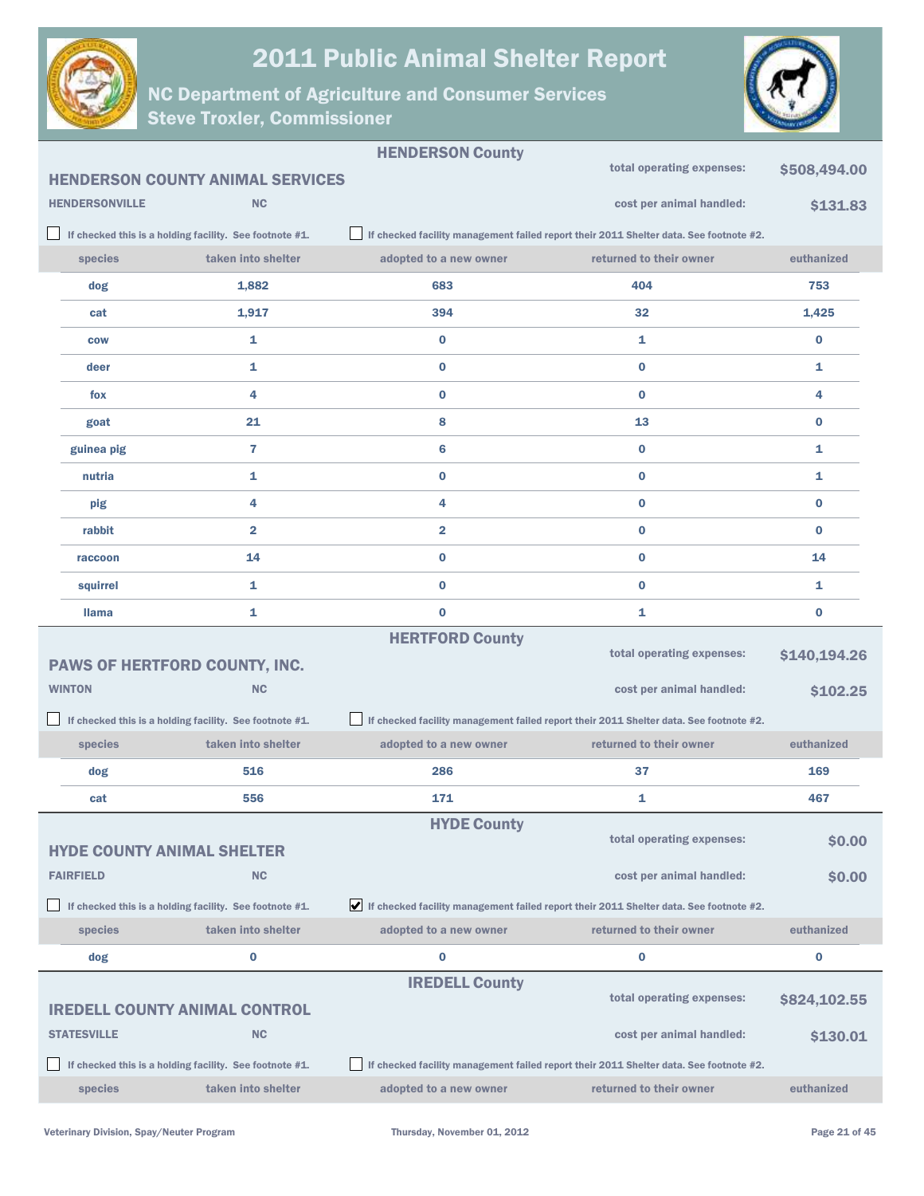# 2011 Public Animal Shelter Report

## NC Department of Agriculture and Consumer Services
### Steve Troxler, Commissioner

---

## HENDERSON County

**HENDERSON COUNTY ANIMAL SERVICES**

**HENDERSONVILLE** NC

total operating expenses: **$508,494.00**

cost per animal handled: **$131.83**

☐ If checked this is a holding facility. See footnote #1.

☐ If checked facility management failed report their 2011 Shelter data. See footnote #2.

| species | taken into shelter | adopted to a new owner | returned to their owner | euthanized |
|---|---|---|---|---|
| dog | 1,882 | 683 | 404 | 753 |
| cat | 1,917 | 394 | 32 | 1,425 |
| cow | 1 | 0 | 1 | 0 |
| deer | 1 | 0 | 0 | 1 |
| fox | 4 | 0 | 0 | 4 |
| goat | 21 | 8 | 13 | 0 |
| guinea pig | 7 | 6 | 0 | 1 |
| nutria | 1 | 0 | 0 | 1 |
| pig | 4 | 4 | 0 | 0 |
| rabbit | 2 | 2 | 0 | 0 |
| raccoon | 14 | 0 | 0 | 14 |
| squirrel | 1 | 0 | 0 | 1 |
| llama | 1 | 0 | 1 | 0 |

---

## HERTFORD County

**PAWS OF HERTFORD COUNTY, INC.**

**WINTON** NC

total operating expenses: **$140,194.26**

cost per animal handled: **$102.25**

☐ If checked this is a holding facility. See footnote #1.

☐ If checked facility management failed report their 2011 Shelter data. See footnote #2.

| species | taken into shelter | adopted to a new owner | returned to their owner | euthanized |
|---|---|---|---|---|
| dog | 516 | 286 | 37 | 169 |
| cat | 556 | 171 | 1 | 467 |

---

## HYDE County

**HYDE COUNTY ANIMAL SHELTER**

**FAIRFIELD** NC

total operating expenses: **$0.00**

cost per animal handled: **$0.00**

☐ If checked this is a holding facility. See footnote #1.

☑ If checked facility management failed report their 2011 Shelter data. See footnote #2.

| species | taken into shelter | adopted to a new owner | returned to their owner | euthanized |
|---|---|---|---|---|
| dog | 0 | 0 | 0 | 0 |

---

## IREDELL County

**IREDELL COUNTY ANIMAL CONTROL**

**STATESVILLE** NC

total operating expenses: **$824,102.55**

cost per animal handled: **$130.01**

☐ If checked this is a holding facility. See footnote #1.

☐ If checked facility management failed report their 2011 Shelter data. See footnote #2.

| species | taken into shelter | adopted to a new owner | returned to their owner | euthanized |
|---|---|---|---|---|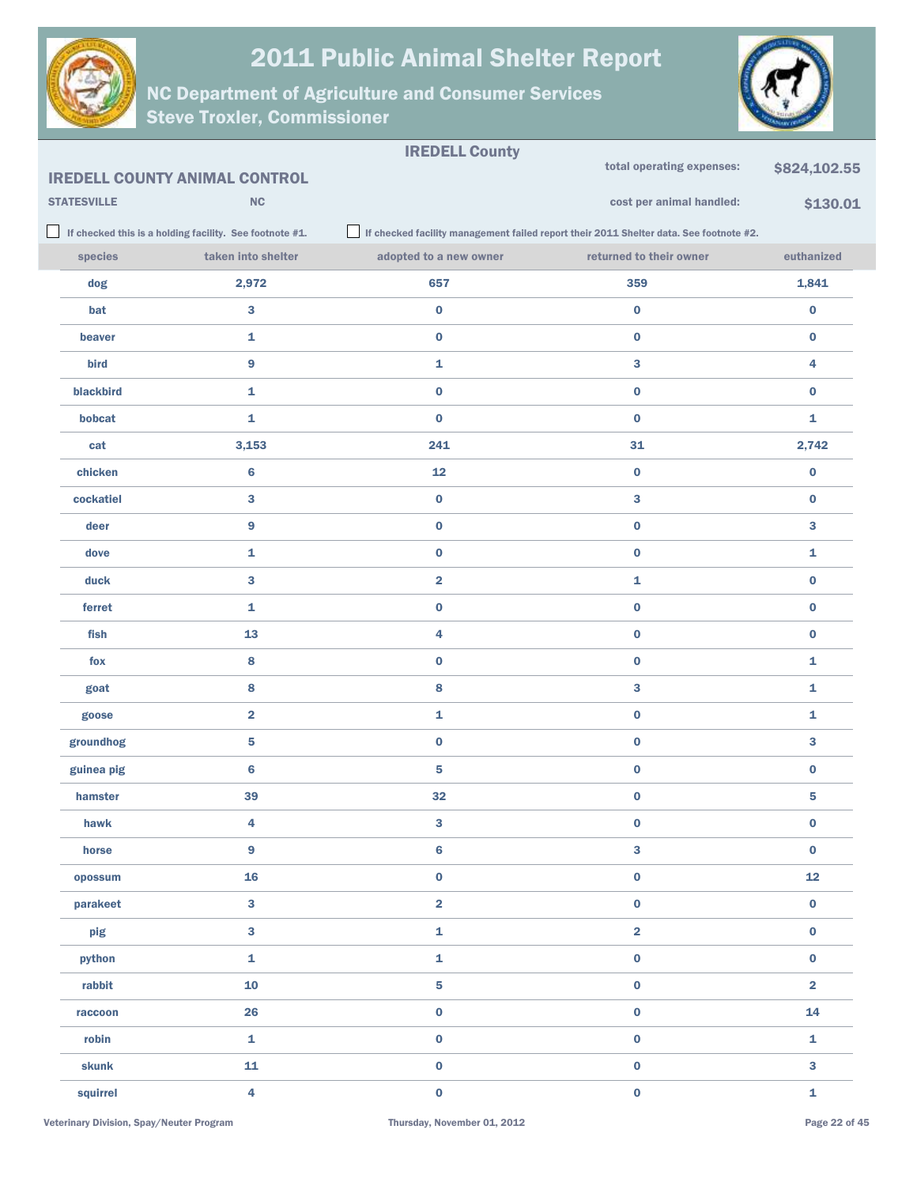# 2011 Public Animal Shelter Report

## NC Department of Agriculture and Consumer Services
## Steve Troxler, Commissioner

### IREDELL County

**IREDELL COUNTY ANIMAL CONTROL**

**STATESVILLE** **NC**

total operating expenses: **$824,102.55**

cost per animal handled: **$130.01**

☐ If checked this is a holding facility. See footnote #1.

☐ If checked facility management failed report their 2011 Shelter data. See footnote #2.

| species | taken into shelter | adopted to a new owner | returned to their owner | euthanized |
|---|---|---|---|---|
| dog | 2,972 | 657 | 359 | 1,841 |
| bat | 3 | 0 | 0 | 0 |
| beaver | 1 | 0 | 0 | 0 |
| bird | 9 | 1 | 3 | 4 |
| blackbird | 1 | 0 | 0 | 0 |
| bobcat | 1 | 0 | 0 | 1 |
| cat | 3,153 | 241 | 31 | 2,742 |
| chicken | 6 | 12 | 0 | 0 |
| cockatiel | 3 | 0 | 3 | 0 |
| deer | 9 | 0 | 0 | 3 |
| dove | 1 | 0 | 0 | 1 |
| duck | 3 | 2 | 1 | 0 |
| ferret | 1 | 0 | 0 | 0 |
| fish | 13 | 4 | 0 | 0 |
| fox | 8 | 0 | 0 | 1 |
| goat | 8 | 8 | 3 | 1 |
| goose | 2 | 1 | 0 | 1 |
| groundhog | 5 | 0 | 0 | 3 |
| guinea pig | 6 | 5 | 0 | 0 |
| hamster | 39 | 32 | 0 | 5 |
| hawk | 4 | 3 | 0 | 0 |
| horse | 9 | 6 | 3 | 0 |
| opossum | 16 | 0 | 0 | 12 |
| parakeet | 3 | 2 | 0 | 0 |
| pig | 3 | 1 | 2 | 0 |
| python | 1 | 1 | 0 | 0 |
| rabbit | 10 | 5 | 0 | 2 |
| raccoon | 26 | 0 | 0 | 14 |
| robin | 1 | 0 | 0 | 1 |
| skunk | 11 | 0 | 0 | 3 |
| squirrel | 4 | 0 | 0 | 1 |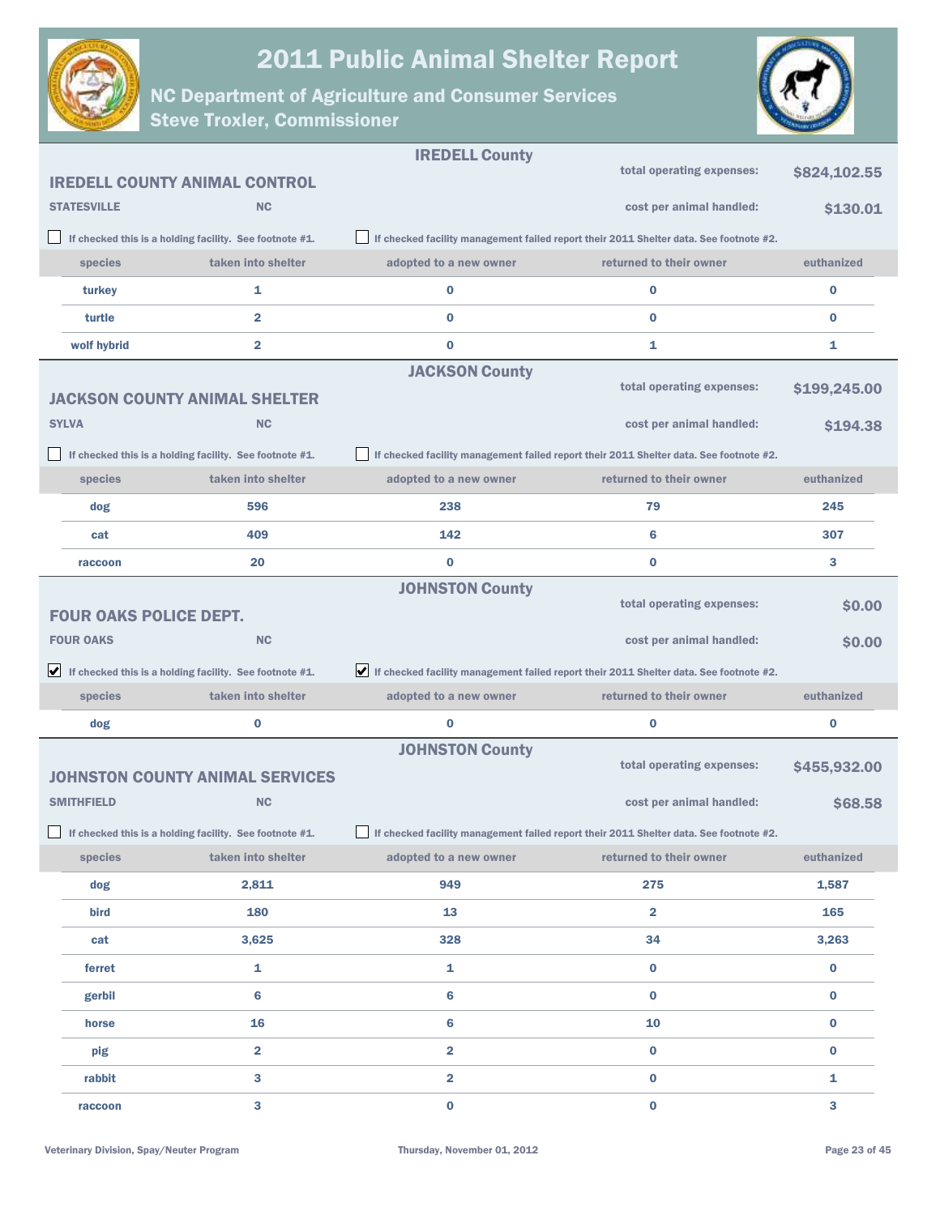# 2011 Public Animal Shelter Report

## NC Department of Agriculture and Consumer Services
## Steve Troxler, Commissioner

### IREDELL County

**IREDELL COUNTY ANIMAL CONTROL**

**STATESVILLE** **NC**

total operating expenses: **$824,102.55**

cost per animal handled: **$130.01**

☐ If checked this is a holding facility. See footnote #1.

☐ If checked facility management failed report their 2011 Shelter data. See footnote #2.

| species | taken into shelter | adopted to a new owner | returned to their owner | euthanized |
|---|---|---|---|---|
| turkey | 1 | 0 | 0 | 0 |
| turtle | 2 | 0 | 0 | 0 |
| wolf hybrid | 2 | 0 | 1 | 1 |

### JACKSON County

**JACKSON COUNTY ANIMAL SHELTER**

**SYLVA** **NC**

total operating expenses: **$199,245.00**

cost per animal handled: **$194.38**

☐ If checked this is a holding facility. See footnote #1.

☐ If checked facility management failed report their 2011 Shelter data. See footnote #2.

| species | taken into shelter | adopted to a new owner | returned to their owner | euthanized |
|---|---|---|---|---|
| dog | 596 | 238 | 79 | 245 |
| cat | 409 | 142 | 6 | 307 |
| raccoon | 20 | 0 | 0 | 3 |

### JOHNSTON County

**FOUR OAKS POLICE DEPT.**

**FOUR OAKS** **NC**

total operating expenses: **$0.00**

cost per animal handled: **$0.00**

☑ If checked this is a holding facility. See footnote #1.

☑ If checked facility management failed report their 2011 Shelter data. See footnote #2.

| species | taken into shelter | adopted to a new owner | returned to their owner | euthanized |
|---|---|---|---|---|
| dog | 0 | 0 | 0 | 0 |

### JOHNSTON County

**JOHNSTON COUNTY ANIMAL SERVICES**

**SMITHFIELD** **NC**

total operating expenses: **$455,932.00**

cost per animal handled: **$68.58**

☐ If checked this is a holding facility. See footnote #1.

☐ If checked facility management failed report their 2011 Shelter data. See footnote #2.

| species | taken into shelter | adopted to a new owner | returned to their owner | euthanized |
|---|---|---|---|---|
| dog | 2,811 | 949 | 275 | 1,587 |
| bird | 180 | 13 | 2 | 165 |
| cat | 3,625 | 328 | 34 | 3,263 |
| ferret | 1 | 1 | 0 | 0 |
| gerbil | 6 | 6 | 0 | 0 |
| horse | 16 | 6 | 10 | 0 |
| pig | 2 | 2 | 0 | 0 |
| rabbit | 3 | 2 | 0 | 1 |
| raccoon | 3 | 0 | 0 | 3 |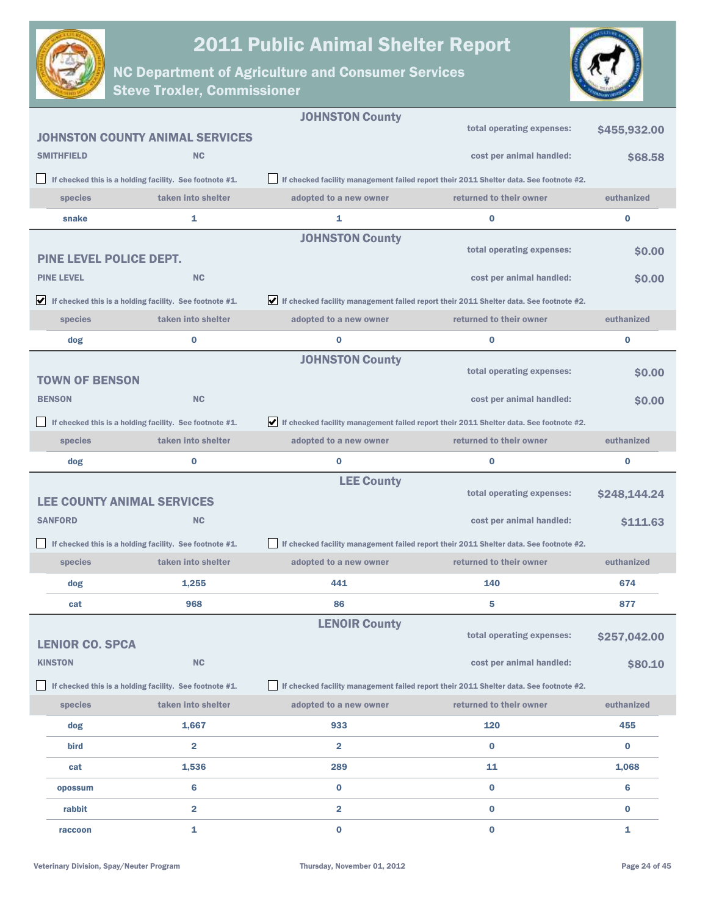# 2011 Public Animal Shelter Report

## NC Department of Agriculture and Consumer Services
## Steve Troxler, Commissioner

---

### JOHNSTON County

**JOHNSTON COUNTY ANIMAL SERVICES**

SMITHFIELD NC

total operating expenses: $455,932.00

cost per animal handled: $68.58

☐ If checked this is a holding facility. See footnote #1.

☐ If checked facility management failed report their 2011 Shelter data. See footnote #2.

| species | taken into shelter | adopted to a new owner | returned to their owner | euthanized |
|---|---|---|---|---|
| snake | 1 | 1 | 0 | 0 |

---

### JOHNSTON County

**PINE LEVEL POLICE DEPT.**

PINE LEVEL NC

total operating expenses: $0.00

cost per animal handled: $0.00

☑ If checked this is a holding facility. See footnote #1.

☑ If checked facility management failed report their 2011 Shelter data. See footnote #2.

| species | taken into shelter | adopted to a new owner | returned to their owner | euthanized |
|---|---|---|---|---|
| dog | 0 | 0 | 0 | 0 |

---

### JOHNSTON County

**TOWN OF BENSON**

BENSON NC

total operating expenses: $0.00

cost per animal handled: $0.00

☐ If checked this is a holding facility. See footnote #1.

☑ If checked facility management failed report their 2011 Shelter data. See footnote #2.

| species | taken into shelter | adopted to a new owner | returned to their owner | euthanized |
|---|---|---|---|---|
| dog | 0 | 0 | 0 | 0 |

---

### LEE County

**LEE COUNTY ANIMAL SERVICES**

SANFORD NC

total operating expenses: $248,144.24

cost per animal handled: $111.63

☐ If checked this is a holding facility. See footnote #1.

☐ If checked facility management failed report their 2011 Shelter data. See footnote #2.

| species | taken into shelter | adopted to a new owner | returned to their owner | euthanized |
|---|---|---|---|---|
| dog | 1,255 | 441 | 140 | 674 |
| cat | 968 | 86 | 5 | 877 |

---

### LENOIR County

**LENIOR CO. SPCA**

KINSTON NC

total operating expenses: $257,042.00

cost per animal handled: $80.10

☐ If checked this is a holding facility. See footnote #1.

☐ If checked facility management failed report their 2011 Shelter data. See footnote #2.

| species | taken into shelter | adopted to a new owner | returned to their owner | euthanized |
|---|---|---|---|---|
| dog | 1,667 | 933 | 120 | 455 |
| bird | 2 | 2 | 0 | 0 |
| cat | 1,536 | 289 | 11 | 1,068 |
| opossum | 6 | 0 | 0 | 6 |
| rabbit | 2 | 2 | 0 | 0 |
| raccoon | 1 | 0 | 0 | 1 |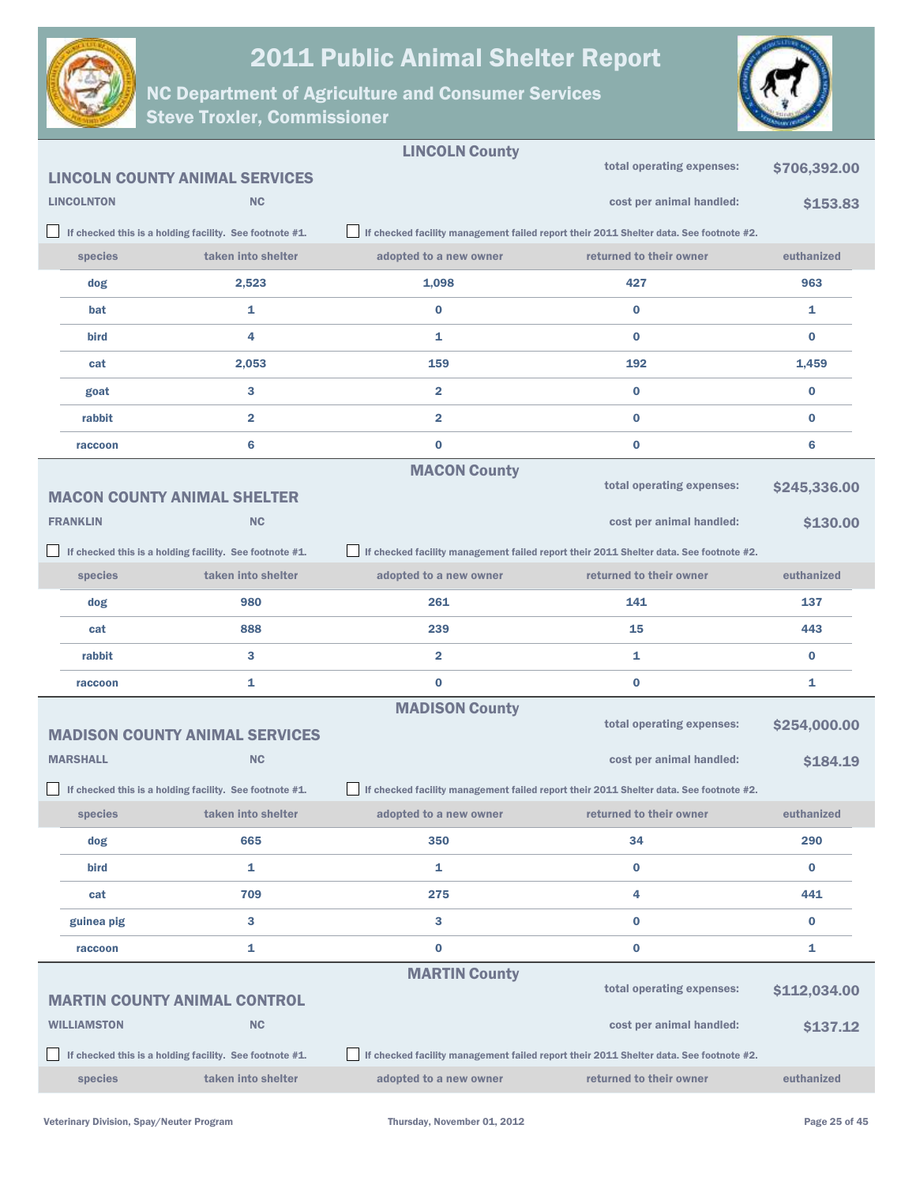# 2011 Public Animal Shelter Report

## NC Department of Agriculture and Consumer Services
## Steve Troxler, Commissioner

### LINCOLN County

**LINCOLN COUNTY ANIMAL SERVICES**

LINCOLNTON NC

total operating expenses: **$706,392.00**

cost per animal handled: **$153.83**

☐ If checked this is a holding facility. See footnote #1.

☐ If checked facility management failed report their 2011 Shelter data. See footnote #2.

| species | taken into shelter | adopted to a new owner | returned to their owner | euthanized |
|---|---|---|---|---|
| dog | 2,523 | 1,098 | 427 | 963 |
| bat | 1 | 0 | 0 | 1 |
| bird | 4 | 1 | 0 | 0 |
| cat | 2,053 | 159 | 192 | 1,459 |
| goat | 3 | 2 | 0 | 0 |
| rabbit | 2 | 2 | 0 | 0 |
| raccoon | 6 | 0 | 0 | 6 |

### MACON County

**MACON COUNTY ANIMAL SHELTER**

FRANKLIN NC

total operating expenses: **$245,336.00**

cost per animal handled: **$130.00**

☐ If checked this is a holding facility. See footnote #1.

☐ If checked facility management failed report their 2011 Shelter data. See footnote #2.

| species | taken into shelter | adopted to a new owner | returned to their owner | euthanized |
|---|---|---|---|---|
| dog | 980 | 261 | 141 | 137 |
| cat | 888 | 239 | 15 | 443 |
| rabbit | 3 | 2 | 1 | 0 |
| raccoon | 1 | 0 | 0 | 1 |

### MADISON County

**MADISON COUNTY ANIMAL SERVICES**

MARSHALL NC

total operating expenses: **$254,000.00**

cost per animal handled: **$184.19**

☐ If checked this is a holding facility. See footnote #1.

☐ If checked facility management failed report their 2011 Shelter data. See footnote #2.

| species | taken into shelter | adopted to a new owner | returned to their owner | euthanized |
|---|---|---|---|---|
| dog | 665 | 350 | 34 | 290 |
| bird | 1 | 1 | 0 | 0 |
| cat | 709 | 275 | 4 | 441 |
| guinea pig | 3 | 3 | 0 | 0 |
| raccoon | 1 | 0 | 0 | 1 |

### MARTIN County

**MARTIN COUNTY ANIMAL CONTROL**

WILLIAMSTON NC

total operating expenses: **$112,034.00**

cost per animal handled: **$137.12**

☐ If checked this is a holding facility. See footnote #1.

☐ If checked facility management failed report their 2011 Shelter data. See footnote #2.

| species | taken into shelter | adopted to a new owner | returned to their owner | euthanized |
|---|---|---|---|---|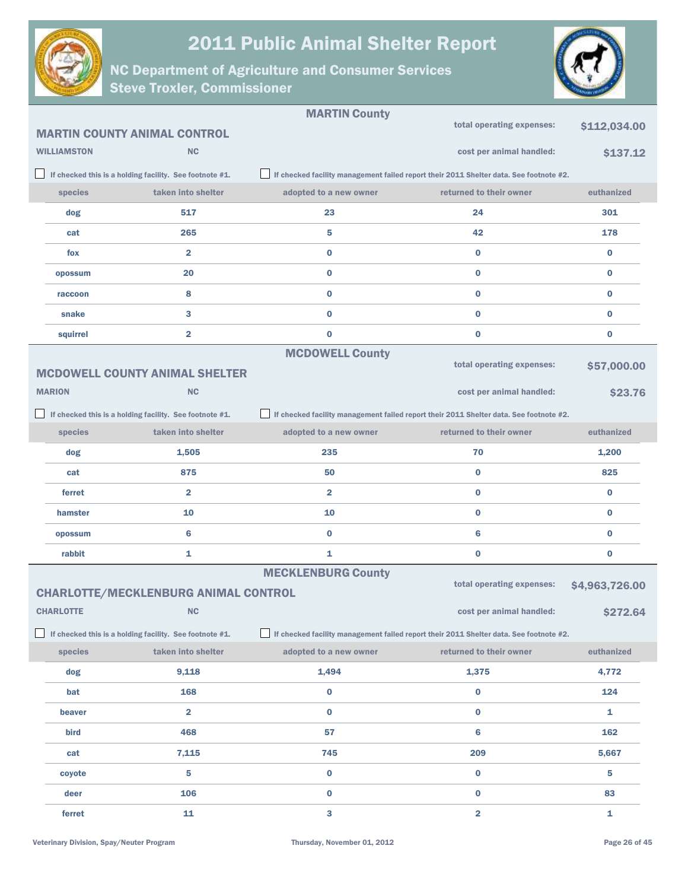# 2011 Public Animal Shelter Report

## NC Department of Agriculture and Consumer Services
## Steve Troxler, Commissioner

### MARTIN County

**MARTIN COUNTY ANIMAL CONTROL**

**WILLIAMSTON** **NC**

total operating expenses: **$112,034.00**

cost per animal handled: **$137.12**

☐ If checked this is a holding facility. See footnote #1.

☐ If checked facility management failed report their 2011 Shelter data. See footnote #2.

| species | taken into shelter | adopted to a new owner | returned to their owner | euthanized |
|---|---|---|---|---|
| dog | 517 | 23 | 24 | 301 |
| cat | 265 | 5 | 42 | 178 |
| fox | 2 | 0 | 0 | 0 |
| opossum | 20 | 0 | 0 | 0 |
| raccoon | 8 | 0 | 0 | 0 |
| snake | 3 | 0 | 0 | 0 |
| squirrel | 2 | 0 | 0 | 0 |

### MCDOWELL County

**MCDOWELL COUNTY ANIMAL SHELTER**

**MARION** **NC**

total operating expenses: **$57,000.00**

cost per animal handled: **$23.76**

☐ If checked this is a holding facility. See footnote #1.

☐ If checked facility management failed report their 2011 Shelter data. See footnote #2.

| species | taken into shelter | adopted to a new owner | returned to their owner | euthanized |
|---|---|---|---|---|
| dog | 1,505 | 235 | 70 | 1,200 |
| cat | 875 | 50 | 0 | 825 |
| ferret | 2 | 2 | 0 | 0 |
| hamster | 10 | 10 | 0 | 0 |
| opossum | 6 | 0 | 6 | 0 |
| rabbit | 1 | 1 | 0 | 0 |

### MECKLENBURG County

**CHARLOTTE/MECKLENBURG ANIMAL CONTROL**

**CHARLOTTE** **NC**

total operating expenses: **$4,963,726.00**

cost per animal handled: **$272.64**

☐ If checked this is a holding facility. See footnote #1.

☐ If checked facility management failed report their 2011 Shelter data. See footnote #2.

| species | taken into shelter | adopted to a new owner | returned to their owner | euthanized |
|---|---|---|---|---|
| dog | 9,118 | 1,494 | 1,375 | 4,772 |
| bat | 168 | 0 | 0 | 124 |
| beaver | 2 | 0 | 0 | 1 |
| bird | 468 | 57 | 6 | 162 |
| cat | 7,115 | 745 | 209 | 5,667 |
| coyote | 5 | 0 | 0 | 5 |
| deer | 106 | 0 | 0 | 83 |
| ferret | 11 | 3 | 2 | 1 |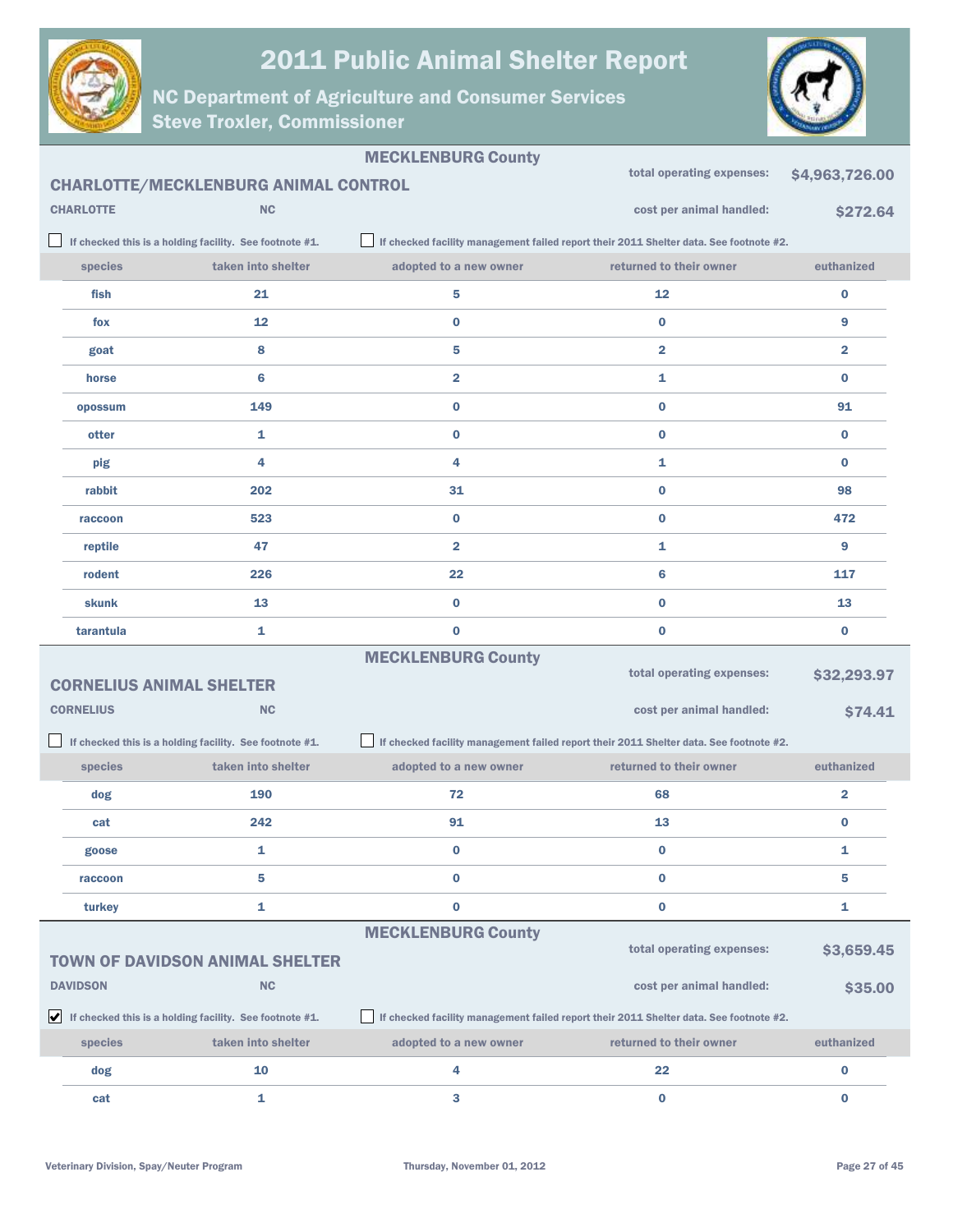# 2011 Public Animal Shelter Report

## NC Department of Agriculture and Consumer Services
## Steve Troxler, Commissioner

### MECKLENBURG County

## CHARLOTTE/MECKLENBURG ANIMAL CONTROL

CHARLOTTE NC

total operating expenses: **$4,963,726.00**

cost per animal handled: **$272.64**

☐ If checked this is a holding facility. See footnote #1.

☐ If checked facility management failed report their 2011 Shelter data. See footnote #2.

| species | taken into shelter | adopted to a new owner | returned to their owner | euthanized |
|---|---|---|---|---|
| fish | 21 | 5 | 12 | 0 |
| fox | 12 | 0 | 0 | 9 |
| goat | 8 | 5 | 2 | 2 |
| horse | 6 | 2 | 1 | 0 |
| opossum | 149 | 0 | 0 | 91 |
| otter | 1 | 0 | 0 | 0 |
| pig | 4 | 4 | 1 | 0 |
| rabbit | 202 | 31 | 0 | 98 |
| raccoon | 523 | 0 | 0 | 472 |
| reptile | 47 | 2 | 1 | 9 |
| rodent | 226 | 22 | 6 | 117 |
| skunk | 13 | 0 | 0 | 13 |
| tarantula | 1 | 0 | 0 | 0 |

### MECKLENBURG County

## CORNELIUS ANIMAL SHELTER

CORNELIUS NC

total operating expenses: **$32,293.97**

cost per animal handled: **$74.41**

☐ If checked this is a holding facility. See footnote #1.

☐ If checked facility management failed report their 2011 Shelter data. See footnote #2.

| species | taken into shelter | adopted to a new owner | returned to their owner | euthanized |
|---|---|---|---|---|
| dog | 190 | 72 | 68 | 2 |
| cat | 242 | 91 | 13 | 0 |
| goose | 1 | 0 | 0 | 1 |
| raccoon | 5 | 0 | 0 | 5 |
| turkey | 1 | 0 | 0 | 1 |

### MECKLENBURG County

## TOWN OF DAVIDSON ANIMAL SHELTER

DAVIDSON NC

total operating expenses: **$3,659.45**

cost per animal handled: **$35.00**

☑ If checked this is a holding facility. See footnote #1.

☐ If checked facility management failed report their 2011 Shelter data. See footnote #2.

| species | taken into shelter | adopted to a new owner | returned to their owner | euthanized |
|---|---|---|---|---|
| dog | 10 | 4 | 22 | 0 |
| cat | 1 | 3 | 0 | 0 |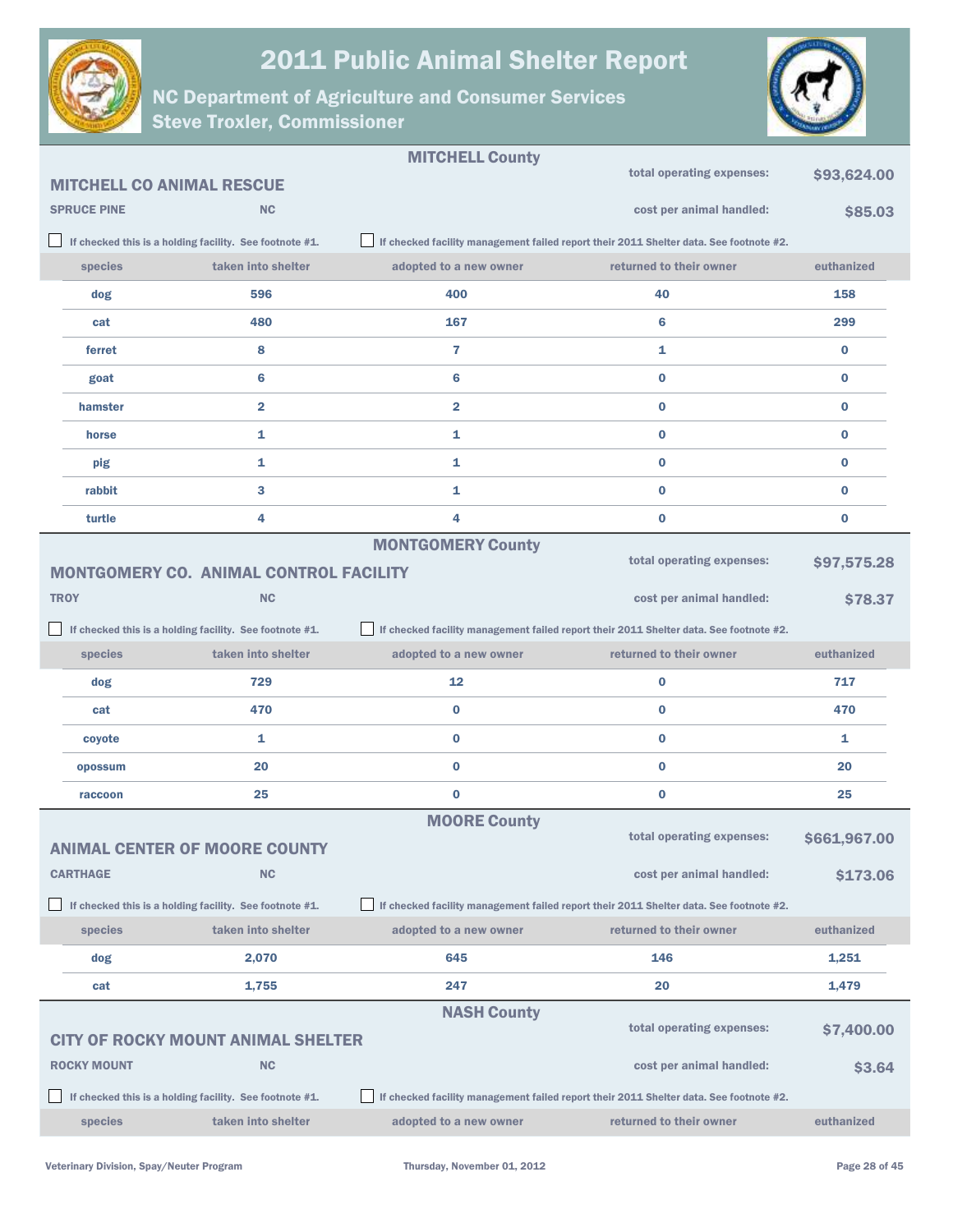# 2011 Public Animal Shelter Report

## NC Department of Agriculture and Consumer Services
## Steve Troxler, Commissioner

### MITCHELL County

**MITCHELL CO ANIMAL RESCUE**

SPRUCE PINE NC

total operating expenses: **$93,624.00**

cost per animal handled: **$85.03**

☐ If checked this is a holding facility. See footnote #1.

☐ If checked facility management failed report their 2011 Shelter data. See footnote #2.

| species | taken into shelter | adopted to a new owner | returned to their owner | euthanized |
|---|---|---|---|---|
| dog | 596 | 400 | 40 | 158 |
| cat | 480 | 167 | 6 | 299 |
| ferret | 8 | 7 | 1 | 0 |
| goat | 6 | 6 | 0 | 0 |
| hamster | 2 | 2 | 0 | 0 |
| horse | 1 | 1 | 0 | 0 |
| pig | 1 | 1 | 0 | 0 |
| rabbit | 3 | 1 | 0 | 0 |
| turtle | 4 | 4 | 0 | 0 |

### MONTGOMERY County

**MONTGOMERY CO. ANIMAL CONTROL FACILITY**

TROY NC

total operating expenses: **$97,575.28**

cost per animal handled: **$78.37**

☐ If checked this is a holding facility. See footnote #1.

☐ If checked facility management failed report their 2011 Shelter data. See footnote #2.

| species | taken into shelter | adopted to a new owner | returned to their owner | euthanized |
|---|---|---|---|---|
| dog | 729 | 12 | 0 | 717 |
| cat | 470 | 0 | 0 | 470 |
| coyote | 1 | 0 | 0 | 1 |
| opossum | 20 | 0 | 0 | 20 |
| raccoon | 25 | 0 | 0 | 25 |

### MOORE County

**ANIMAL CENTER OF MOORE COUNTY**

CARTHAGE NC

total operating expenses: **$661,967.00**

cost per animal handled: **$173.06**

☐ If checked this is a holding facility. See footnote #1.

☐ If checked facility management failed report their 2011 Shelter data. See footnote #2.

| species | taken into shelter | adopted to a new owner | returned to their owner | euthanized |
|---|---|---|---|---|
| dog | 2,070 | 645 | 146 | 1,251 |
| cat | 1,755 | 247 | 20 | 1,479 |

### NASH County

**CITY OF ROCKY MOUNT ANIMAL SHELTER**

ROCKY MOUNT NC

total operating expenses: **$7,400.00**

cost per animal handled: **$3.64**

☐ If checked this is a holding facility. See footnote #1.

☐ If checked facility management failed report their 2011 Shelter data. See footnote #2.

| species | taken into shelter | adopted to a new owner | returned to their owner | euthanized |
|---|---|---|---|---|

Veterinary Division, Spay/Neuter Program — Thursday, November 01, 2012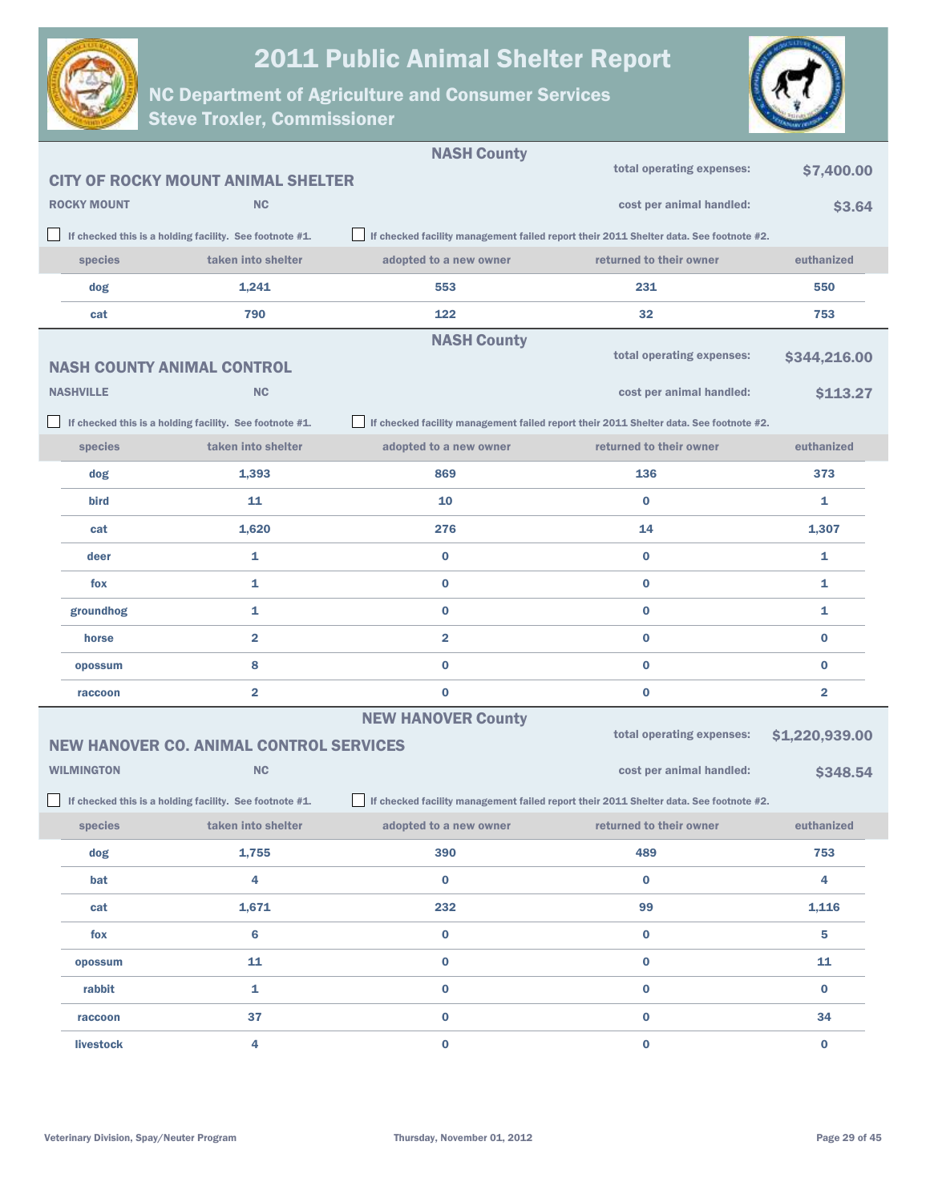# 2011 Public Animal Shelter Report

## NC Department of Agriculture and Consumer Services
## Steve Troxler, Commissioner

---

### NASH County

**CITY OF ROCKY MOUNT ANIMAL SHELTER**

ROCKY MOUNT NC

total operating expenses: **$7,400.00**

cost per animal handled: **$3.64**

☐ If checked this is a holding facility. See footnote #1.

☐ If checked facility management failed report their 2011 Shelter data. See footnote #2.

| species | taken into shelter | adopted to a new owner | returned to their owner | euthanized |
|---|---|---|---|---|
| dog | 1,241 | 553 | 231 | 550 |
| cat | 790 | 122 | 32 | 753 |

---

### NASH County

**NASH COUNTY ANIMAL CONTROL**

NASHVILLE NC

total operating expenses: **$344,216.00**

cost per animal handled: **$113.27**

☐ If checked this is a holding facility. See footnote #1.

☐ If checked facility management failed report their 2011 Shelter data. See footnote #2.

| species | taken into shelter | adopted to a new owner | returned to their owner | euthanized |
|---|---|---|---|---|
| dog | 1,393 | 869 | 136 | 373 |
| bird | 11 | 10 | 0 | 1 |
| cat | 1,620 | 276 | 14 | 1,307 |
| deer | 1 | 0 | 0 | 1 |
| fox | 1 | 0 | 0 | 1 |
| groundhog | 1 | 0 | 0 | 1 |
| horse | 2 | 2 | 0 | 0 |
| opossum | 8 | 0 | 0 | 0 |
| raccoon | 2 | 0 | 0 | 2 |

---

### NEW HANOVER County

**NEW HANOVER CO. ANIMAL CONTROL SERVICES**

WILMINGTON NC

total operating expenses: **$1,220,939.00**

cost per animal handled: **$348.54**

☐ If checked this is a holding facility. See footnote #1.

☐ If checked facility management failed report their 2011 Shelter data. See footnote #2.

| species | taken into shelter | adopted to a new owner | returned to their owner | euthanized |
|---|---|---|---|---|
| dog | 1,755 | 390 | 489 | 753 |
| bat | 4 | 0 | 0 | 4 |
| cat | 1,671 | 232 | 99 | 1,116 |
| fox | 6 | 0 | 0 | 5 |
| opossum | 11 | 0 | 0 | 11 |
| rabbit | 1 | 0 | 0 | 0 |
| raccoon | 37 | 0 | 0 | 34 |
| livestock | 4 | 0 | 0 | 0 |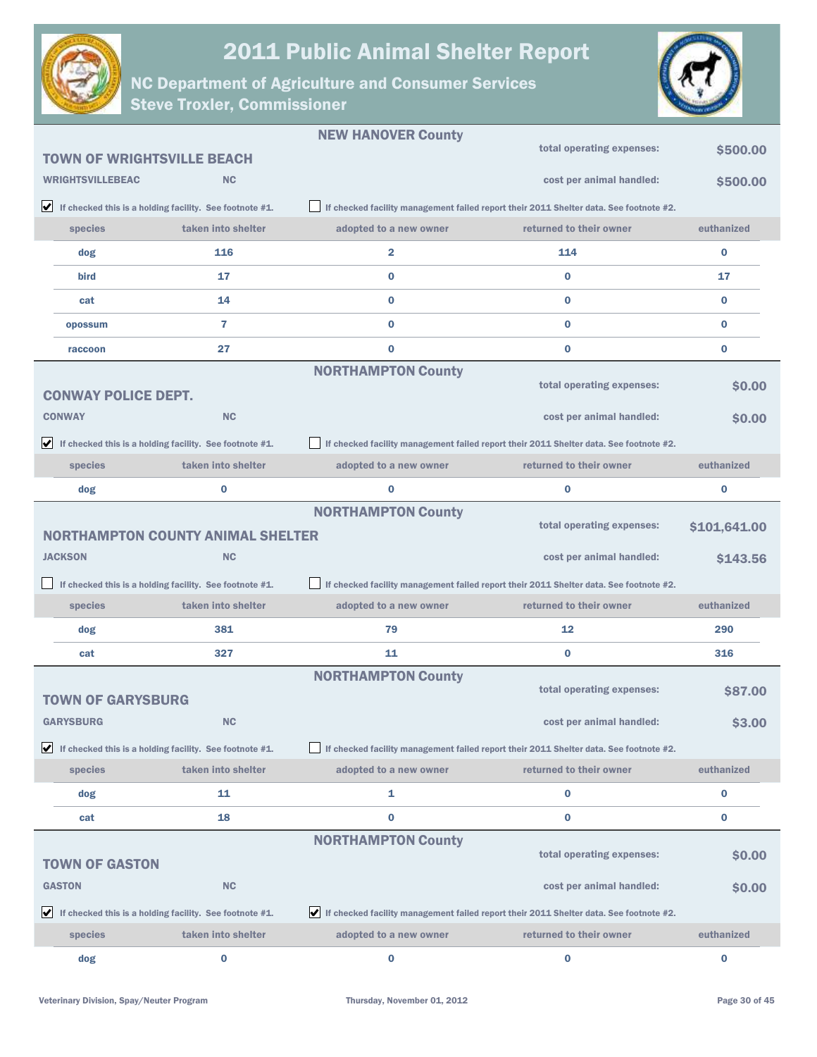# 2011 Public Animal Shelter Report

## NC Department of Agriculture and Consumer Services
## Steve Troxler, Commissioner

---

**NEW HANOVER County**

### TOWN OF WRIGHTSVILLE BEACH

**WRIGHTSVILLEBEAC** NC

total operating expenses: **$500.00**

cost per animal handled: **$500.00**

☑ If checked this is a holding facility. See footnote #1.

☐ If checked facility management failed report their 2011 Shelter data. See footnote #2.

| species | taken into shelter | adopted to a new owner | returned to their owner | euthanized |
|---|---|---|---|---|
| dog | 116 | 2 | 114 | 0 |
| bird | 17 | 0 | 0 | 17 |
| cat | 14 | 0 | 0 | 0 |
| opossum | 7 | 0 | 0 | 0 |
| raccoon | 27 | 0 | 0 | 0 |

---

**NORTHAMPTON County**

### CONWAY POLICE DEPT.

**CONWAY** NC

total operating expenses: **$0.00**

cost per animal handled: **$0.00**

☑ If checked this is a holding facility. See footnote #1.

☐ If checked facility management failed report their 2011 Shelter data. See footnote #2.

| species | taken into shelter | adopted to a new owner | returned to their owner | euthanized |
|---|---|---|---|---|
| dog | 0 | 0 | 0 | 0 |

---

**NORTHAMPTON County**

### NORTHAMPTON COUNTY ANIMAL SHELTER

**JACKSON** NC

total operating expenses: **$101,641.00**

cost per animal handled: **$143.56**

☐ If checked this is a holding facility. See footnote #1.

☐ If checked facility management failed report their 2011 Shelter data. See footnote #2.

| species | taken into shelter | adopted to a new owner | returned to their owner | euthanized |
|---|---|---|---|---|
| dog | 381 | 79 | 12 | 290 |
| cat | 327 | 11 | 0 | 316 |

---

**NORTHAMPTON County**

### TOWN OF GARYSBURG

**GARYSBURG** NC

total operating expenses: **$87.00**

cost per animal handled: **$3.00**

☑ If checked this is a holding facility. See footnote #1.

☐ If checked facility management failed report their 2011 Shelter data. See footnote #2.

| species | taken into shelter | adopted to a new owner | returned to their owner | euthanized |
|---|---|---|---|---|
| dog | 11 | 1 | 0 | 0 |
| cat | 18 | 0 | 0 | 0 |

---

**NORTHAMPTON County**

### TOWN OF GASTON

**GASTON** NC

total operating expenses: **$0.00**

cost per animal handled: **$0.00**

☑ If checked this is a holding facility. See footnote #1.

☑ If checked facility management failed report their 2011 Shelter data. See footnote #2.

| species | taken into shelter | adopted to a new owner | returned to their owner | euthanized |
|---|---|---|---|---|
| dog | 0 | 0 | 0 | 0 |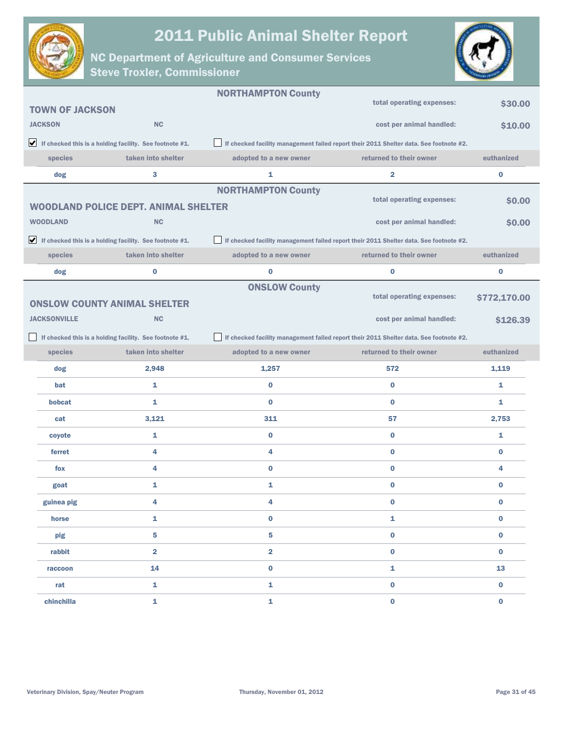# 2011 Public Animal Shelter Report

## NC Department of Agriculture and Consumer Services
## Steve Troxler, Commissioner

---

**NORTHAMPTON County**

### TOWN OF JACKSON

**JACKSON** **NC**

total operating expenses: **$30.00**

cost per animal handled: **$10.00**

☑ If checked this is a holding facility. See footnote #1.

☐ If checked facility management failed report their 2011 Shelter data. See footnote #2.

| species | taken into shelter | adopted to a new owner | returned to their owner | euthanized |
|---|---|---|---|---|
| dog | 3 | 1 | 2 | 0 |

---

**NORTHAMPTON County**

### WOODLAND POLICE DEPT. ANIMAL SHELTER

**WOODLAND** **NC**

total operating expenses: **$0.00**

cost per animal handled: **$0.00**

☑ If checked this is a holding facility. See footnote #1.

☐ If checked facility management failed report their 2011 Shelter data. See footnote #2.

| species | taken into shelter | adopted to a new owner | returned to their owner | euthanized |
|---|---|---|---|---|
| dog | 0 | 0 | 0 | 0 |

---

**ONSLOW County**

### ONSLOW COUNTY ANIMAL SHELTER

**JACKSONVILLE** **NC**

total operating expenses: **$772,170.00**

cost per animal handled: **$126.39**

☐ If checked this is a holding facility. See footnote #1.

☐ If checked facility management failed report their 2011 Shelter data. See footnote #2.

| species | taken into shelter | adopted to a new owner | returned to their owner | euthanized |
|---|---|---|---|---|
| dog | 2,948 | 1,257 | 572 | 1,119 |
| bat | 1 | 0 | 0 | 1 |
| bobcat | 1 | 0 | 0 | 1 |
| cat | 3,121 | 311 | 57 | 2,753 |
| coyote | 1 | 0 | 0 | 1 |
| ferret | 4 | 4 | 0 | 0 |
| fox | 4 | 0 | 0 | 4 |
| goat | 1 | 1 | 0 | 0 |
| guinea pig | 4 | 4 | 0 | 0 |
| horse | 1 | 0 | 1 | 0 |
| pig | 5 | 5 | 0 | 0 |
| rabbit | 2 | 2 | 0 | 0 |
| raccoon | 14 | 0 | 1 | 13 |
| rat | 1 | 1 | 0 | 0 |
| chinchilla | 1 | 1 | 0 | 0 |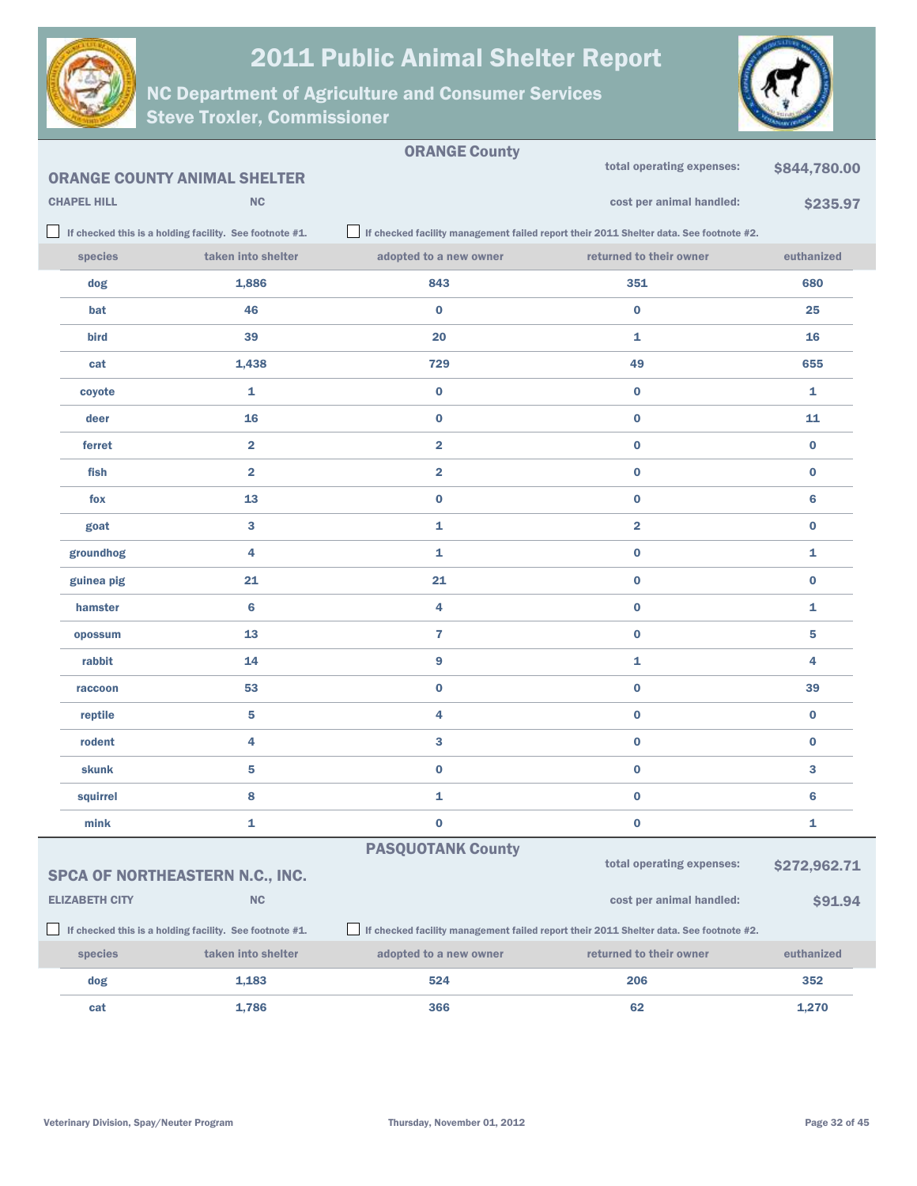# 2011 Public Animal Shelter Report

## NC Department of Agriculture and Consumer Services
## Steve Troxler, Commissioner

### ORANGE County

**ORANGE COUNTY ANIMAL SHELTER**

**CHAPEL HILL** **NC**

total operating expenses: **$844,780.00**

cost per animal handled: **$235.97**

☐ If checked this is a holding facility. See footnote #1.

☐ If checked facility management failed report their 2011 Shelter data. See footnote #2.

| species | taken into shelter | adopted to a new owner | returned to their owner | euthanized |
|---|---|---|---|---|
| dog | 1,886 | 843 | 351 | 680 |
| bat | 46 | 0 | 0 | 25 |
| bird | 39 | 20 | 1 | 16 |
| cat | 1,438 | 729 | 49 | 655 |
| coyote | 1 | 0 | 0 | 1 |
| deer | 16 | 0 | 0 | 11 |
| ferret | 2 | 2 | 0 | 0 |
| fish | 2 | 2 | 0 | 0 |
| fox | 13 | 0 | 0 | 6 |
| goat | 3 | 1 | 2 | 0 |
| groundhog | 4 | 1 | 0 | 1 |
| guinea pig | 21 | 21 | 0 | 0 |
| hamster | 6 | 4 | 0 | 1 |
| opossum | 13 | 7 | 0 | 5 |
| rabbit | 14 | 9 | 1 | 4 |
| raccoon | 53 | 0 | 0 | 39 |
| reptile | 5 | 4 | 0 | 0 |
| rodent | 4 | 3 | 0 | 0 |
| skunk | 5 | 0 | 0 | 3 |
| squirrel | 8 | 1 | 0 | 6 |
| mink | 1 | 0 | 0 | 1 |

### PASQUOTANK County

**SPCA OF NORTHEASTERN N.C., INC.**

**ELIZABETH CITY** **NC**

total operating expenses: **$272,962.71**

cost per animal handled: **$91.94**

☐ If checked this is a holding facility. See footnote #1.

☐ If checked facility management failed report their 2011 Shelter data. See footnote #2.

| species | taken into shelter | adopted to a new owner | returned to their owner | euthanized |
|---|---|---|---|---|
| dog | 1,183 | 524 | 206 | 352 |
| cat | 1,786 | 366 | 62 | 1,270 |

Veterinary Division, Spay/Neuter Program — Thursday, November 01, 2012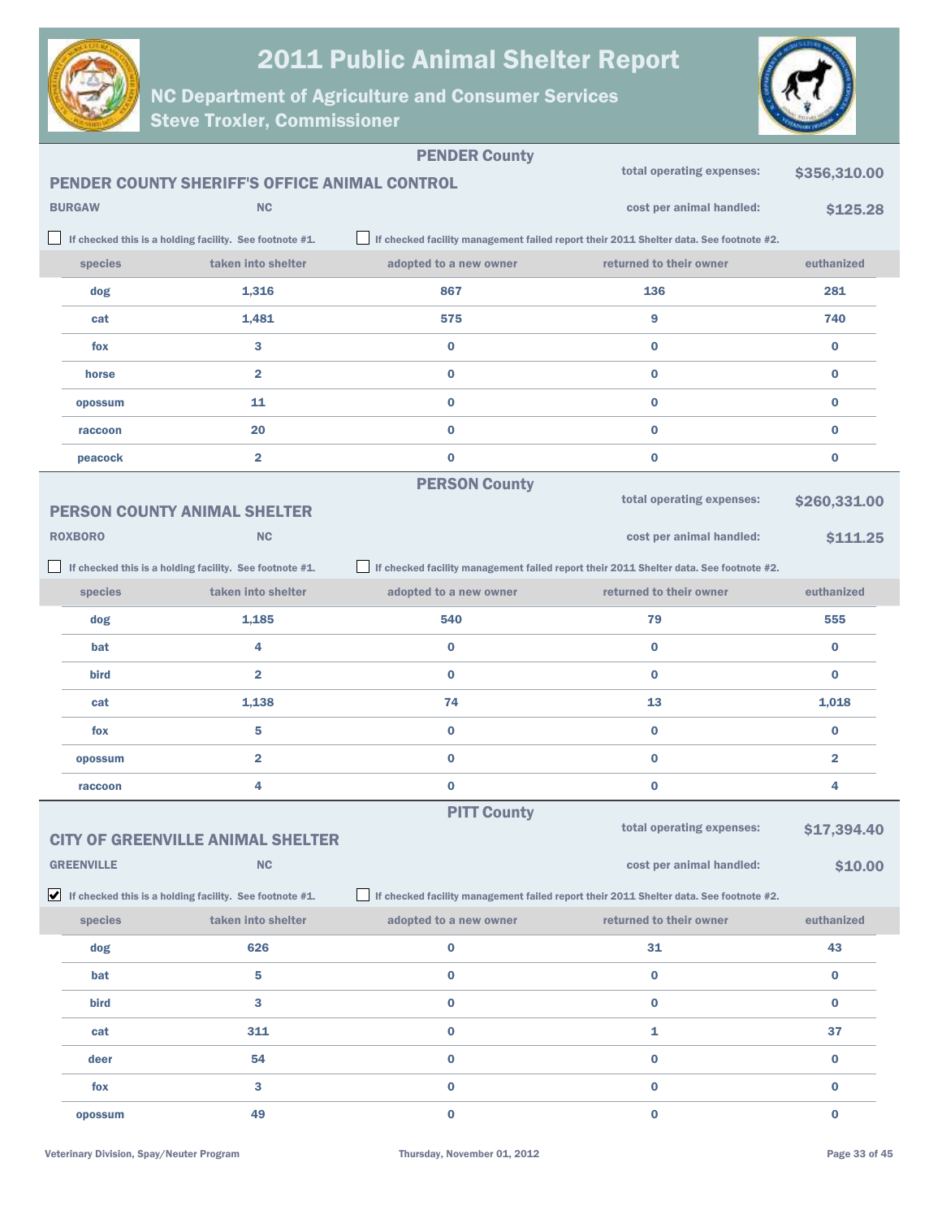# 2011 Public Animal Shelter Report

## NC Department of Agriculture and Consumer Services
## Steve Troxler, Commissioner

### PENDER County

**PENDER COUNTY SHERIFF'S OFFICE ANIMAL CONTROL**

BURGAW NC

total operating expenses: **$356,310.00**

cost per animal handled: **$125.28**

☐ If checked this is a holding facility. See footnote #1.

☐ If checked facility management failed report their 2011 Shelter data. See footnote #2.

| species | taken into shelter | adopted to a new owner | returned to their owner | euthanized |
|---|---|---|---|---|
| dog | 1,316 | 867 | 136 | 281 |
| cat | 1,481 | 575 | 9 | 740 |
| fox | 3 | 0 | 0 | 0 |
| horse | 2 | 0 | 0 | 0 |
| opossum | 11 | 0 | 0 | 0 |
| raccoon | 20 | 0 | 0 | 0 |
| peacock | 2 | 0 | 0 | 0 |

### PERSON County

**PERSON COUNTY ANIMAL SHELTER**

ROXBORO NC

total operating expenses: **$260,331.00**

cost per animal handled: **$111.25**

☐ If checked this is a holding facility. See footnote #1.

☐ If checked facility management failed report their 2011 Shelter data. See footnote #2.

| species | taken into shelter | adopted to a new owner | returned to their owner | euthanized |
|---|---|---|---|---|
| dog | 1,185 | 540 | 79 | 555 |
| bat | 4 | 0 | 0 | 0 |
| bird | 2 | 0 | 0 | 0 |
| cat | 1,138 | 74 | 13 | 1,018 |
| fox | 5 | 0 | 0 | 0 |
| opossum | 2 | 0 | 0 | 2 |
| raccoon | 4 | 0 | 0 | 4 |

### PITT County

**CITY OF GREENVILLE ANIMAL SHELTER**

GREENVILLE NC

total operating expenses: **$17,394.40**

cost per animal handled: **$10.00**

☑ If checked this is a holding facility. See footnote #1.

☐ If checked facility management failed report their 2011 Shelter data. See footnote #2.

| species | taken into shelter | adopted to a new owner | returned to their owner | euthanized |
|---|---|---|---|---|
| dog | 626 | 0 | 31 | 43 |
| bat | 5 | 0 | 0 | 0 |
| bird | 3 | 0 | 0 | 0 |
| cat | 311 | 0 | 1 | 37 |
| deer | 54 | 0 | 0 | 0 |
| fox | 3 | 0 | 0 | 0 |
| opossum | 49 | 0 | 0 | 0 |

Veterinary Division, Spay/Neuter Program — Thursday, November 01, 2012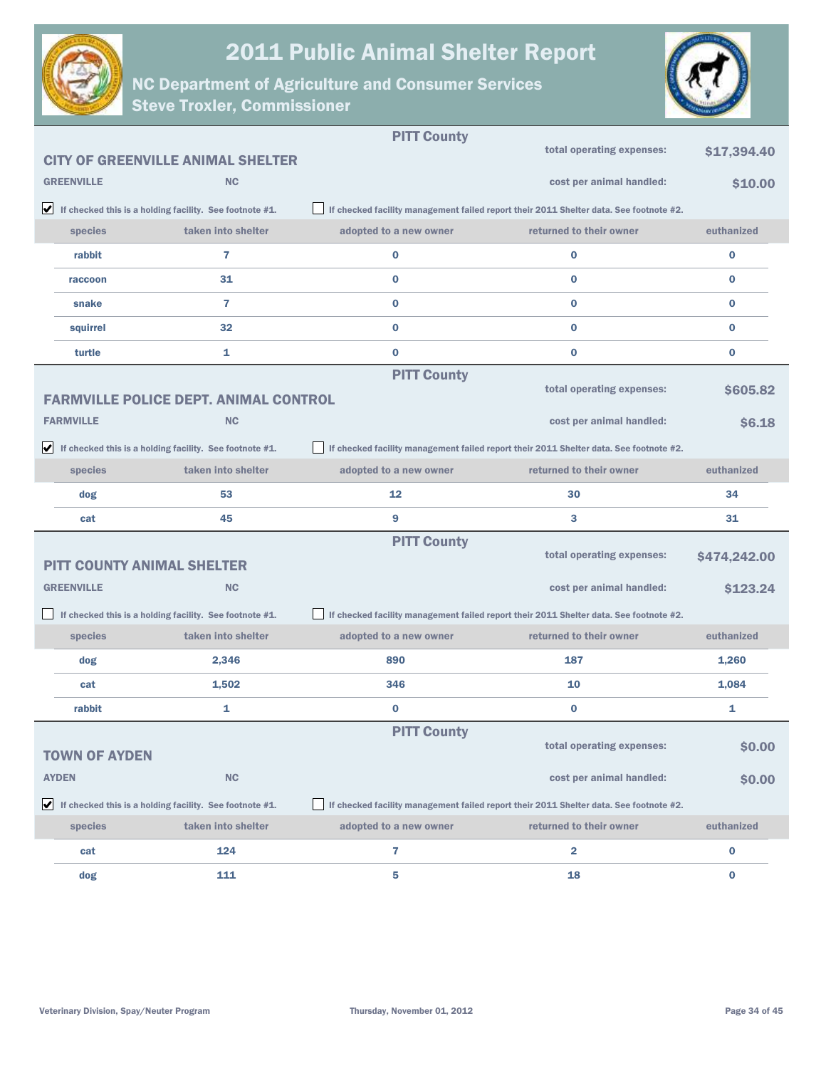# 2011 Public Animal Shelter Report

## NC Department of Agriculture and Consumer Services
## Steve Troxler, Commissioner

---

**PITT County**

### CITY OF GREENVILLE ANIMAL SHELTER

**GREENVILLE** **NC**

total operating expenses: **$17,394.40**

cost per animal handled: **$10.00**

☑ If checked this is a holding facility. See footnote #1.

☐ If checked facility management failed report their 2011 Shelter data. See footnote #2.

| species | taken into shelter | adopted to a new owner | returned to their owner | euthanized |
|---|---|---|---|---|
| rabbit | 7 | 0 | 0 | 0 |
| raccoon | 31 | 0 | 0 | 0 |
| snake | 7 | 0 | 0 | 0 |
| squirrel | 32 | 0 | 0 | 0 |
| turtle | 1 | 0 | 0 | 0 |

---

**PITT County**

### FARMVILLE POLICE DEPT. ANIMAL CONTROL

**FARMVILLE** **NC**

total operating expenses: **$605.82**

cost per animal handled: **$6.18**

☑ If checked this is a holding facility. See footnote #1.

☐ If checked facility management failed report their 2011 Shelter data. See footnote #2.

| species | taken into shelter | adopted to a new owner | returned to their owner | euthanized |
|---|---|---|---|---|
| dog | 53 | 12 | 30 | 34 |
| cat | 45 | 9 | 3 | 31 |

---

**PITT County**

### PITT COUNTY ANIMAL SHELTER

**GREENVILLE** **NC**

total operating expenses: **$474,242.00**

cost per animal handled: **$123.24**

☐ If checked this is a holding facility. See footnote #1.

☐ If checked facility management failed report their 2011 Shelter data. See footnote #2.

| species | taken into shelter | adopted to a new owner | returned to their owner | euthanized |
|---|---|---|---|---|
| dog | 2,346 | 890 | 187 | 1,260 |
| cat | 1,502 | 346 | 10 | 1,084 |
| rabbit | 1 | 0 | 0 | 1 |

---

**PITT County**

### TOWN OF AYDEN

**AYDEN** **NC**

total operating expenses: **$0.00**

cost per animal handled: **$0.00**

☑ If checked this is a holding facility. See footnote #1.

☐ If checked facility management failed report their 2011 Shelter data. See footnote #2.

| species | taken into shelter | adopted to a new owner | returned to their owner | euthanized |
|---|---|---|---|---|
| cat | 124 | 7 | 2 | 0 |
| dog | 111 | 5 | 18 | 0 |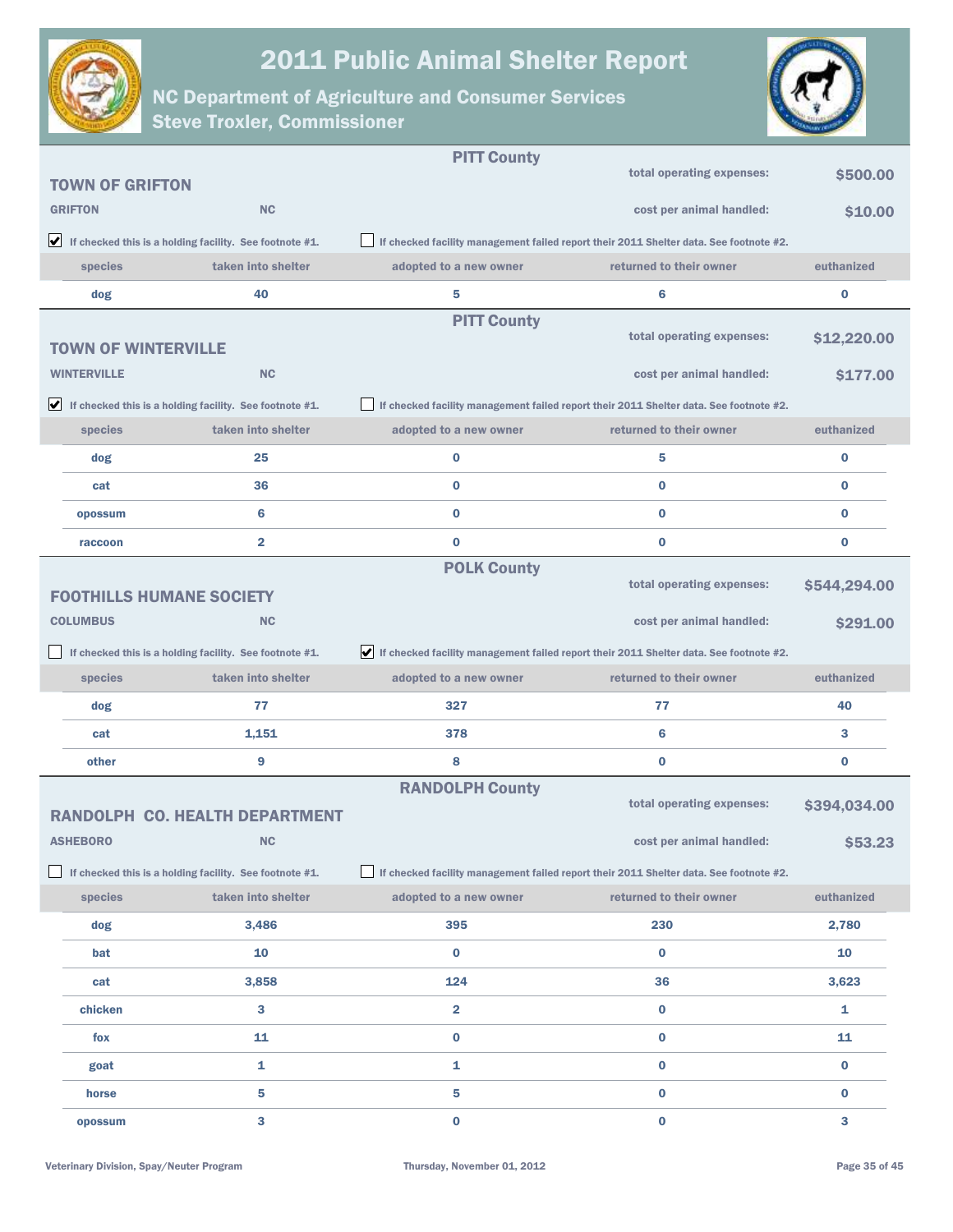# 2011 Public Animal Shelter Report

## NC Department of Agriculture and Consumer Services
## Steve Troxler, Commissioner

---

**PITT County**

### TOWN OF GRIFTON

**GRIFTON** **NC**

total operating expenses: **$500.00**

cost per animal handled: **$10.00**

☑ If checked this is a holding facility. See footnote #1.

☐ If checked facility management failed report their 2011 Shelter data. See footnote #2.

| species | taken into shelter | adopted to a new owner | returned to their owner | euthanized |
|---|---|---|---|---|
| dog | 40 | 5 | 6 | 0 |

---

**PITT County**

### TOWN OF WINTERVILLE

**WINTERVILLE** **NC**

total operating expenses: **$12,220.00**

cost per animal handled: **$177.00**

☑ If checked this is a holding facility. See footnote #1.

☐ If checked facility management failed report their 2011 Shelter data. See footnote #2.

| species | taken into shelter | adopted to a new owner | returned to their owner | euthanized |
|---|---|---|---|---|
| dog | 25 | 0 | 5 | 0 |
| cat | 36 | 0 | 0 | 0 |
| opossum | 6 | 0 | 0 | 0 |
| raccoon | 2 | 0 | 0 | 0 |

---

**POLK County**

### FOOTHILLS HUMANE SOCIETY

**COLUMBUS** **NC**

total operating expenses: **$544,294.00**

cost per animal handled: **$291.00**

☐ If checked this is a holding facility. See footnote #1.

☑ If checked facility management failed report their 2011 Shelter data. See footnote #2.

| species | taken into shelter | adopted to a new owner | returned to their owner | euthanized |
|---|---|---|---|---|
| dog | 77 | 327 | 77 | 40 |
| cat | 1,151 | 378 | 6 | 3 |
| other | 9 | 8 | 0 | 0 |

---

**RANDOLPH County**

### RANDOLPH CO. HEALTH DEPARTMENT

**ASHEBORO** **NC**

total operating expenses: **$394,034.00**

cost per animal handled: **$53.23**

☐ If checked this is a holding facility. See footnote #1.

☐ If checked facility management failed report their 2011 Shelter data. See footnote #2.

| species | taken into shelter | adopted to a new owner | returned to their owner | euthanized |
|---|---|---|---|---|
| dog | 3,486 | 395 | 230 | 2,780 |
| bat | 10 | 0 | 0 | 10 |
| cat | 3,858 | 124 | 36 | 3,623 |
| chicken | 3 | 2 | 0 | 1 |
| fox | 11 | 0 | 0 | 11 |
| goat | 1 | 1 | 0 | 0 |
| horse | 5 | 5 | 0 | 0 |
| opossum | 3 | 0 | 0 | 3 |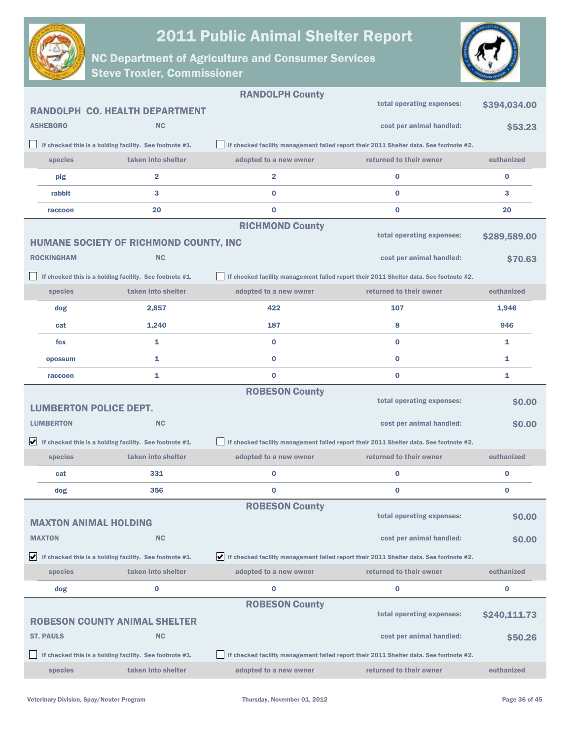# 2011 Public Animal Shelter Report

## NC Department of Agriculture and Consumer Services
## Steve Troxler, Commissioner

### RANDOLPH County

**RANDOLPH CO. HEALTH DEPARTMENT**

ASHEBORO NC

total operating expenses: $394,034.00

cost per animal handled: $53.23

☐ If checked this is a holding facility. See footnote #1.

☐ If checked facility management failed report their 2011 Shelter data. See footnote #2.

| species | taken into shelter | adopted to a new owner | returned to their owner | euthanized |
|---|---|---|---|---|
| pig | 2 | 2 | 0 | 0 |
| rabbit | 3 | 0 | 0 | 3 |
| raccoon | 20 | 0 | 0 | 20 |

### RICHMOND County

**HUMANE SOCIETY OF RICHMOND COUNTY, INC**

ROCKINGHAM NC

total operating expenses: $289,589.00

cost per animal handled: $70.63

☐ If checked this is a holding facility. See footnote #1.

☐ If checked facility management failed report their 2011 Shelter data. See footnote #2.

| species | taken into shelter | adopted to a new owner | returned to their owner | euthanized |
|---|---|---|---|---|
| dog | 2,857 | 422 | 107 | 1,946 |
| cat | 1,240 | 187 | 8 | 946 |
| fox | 1 | 0 | 0 | 1 |
| opossum | 1 | 0 | 0 | 1 |
| raccoon | 1 | 0 | 0 | 1 |

### ROBESON County

**LUMBERTON POLICE DEPT.**

LUMBERTON NC

total operating expenses: $0.00

cost per animal handled: $0.00

☑ If checked this is a holding facility. See footnote #1.

☐ If checked facility management failed report their 2011 Shelter data. See footnote #2.

| species | taken into shelter | adopted to a new owner | returned to their owner | euthanized |
|---|---|---|---|---|
| cat | 331 | 0 | 0 | 0 |
| dog | 356 | 0 | 0 | 0 |

### ROBESON County

**MAXTON ANIMAL HOLDING**

MAXTON NC

total operating expenses: $0.00

cost per animal handled: $0.00

☑ If checked this is a holding facility. See footnote #1.

☑ If checked facility management failed report their 2011 Shelter data. See footnote #2.

| species | taken into shelter | adopted to a new owner | returned to their owner | euthanized |
|---|---|---|---|---|
| dog | 0 | 0 | 0 | 0 |

### ROBESON County

**ROBESON COUNTY ANIMAL SHELTER**

ST. PAULS NC

total operating expenses: $240,111.73

cost per animal handled: $50.26

☐ If checked this is a holding facility. See footnote #1.

☐ If checked facility management failed report their 2011 Shelter data. See footnote #2.

| species | taken into shelter | adopted to a new owner | returned to their owner | euthanized |
|---|---|---|---|---|

Veterinary Division, Spay/Neuter Program

Thursday, November 01, 2012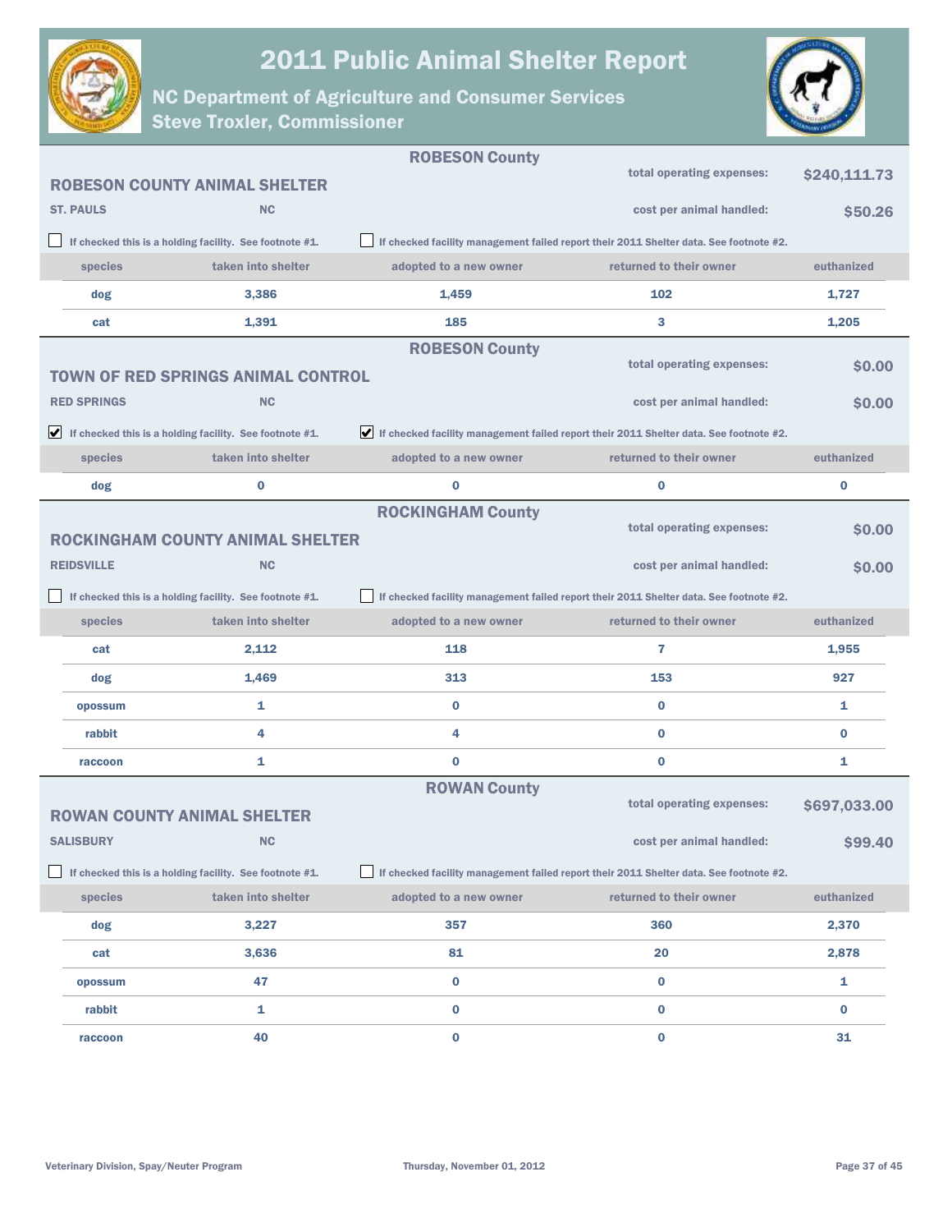# 2011 Public Animal Shelter Report

## NC Department of Agriculture and Consumer Services
## Steve Troxler, Commissioner

### ROBESON County

**ROBESON COUNTY ANIMAL SHELTER**

**ST. PAULS** **NC**

total operating expenses: **$240,111.73**

cost per animal handled: **$50.26**

☐ If checked this is a holding facility. See footnote #1.

☐ If checked facility management failed report their 2011 Shelter data. See footnote #2.

| species | taken into shelter | adopted to a new owner | returned to their owner | euthanized |
|---|---|---|---|---|
| dog | 3,386 | 1,459 | 102 | 1,727 |
| cat | 1,391 | 185 | 3 | 1,205 |

### ROBESON County

**TOWN OF RED SPRINGS ANIMAL CONTROL**

**RED SPRINGS** **NC**

total operating expenses: **$0.00**

cost per animal handled: **$0.00**

☑ If checked this is a holding facility. See footnote #1.

☑ If checked facility management failed report their 2011 Shelter data. See footnote #2.

| species | taken into shelter | adopted to a new owner | returned to their owner | euthanized |
|---|---|---|---|---|
| dog | 0 | 0 | 0 | 0 |

### ROCKINGHAM County

**ROCKINGHAM COUNTY ANIMAL SHELTER**

**REIDSVILLE** **NC**

total operating expenses: **$0.00**

cost per animal handled: **$0.00**

☐ If checked this is a holding facility. See footnote #1.

☐ If checked facility management failed report their 2011 Shelter data. See footnote #2.

| species | taken into shelter | adopted to a new owner | returned to their owner | euthanized |
|---|---|---|---|---|
| cat | 2,112 | 118 | 7 | 1,955 |
| dog | 1,469 | 313 | 153 | 927 |
| opossum | 1 | 0 | 0 | 1 |
| rabbit | 4 | 4 | 0 | 0 |
| raccoon | 1 | 0 | 0 | 1 |

### ROWAN County

**ROWAN COUNTY ANIMAL SHELTER**

**SALISBURY** **NC**

total operating expenses: **$697,033.00**

cost per animal handled: **$99.40**

☐ If checked this is a holding facility. See footnote #1.

☐ If checked facility management failed report their 2011 Shelter data. See footnote #2.

| species | taken into shelter | adopted to a new owner | returned to their owner | euthanized |
|---|---|---|---|---|
| dog | 3,227 | 357 | 360 | 2,370 |
| cat | 3,636 | 81 | 20 | 2,878 |
| opossum | 47 | 0 | 0 | 1 |
| rabbit | 1 | 0 | 0 | 0 |
| raccoon | 40 | 0 | 0 | 31 |

Veterinary Division, Spay/Neuter Program — Thursday, November 01, 2012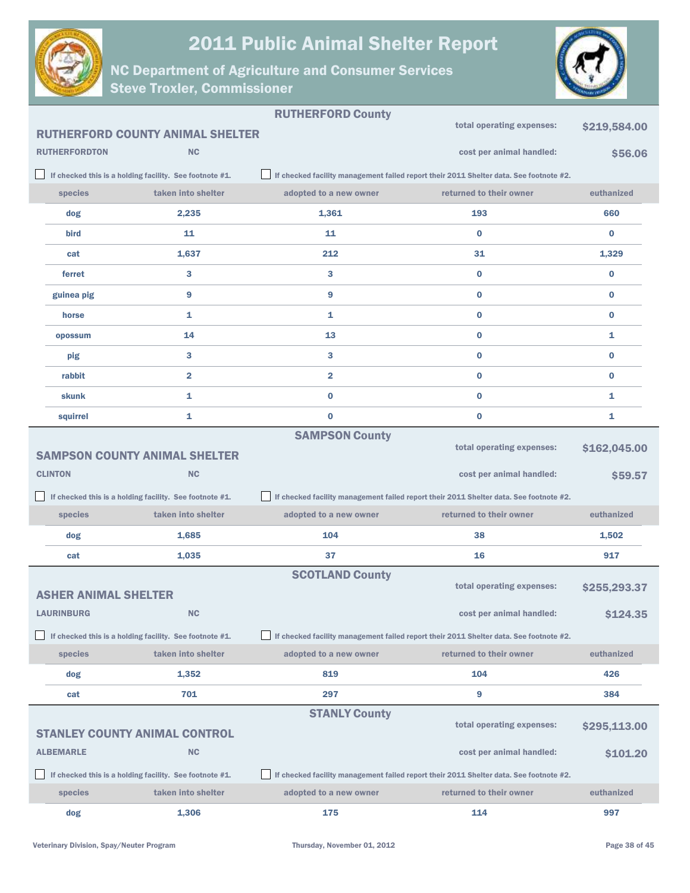# 2011 Public Animal Shelter Report

## NC Department of Agriculture and Consumer Services
## Steve Troxler, Commissioner

### RUTHERFORD County

**RUTHERFORD COUNTY ANIMAL SHELTER**

RUTHERFORDTON NC

total operating expenses: **$219,584.00**

cost per animal handled: **$56.06**

☐ If checked this is a holding facility. See footnote #1.

☐ If checked facility management failed report their 2011 Shelter data. See footnote #2.

| species | taken into shelter | adopted to a new owner | returned to their owner | euthanized |
|---|---|---|---|---|
| dog | 2,235 | 1,361 | 193 | 660 |
| bird | 11 | 11 | 0 | 0 |
| cat | 1,637 | 212 | 31 | 1,329 |
| ferret | 3 | 3 | 0 | 0 |
| guinea pig | 9 | 9 | 0 | 0 |
| horse | 1 | 1 | 0 | 0 |
| opossum | 14 | 13 | 0 | 1 |
| pig | 3 | 3 | 0 | 0 |
| rabbit | 2 | 2 | 0 | 0 |
| skunk | 1 | 0 | 0 | 1 |
| squirrel | 1 | 0 | 0 | 1 |

### SAMPSON County

**SAMPSON COUNTY ANIMAL SHELTER**

CLINTON NC

total operating expenses: **$162,045.00**

cost per animal handled: **$59.57**

☐ If checked this is a holding facility. See footnote #1.

☐ If checked facility management failed report their 2011 Shelter data. See footnote #2.

| species | taken into shelter | adopted to a new owner | returned to their owner | euthanized |
|---|---|---|---|---|
| dog | 1,685 | 104 | 38 | 1,502 |
| cat | 1,035 | 37 | 16 | 917 |

### SCOTLAND County

**ASHER ANIMAL SHELTER**

LAURINBURG NC

total operating expenses: **$255,293.37**

cost per animal handled: **$124.35**

☐ If checked this is a holding facility. See footnote #1.

☐ If checked facility management failed report their 2011 Shelter data. See footnote #2.

| species | taken into shelter | adopted to a new owner | returned to their owner | euthanized |
|---|---|---|---|---|
| dog | 1,352 | 819 | 104 | 426 |
| cat | 701 | 297 | 9 | 384 |

### STANLY County

**STANLEY COUNTY ANIMAL CONTROL**

ALBEMARLE NC

total operating expenses: **$295,113.00**

cost per animal handled: **$101.20**

☐ If checked this is a holding facility. See footnote #1.

☐ If checked facility management failed report their 2011 Shelter data. See footnote #2.

| species | taken into shelter | adopted to a new owner | returned to their owner | euthanized |
|---|---|---|---|---|
| dog | 1,306 | 175 | 114 | 997 |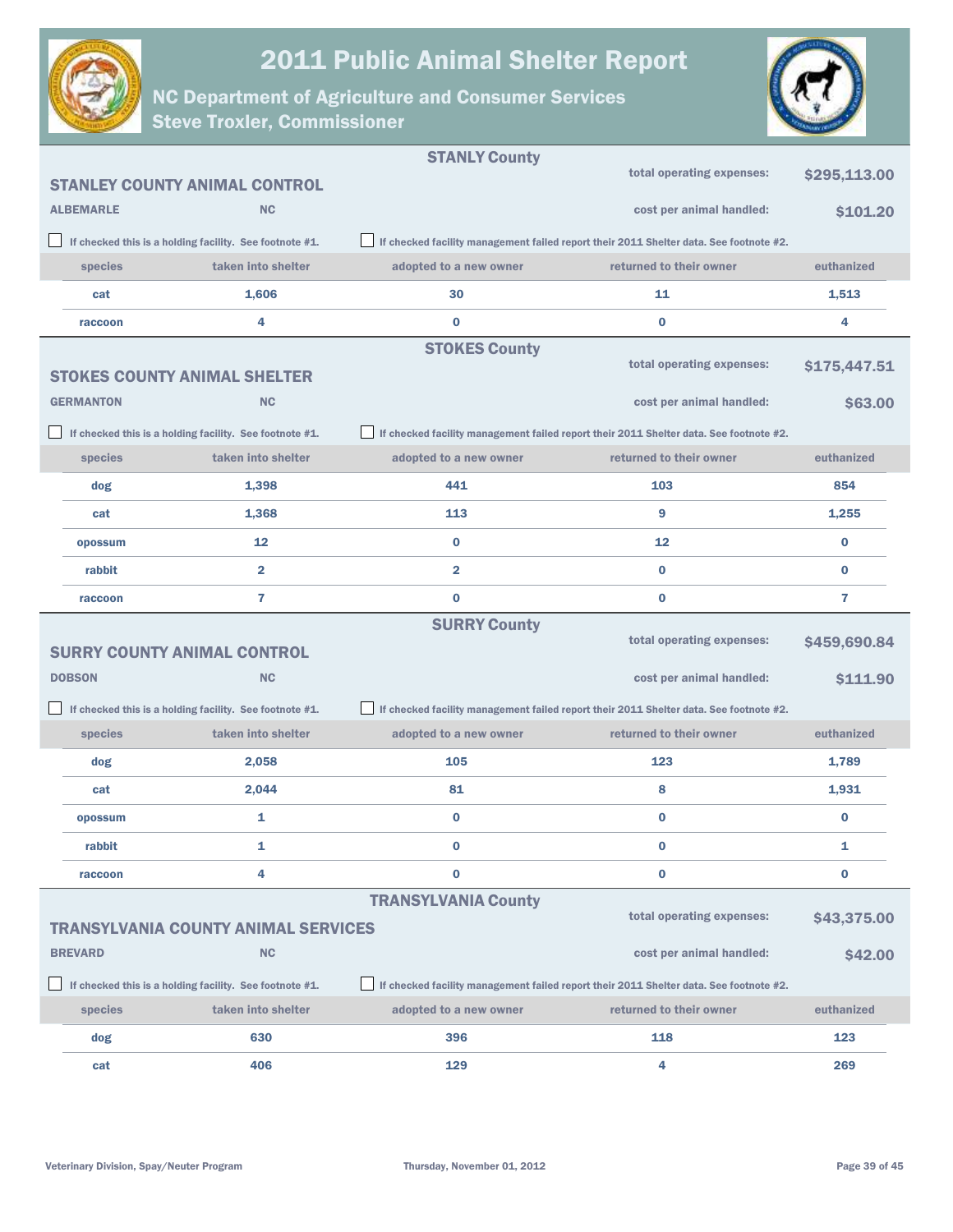# 2011 Public Animal Shelter Report

## NC Department of Agriculture and Consumer Services
## Steve Troxler, Commissioner

### STANLY County

**STANLEY COUNTY ANIMAL CONTROL**

**ALBEMARLE** **NC**

total operating expenses: **$295,113.00**

cost per animal handled: **$101.20**

☐ If checked this is a holding facility. See footnote #1.

☐ If checked facility management failed report their 2011 Shelter data. See footnote #2.

| species | taken into shelter | adopted to a new owner | returned to their owner | euthanized |
|---|---|---|---|---|
| cat | 1,606 | 30 | 11 | 1,513 |
| raccoon | 4 | 0 | 0 | 4 |

### STOKES County

**STOKES COUNTY ANIMAL SHELTER**

**GERMANTON** **NC**

total operating expenses: **$175,447.51**

cost per animal handled: **$63.00**

☐ If checked this is a holding facility. See footnote #1.

☐ If checked facility management failed report their 2011 Shelter data. See footnote #2.

| species | taken into shelter | adopted to a new owner | returned to their owner | euthanized |
|---|---|---|---|---|
| dog | 1,398 | 441 | 103 | 854 |
| cat | 1,368 | 113 | 9 | 1,255 |
| opossum | 12 | 0 | 12 | 0 |
| rabbit | 2 | 2 | 0 | 0 |
| raccoon | 7 | 0 | 0 | 7 |

### SURRY County

**SURRY COUNTY ANIMAL CONTROL**

**DOBSON** **NC**

total operating expenses: **$459,690.84**

cost per animal handled: **$111.90**

☐ If checked this is a holding facility. See footnote #1.

☐ If checked facility management failed report their 2011 Shelter data. See footnote #2.

| species | taken into shelter | adopted to a new owner | returned to their owner | euthanized |
|---|---|---|---|---|
| dog | 2,058 | 105 | 123 | 1,789 |
| cat | 2,044 | 81 | 8 | 1,931 |
| opossum | 1 | 0 | 0 | 0 |
| rabbit | 1 | 0 | 0 | 1 |
| raccoon | 4 | 0 | 0 | 0 |

### TRANSYLVANIA County

**TRANSYLVANIA COUNTY ANIMAL SERVICES**

**BREVARD** **NC**

total operating expenses: **$43,375.00**

cost per animal handled: **$42.00**

☐ If checked this is a holding facility. See footnote #1.

☐ If checked facility management failed report their 2011 Shelter data. See footnote #2.

| species | taken into shelter | adopted to a new owner | returned to their owner | euthanized |
|---|---|---|---|---|
| dog | 630 | 396 | 118 | 123 |
| cat | 406 | 129 | 4 | 269 |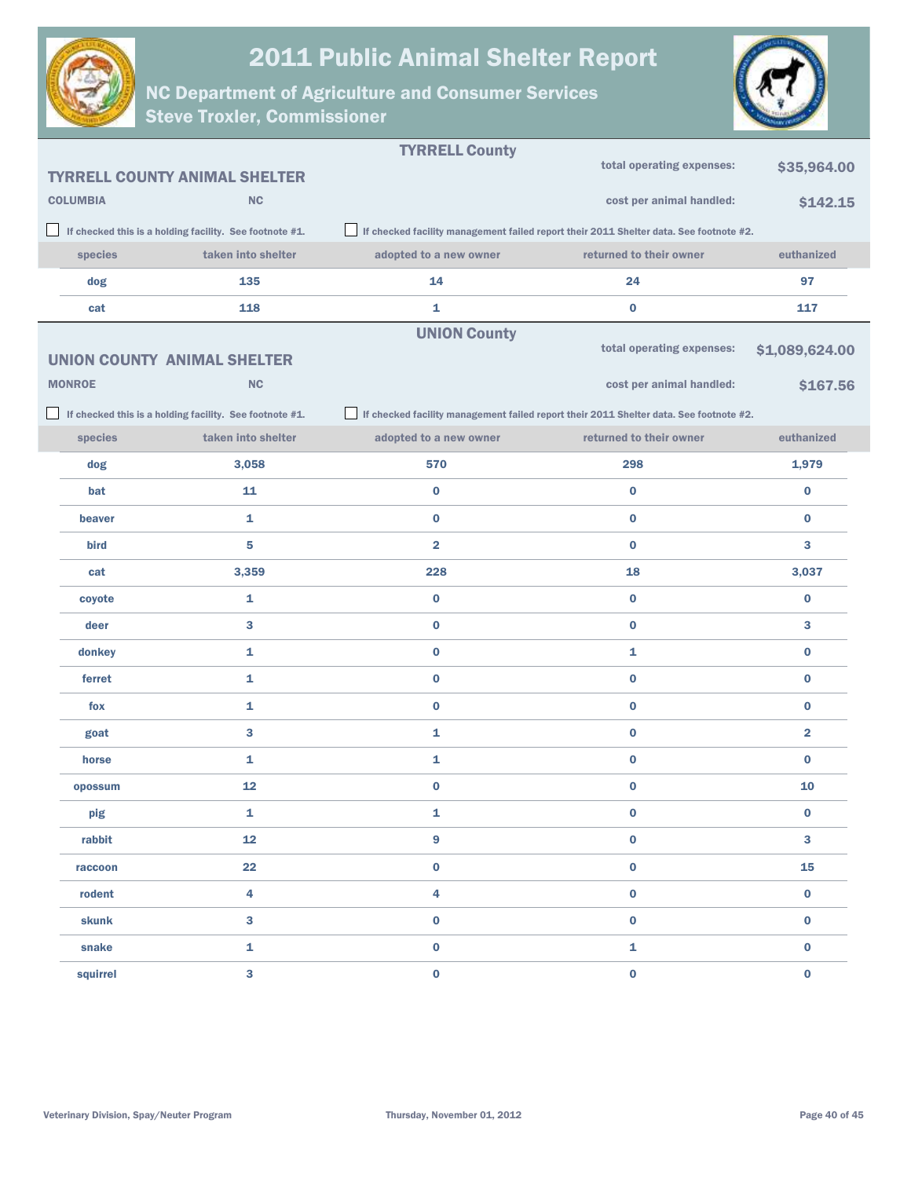# 2011 Public Animal Shelter Report

## NC Department of Agriculture and Consumer Services
## Steve Troxler, Commissioner

### TYRRELL County

**TYRRELL COUNTY ANIMAL SHELTER**

**COLUMBIA** NC

total operating expenses: **$35,964.00**

cost per animal handled: **$142.15**

☐ If checked this is a holding facility. See footnote #1.

☐ If checked facility management failed report their 2011 Shelter data. See footnote #2.

| species | taken into shelter | adopted to a new owner | returned to their owner | euthanized |
|---|---|---|---|---|
| dog | 135 | 14 | 24 | 97 |
| cat | 118 | 1 | 0 | 117 |

### UNION County

**UNION COUNTY ANIMAL SHELTER**

**MONROE** NC

total operating expenses: **$1,089,624.00**

cost per animal handled: **$167.56**

☐ If checked this is a holding facility. See footnote #1.

☐ If checked facility management failed report their 2011 Shelter data. See footnote #2.

| species | taken into shelter | adopted to a new owner | returned to their owner | euthanized |
|---|---|---|---|---|
| dog | 3,058 | 570 | 298 | 1,979 |
| bat | 11 | 0 | 0 | 0 |
| beaver | 1 | 0 | 0 | 0 |
| bird | 5 | 2 | 0 | 3 |
| cat | 3,359 | 228 | 18 | 3,037 |
| coyote | 1 | 0 | 0 | 0 |
| deer | 3 | 0 | 0 | 3 |
| donkey | 1 | 0 | 1 | 0 |
| ferret | 1 | 0 | 0 | 0 |
| fox | 1 | 0 | 0 | 0 |
| goat | 3 | 1 | 0 | 2 |
| horse | 1 | 1 | 0 | 0 |
| opossum | 12 | 0 | 0 | 10 |
| pig | 1 | 1 | 0 | 0 |
| rabbit | 12 | 9 | 0 | 3 |
| raccoon | 22 | 0 | 0 | 15 |
| rodent | 4 | 4 | 0 | 0 |
| skunk | 3 | 0 | 0 | 0 |
| snake | 1 | 0 | 1 | 0 |
| squirrel | 3 | 0 | 0 | 0 |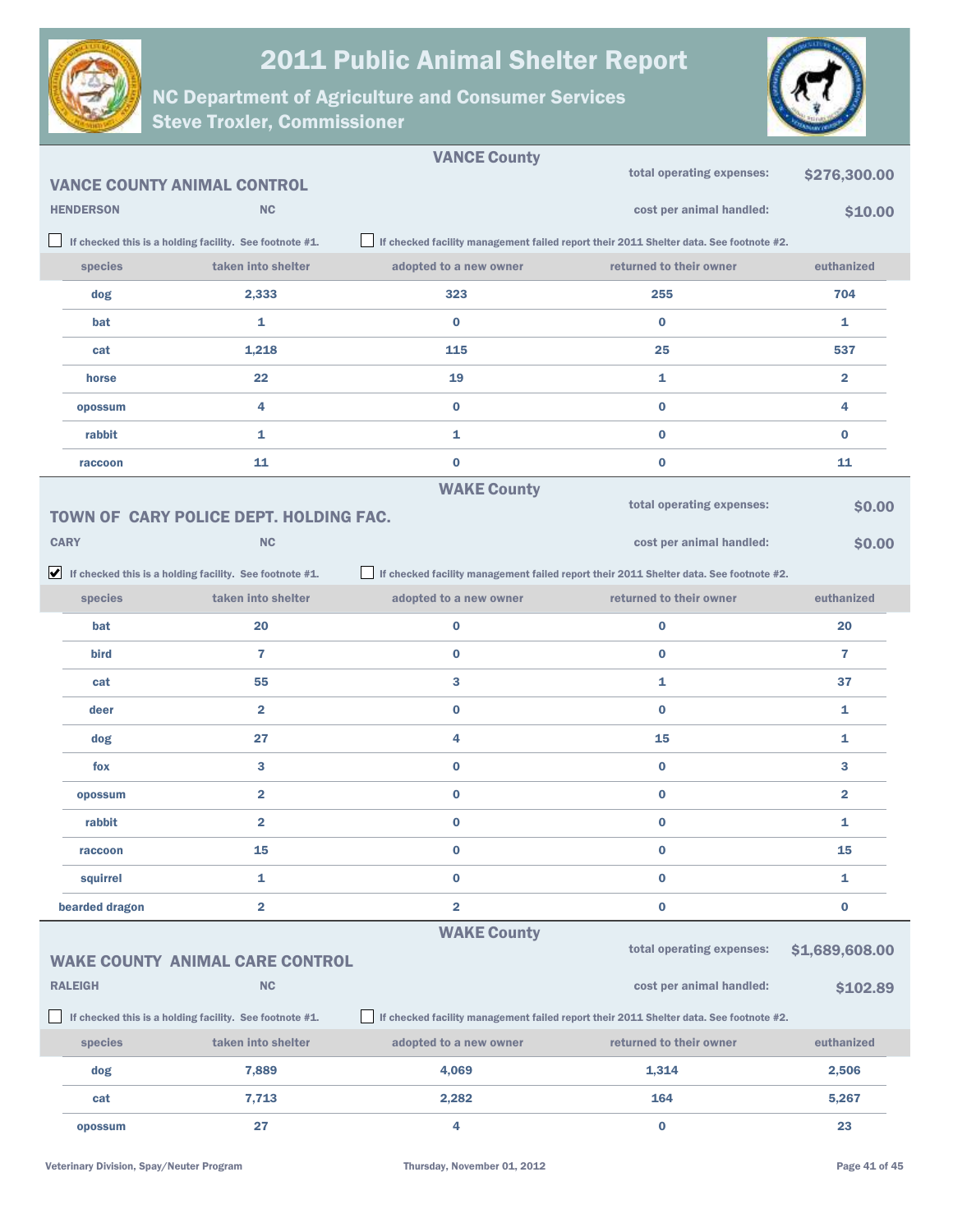## VANCE County

### VANCE COUNTY ANIMAL CONTROL

HENDERSON NC

total operating expenses: **$276,300.00**

cost per animal handled: **$10.00**

☐ If checked this is a holding facility. See footnote #1.

☐ If checked facility management failed report their 2011 Shelter data. See footnote #2.

| species | taken into shelter | adopted to a new owner | returned to their owner | euthanized |
|---|---|---|---|---|
| dog | 2,333 | 323 | 255 | 704 |
| bat | 1 | 0 | 0 | 1 |
| cat | 1,218 | 115 | 25 | 537 |
| horse | 22 | 19 | 1 | 2 |
| opossum | 4 | 0 | 0 | 4 |
| rabbit | 1 | 1 | 0 | 0 |
| raccoon | 11 | 0 | 0 | 11 |

## WAKE County

### TOWN OF CARY POLICE DEPT. HOLDING FAC.

CARY NC

total operating expenses: **$0.00**

cost per animal handled: **$0.00**

☑ If checked this is a holding facility. See footnote #1.

☐ If checked facility management failed report their 2011 Shelter data. See footnote #2.

| species | taken into shelter | adopted to a new owner | returned to their owner | euthanized |
|---|---|---|---|---|
| bat | 20 | 0 | 0 | 20 |
| bird | 7 | 0 | 0 | 7 |
| cat | 55 | 3 | 1 | 37 |
| deer | 2 | 0 | 0 | 1 |
| dog | 27 | 4 | 15 | 1 |
| fox | 3 | 0 | 0 | 3 |
| opossum | 2 | 0 | 0 | 2 |
| rabbit | 2 | 0 | 0 | 1 |
| raccoon | 15 | 0 | 0 | 15 |
| squirrel | 1 | 0 | 0 | 1 |
| bearded dragon | 2 | 2 | 0 | 0 |

## WAKE County

### WAKE COUNTY ANIMAL CARE CONTROL

RALEIGH NC

total operating expenses: **$1,689,608.00**

cost per animal handled: **$102.89**

☐ If checked this is a holding facility. See footnote #1.

☐ If checked facility management failed report their 2011 Shelter data. See footnote #2.

| species | taken into shelter | adopted to a new owner | returned to their owner | euthanized |
|---|---|---|---|---|
| dog | 7,889 | 4,069 | 1,314 | 2,506 |
| cat | 7,713 | 2,282 | 164 | 5,267 |
| opossum | 27 | 4 | 0 | 23 |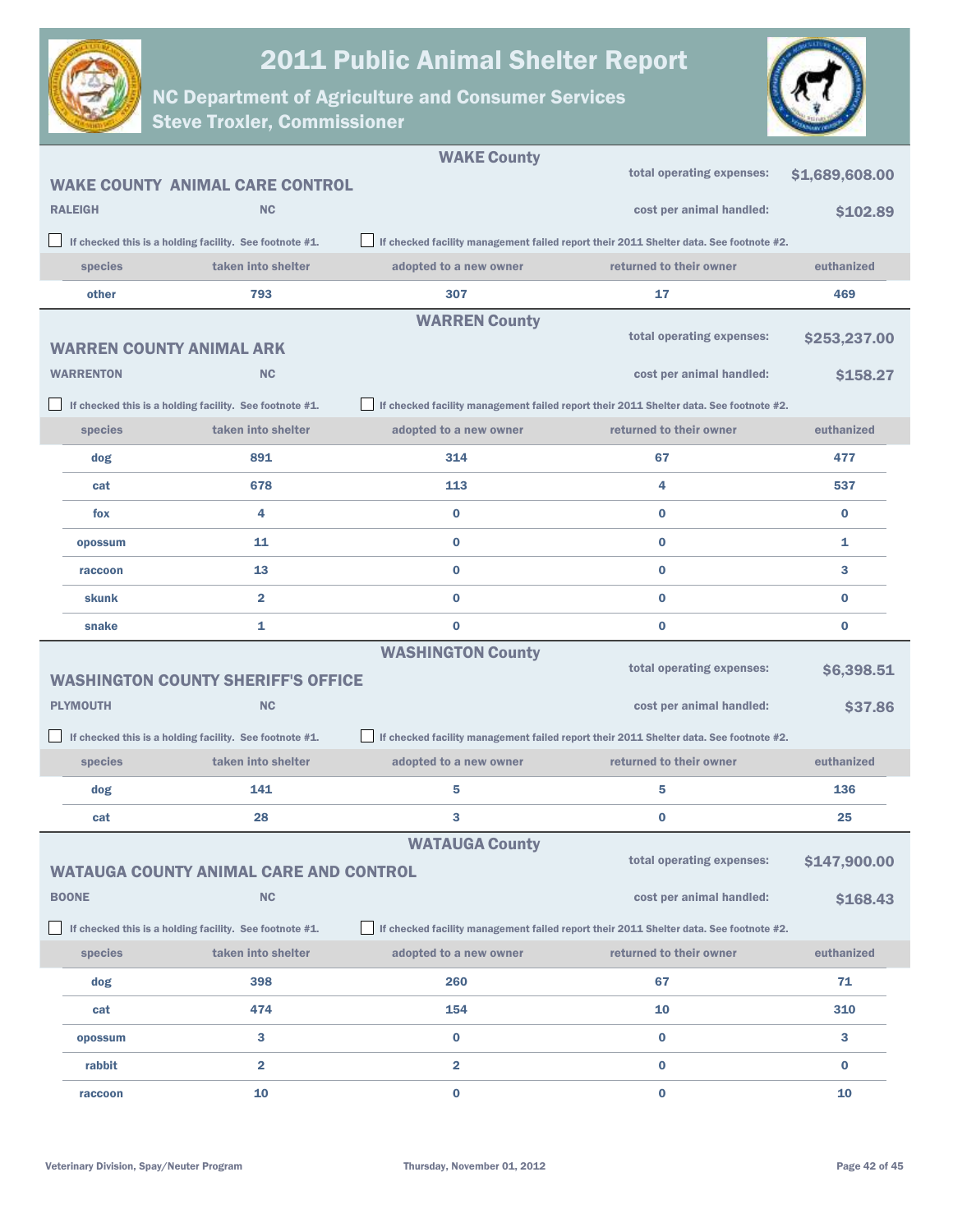# 2011 Public Animal Shelter Report

## NC Department of Agriculture and Consumer Services
## Steve Troxler, Commissioner

## WAKE County

### WAKE COUNTY ANIMAL CARE CONTROL

RALEIGH NC

total operating expenses: $1,689,608.00

cost per animal handled: $102.89

☐ If checked this is a holding facility. See footnote #1.

☐ If checked facility management failed report their 2011 Shelter data. See footnote #2.

| species | taken into shelter | adopted to a new owner | returned to their owner | euthanized |
|---|---|---|---|---|
| other | 793 | 307 | 17 | 469 |

## WARREN County

### WARREN COUNTY ANIMAL ARK

WARRENTON NC

total operating expenses: $253,237.00

cost per animal handled: $158.27

☐ If checked this is a holding facility. See footnote #1.

☐ If checked facility management failed report their 2011 Shelter data. See footnote #2.

| species | taken into shelter | adopted to a new owner | returned to their owner | euthanized |
|---|---|---|---|---|
| dog | 891 | 314 | 67 | 477 |
| cat | 678 | 113 | 4 | 537 |
| fox | 4 | 0 | 0 | 0 |
| opossum | 11 | 0 | 0 | 1 |
| raccoon | 13 | 0 | 0 | 3 |
| skunk | 2 | 0 | 0 | 0 |
| snake | 1 | 0 | 0 | 0 |

## WASHINGTON County

### WASHINGTON COUNTY SHERIFF'S OFFICE

PLYMOUTH NC

total operating expenses: $6,398.51

cost per animal handled: $37.86

☐ If checked this is a holding facility. See footnote #1.

☐ If checked facility management failed report their 2011 Shelter data. See footnote #2.

| species | taken into shelter | adopted to a new owner | returned to their owner | euthanized |
|---|---|---|---|---|
| dog | 141 | 5 | 5 | 136 |
| cat | 28 | 3 | 0 | 25 |

## WATAUGA County

### WATAUGA COUNTY ANIMAL CARE AND CONTROL

BOONE NC

total operating expenses: $147,900.00

cost per animal handled: $168.43

☐ If checked this is a holding facility. See footnote #1.

☐ If checked facility management failed report their 2011 Shelter data. See footnote #2.

| species | taken into shelter | adopted to a new owner | returned to their owner | euthanized |
|---|---|---|---|---|
| dog | 398 | 260 | 67 | 71 |
| cat | 474 | 154 | 10 | 310 |
| opossum | 3 | 0 | 0 | 3 |
| rabbit | 2 | 2 | 0 | 0 |
| raccoon | 10 | 0 | 0 | 10 |

Veterinary Division, Spay/Neuter Program Thursday, November 01, 2012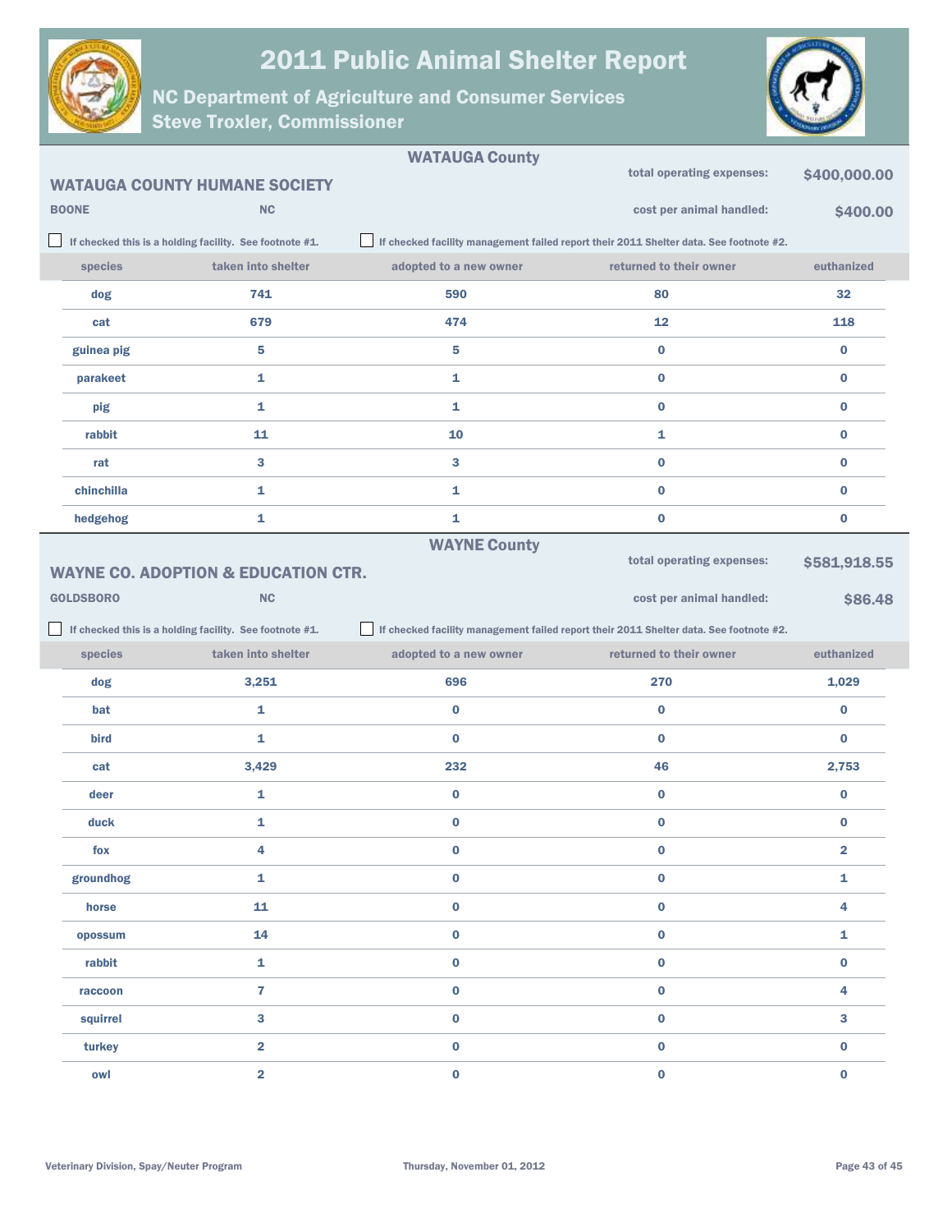# 2011 Public Animal Shelter Report

## NC Department of Agriculture and Consumer Services
## Steve Troxler, Commissioner

### WATAUGA County

**WATAUGA COUNTY HUMANE SOCIETY**

**BOONE** NC

total operating expenses: **$400,000.00**

cost per animal handled: **$400.00**

☐ If checked this is a holding facility. See footnote #1.

☐ If checked facility management failed report their 2011 Shelter data. See footnote #2.

| species | taken into shelter | adopted to a new owner | returned to their owner | euthanized |
|---|---|---|---|---|
| dog | 741 | 590 | 80 | 32 |
| cat | 679 | 474 | 12 | 118 |
| guinea pig | 5 | 5 | 0 | 0 |
| parakeet | 1 | 1 | 0 | 0 |
| pig | 1 | 1 | 0 | 0 |
| rabbit | 11 | 10 | 1 | 0 |
| rat | 3 | 3 | 0 | 0 |
| chinchilla | 1 | 1 | 0 | 0 |
| hedgehog | 1 | 1 | 0 | 0 |

### WAYNE County

**WAYNE CO. ADOPTION & EDUCATION CTR.**

**GOLDSBORO** NC

total operating expenses: **$581,918.55**

cost per animal handled: **$86.48**

☐ If checked this is a holding facility. See footnote #1.

☐ If checked facility management failed report their 2011 Shelter data. See footnote #2.

| species | taken into shelter | adopted to a new owner | returned to their owner | euthanized |
|---|---|---|---|---|
| dog | 3,251 | 696 | 270 | 1,029 |
| bat | 1 | 0 | 0 | 0 |
| bird | 1 | 0 | 0 | 0 |
| cat | 3,429 | 232 | 46 | 2,753 |
| deer | 1 | 0 | 0 | 0 |
| duck | 1 | 0 | 0 | 0 |
| fox | 4 | 0 | 0 | 2 |
| groundhog | 1 | 0 | 0 | 1 |
| horse | 11 | 0 | 0 | 4 |
| opossum | 14 | 0 | 0 | 1 |
| rabbit | 1 | 0 | 0 | 0 |
| raccoon | 7 | 0 | 0 | 4 |
| squirrel | 3 | 0 | 0 | 3 |
| turkey | 2 | 0 | 0 | 0 |
| owl | 2 | 0 | 0 | 0 |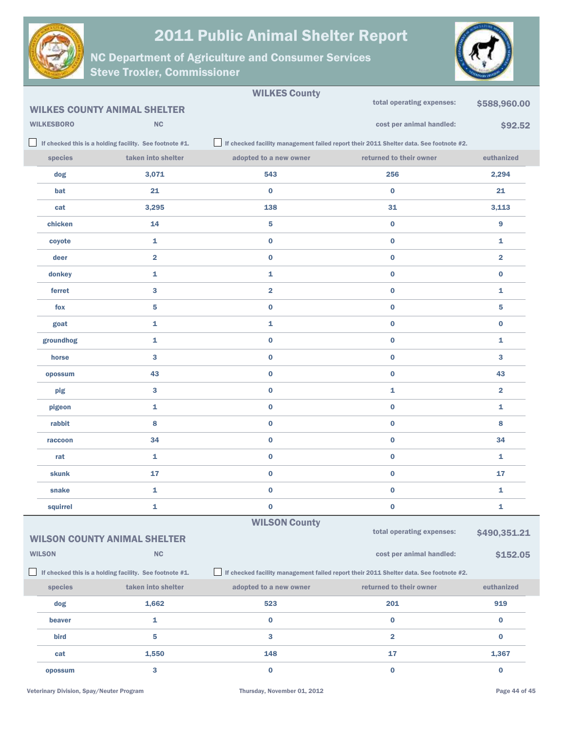# 2011 Public Animal Shelter Report

## NC Department of Agriculture and Consumer Services
## Steve Troxler, Commissioner

### WILKES County

**WILKES COUNTY ANIMAL SHELTER**

**WILKESBORO** **NC**

total operating expenses: **$588,960.00**

cost per animal handled: **$92.52**

☐ If checked this is a holding facility. See footnote #1.

☐ If checked facility management failed report their 2011 Shelter data. See footnote #2.

| species | taken into shelter | adopted to a new owner | returned to their owner | euthanized |
|---|---|---|---|---|
| dog | 3,071 | 543 | 256 | 2,294 |
| bat | 21 | 0 | 0 | 21 |
| cat | 3,295 | 138 | 31 | 3,113 |
| chicken | 14 | 5 | 0 | 9 |
| coyote | 1 | 0 | 0 | 1 |
| deer | 2 | 0 | 0 | 2 |
| donkey | 1 | 1 | 0 | 0 |
| ferret | 3 | 2 | 0 | 1 |
| fox | 5 | 0 | 0 | 5 |
| goat | 1 | 1 | 0 | 0 |
| groundhog | 1 | 0 | 0 | 1 |
| horse | 3 | 0 | 0 | 3 |
| opossum | 43 | 0 | 0 | 43 |
| pig | 3 | 0 | 1 | 2 |
| pigeon | 1 | 0 | 0 | 1 |
| rabbit | 8 | 0 | 0 | 8 |
| raccoon | 34 | 0 | 0 | 34 |
| rat | 1 | 0 | 0 | 1 |
| skunk | 17 | 0 | 0 | 17 |
| snake | 1 | 0 | 0 | 1 |
| squirrel | 1 | 0 | 0 | 1 |

### WILSON County

**WILSON COUNTY ANIMAL SHELTER**

**WILSON** **NC**

total operating expenses: **$490,351.21**

cost per animal handled: **$152.05**

☐ If checked this is a holding facility. See footnote #1.

☐ If checked facility management failed report their 2011 Shelter data. See footnote #2.

| species | taken into shelter | adopted to a new owner | returned to their owner | euthanized |
|---|---|---|---|---|
| dog | 1,662 | 523 | 201 | 919 |
| beaver | 1 | 0 | 0 | 0 |
| bird | 5 | 3 | 2 | 0 |
| cat | 1,550 | 148 | 17 | 1,367 |
| opossum | 3 | 0 | 0 | 0 |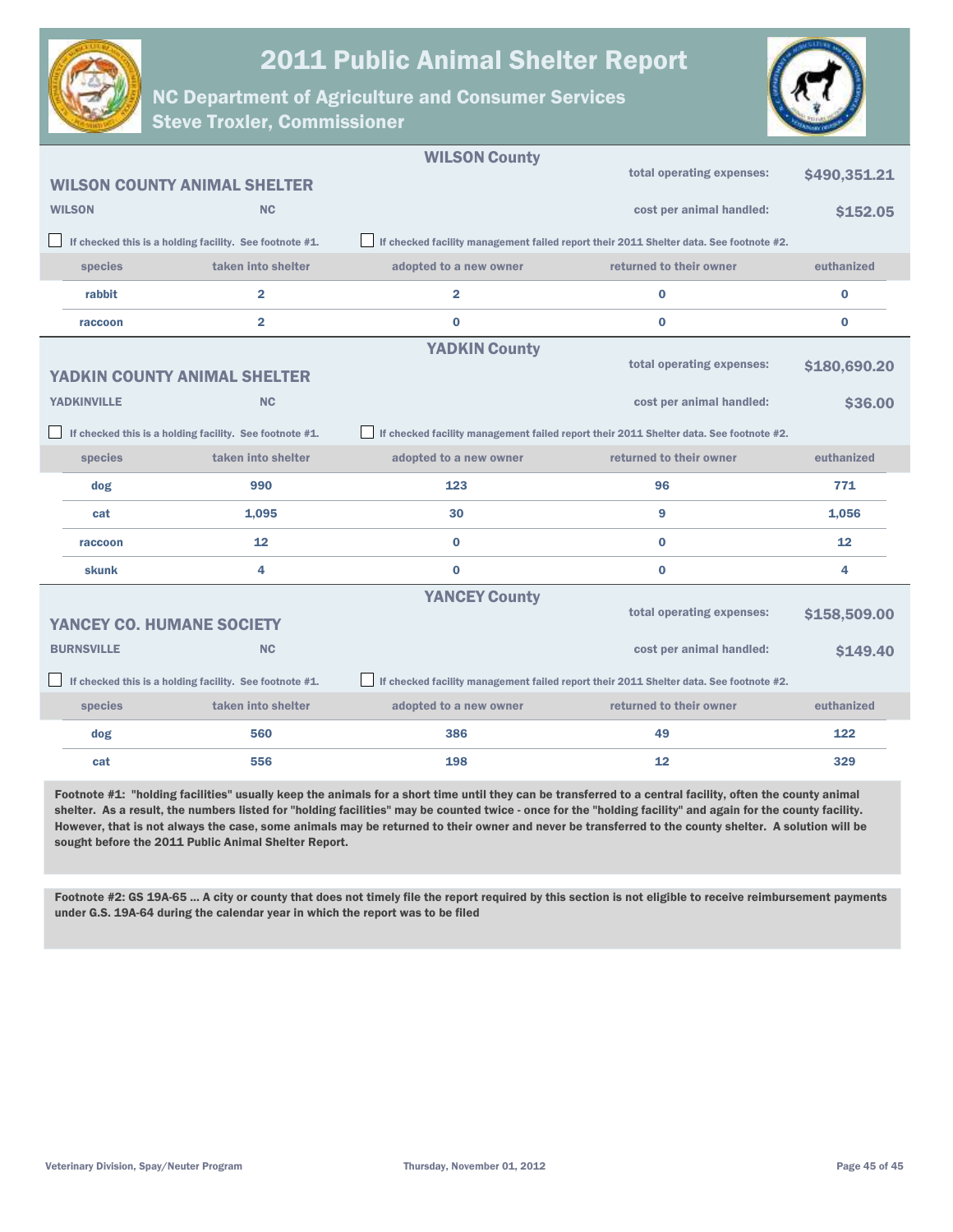# 2011 Public Animal Shelter Report

## NC Department of Agriculture and Consumer Services
## Steve Troxler, Commissioner

### WILSON County

**WILSON COUNTY ANIMAL SHELTER**

WILSON NC

total operating expenses: **$490,351.21**

cost per animal handled: **$152.05**

☐ If checked this is a holding facility. See footnote #1.

☐ If checked facility management failed report their 2011 Shelter data. See footnote #2.

| species | taken into shelter | adopted to a new owner | returned to their owner | euthanized |
|---|---|---|---|---|
| rabbit | 2 | 2 | 0 | 0 |
| raccoon | 2 | 0 | 0 | 0 |

### YADKIN County

**YADKIN COUNTY ANIMAL SHELTER**

YADKINVILLE NC

total operating expenses: **$180,690.20**

cost per animal handled: **$36.00**

☐ If checked this is a holding facility. See footnote #1.

☐ If checked facility management failed report their 2011 Shelter data. See footnote #2.

| species | taken into shelter | adopted to a new owner | returned to their owner | euthanized |
|---|---|---|---|---|
| dog | 990 | 123 | 96 | 771 |
| cat | 1,095 | 30 | 9 | 1,056 |
| raccoon | 12 | 0 | 0 | 12 |
| skunk | 4 | 0 | 0 | 4 |

### YANCEY County

**YANCEY CO. HUMANE SOCIETY**

BURNSVILLE NC

total operating expenses: **$158,509.00**

cost per animal handled: **$149.40**

☐ If checked this is a holding facility. See footnote #1.

☐ If checked facility management failed report their 2011 Shelter data. See footnote #2.

| species | taken into shelter | adopted to a new owner | returned to their owner | euthanized |
|---|---|---|---|---|
| dog | 560 | 386 | 49 | 122 |
| cat | 556 | 198 | 12 | 329 |

**Footnote #1: "holding facilities" usually keep the animals for a short time until they can be transferred to a central facility, often the county animal shelter. As a result, the numbers listed for "holding facilities" may be counted twice - once for the "holding facility" and again for the county facility. However, that is not always the case, some animals may be returned to their owner and never be transferred to the county shelter. A solution will be sought before the 2011 Public Animal Shelter Report.**

**Footnote #2: GS 19A-65 ... A city or county that does not timely file the report required by this section is not eligible to receive reimbursement payments under G.S. 19A-64 during the calendar year in which the report was to be filed**